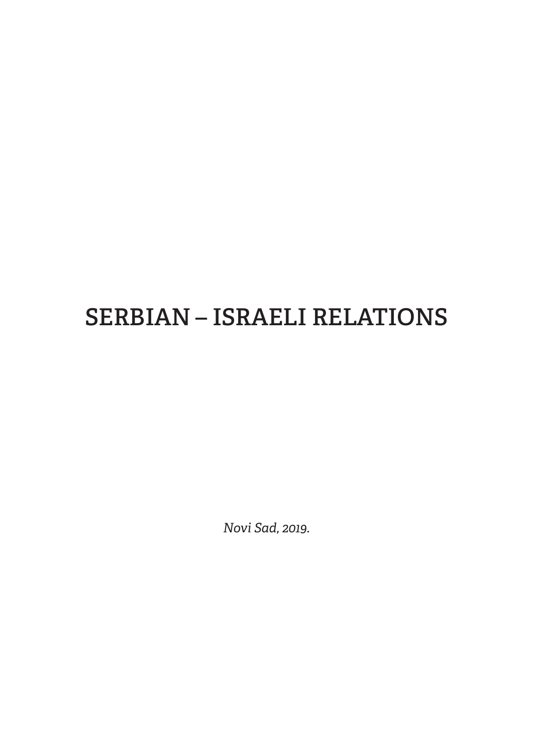# SERBIAN – ISRAELI RELATIONS

*Novi Sad, 2019.*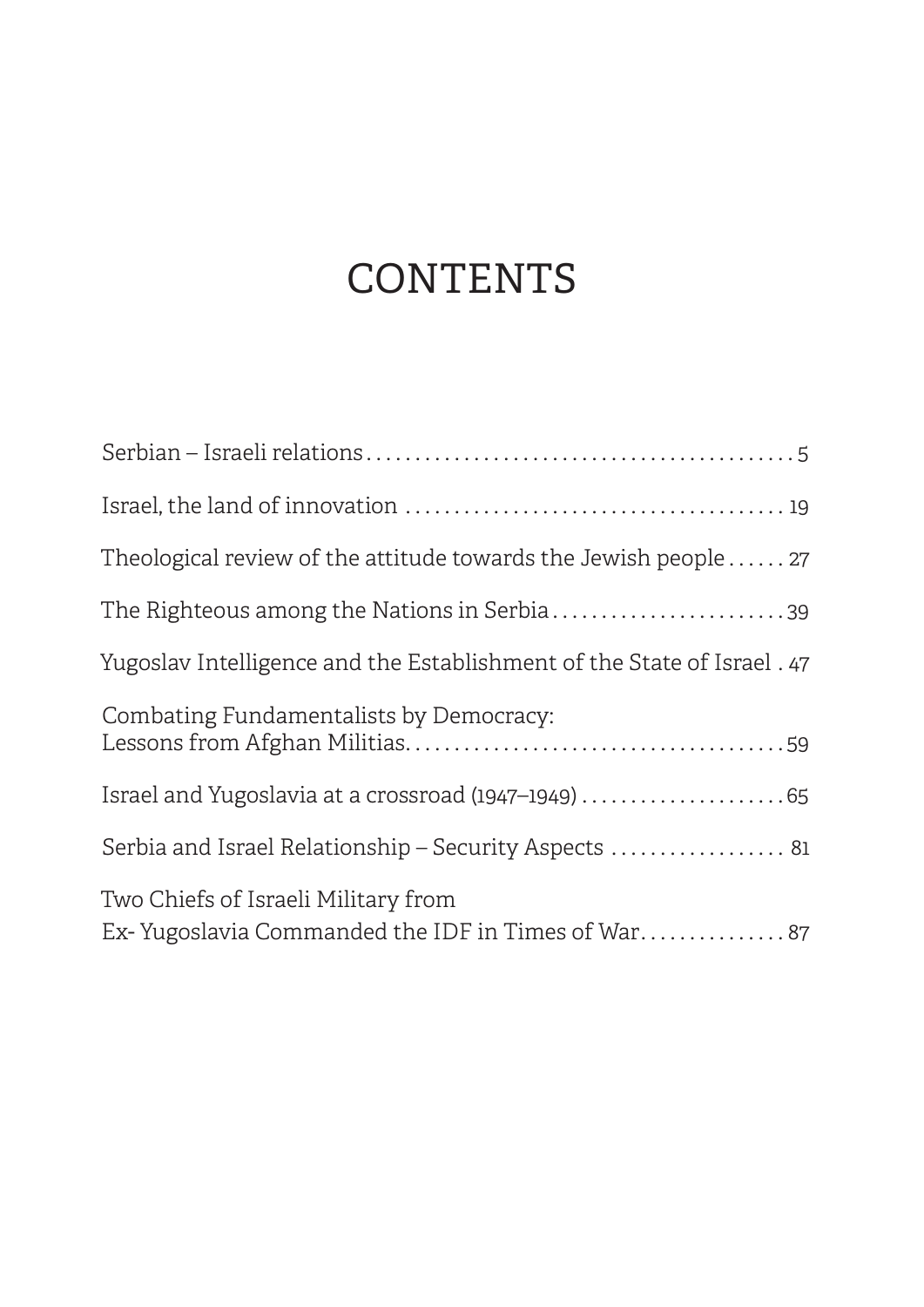# CONTENTS

| | |
|---|---|
| Serbian – Israeli relations | 5 |
| Israel, the land of innovation | 19 |
| Theological review of the attitude towards the Jewish people | 27 |
| The Righteous among the Nations in Serbia | 39 |
| Yugoslav Intelligence and the Establishment of the State of Israel | 47 |
| Combating Fundamentalists by Democracy: Lessons from Afghan Militias | 59 |
| Israel and Yugoslavia at a crossroad (1947–1949) | 65 |
| Serbia and Israel Relationship – Security Aspects | 81 |
| Two Chiefs of Israeli Military from Ex- Yugoslavia Commanded the IDF in Times of War | 87 |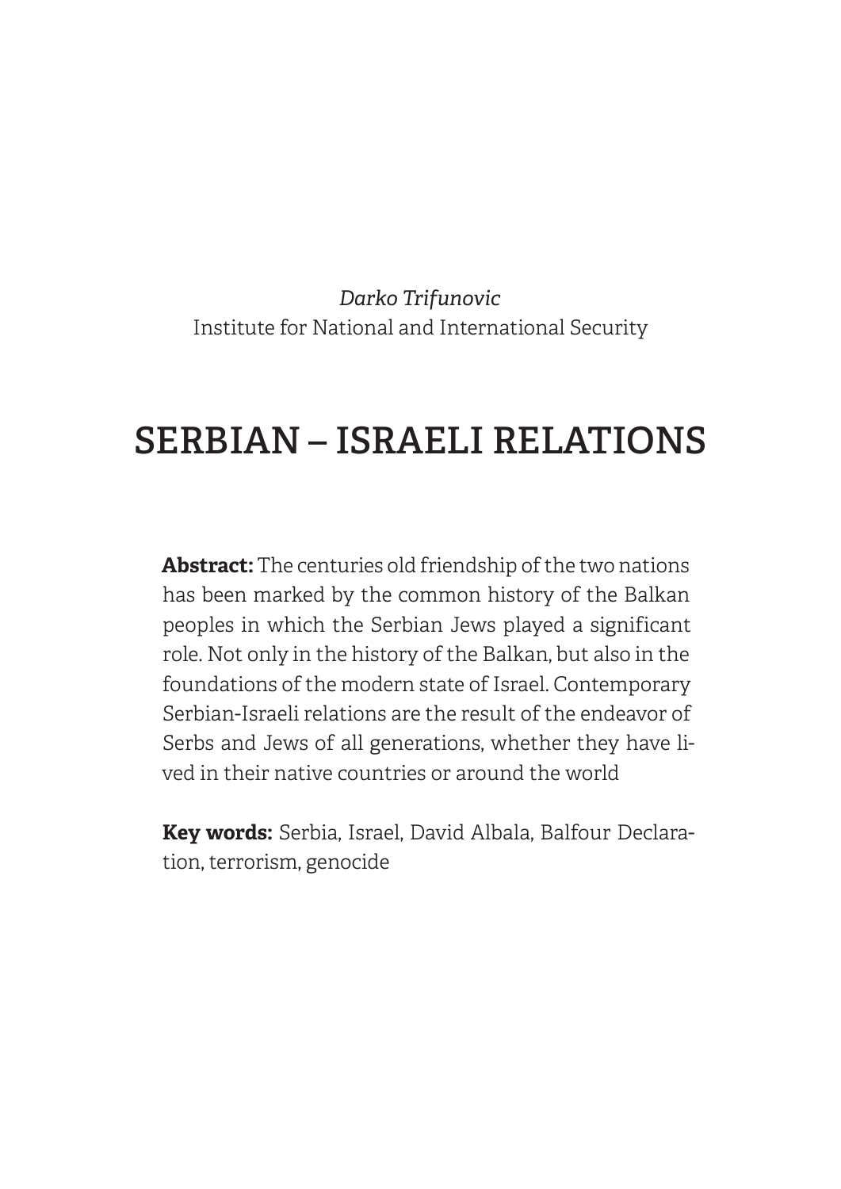*Darko Trifunovic*
Institute for National and International Security

# SERBIAN – ISRAELI RELATIONS

**Abstract:** The centuries old friendship of the two nations has been marked by the common history of the Balkan peoples in which the Serbian Jews played a significant role. Not only in the history of the Balkan, but also in the foundations of the modern state of Israel. Contemporary Serbian-Israeli relations are the result of the endeavor of Serbs and Jews of all generations, whether they have lived in their native countries or around the world

**Key words:** Serbia, Israel, David Albala, Balfour Declaration, terrorism, genocide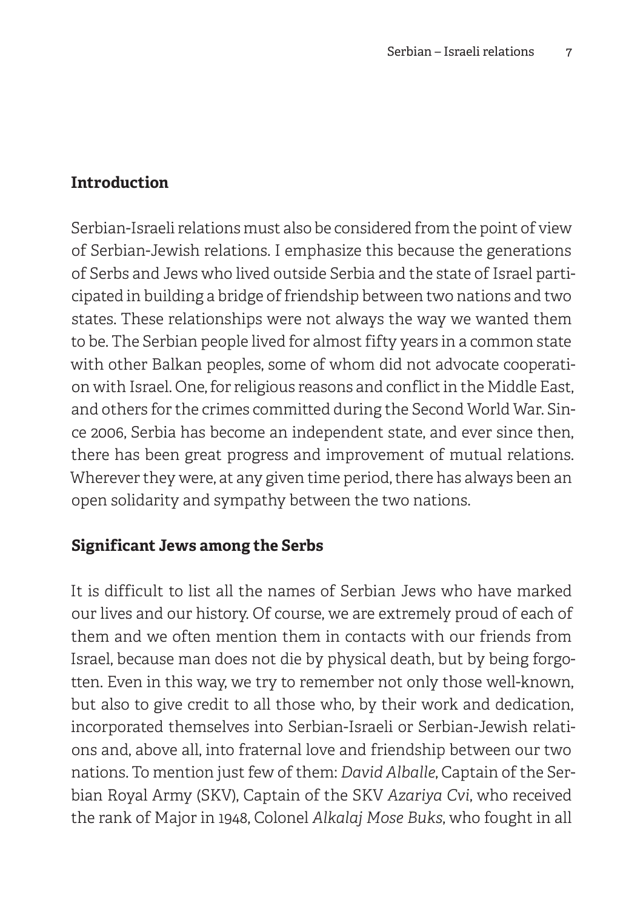## Introduction

Serbian-Israeli relations must also be considered from the point of view of Serbian-Jewish relations. I emphasize this because the generations of Serbs and Jews who lived outside Serbia and the state of Israel participated in building a bridge of friendship between two nations and two states. These relationships were not always the way we wanted them to be. The Serbian people lived for almost fifty years in a common state with other Balkan peoples, some of whom did not advocate cooperation with Israel. One, for religious reasons and conflict in the Middle East, and others for the crimes committed during the Second World War. Since 2006, Serbia has become an independent state, and ever since then, there has been great progress and improvement of mutual relations. Wherever they were, at any given time period, there has always been an open solidarity and sympathy between the two nations.

## Significant Jews among the Serbs

It is difficult to list all the names of Serbian Jews who have marked our lives and our history. Of course, we are extremely proud of each of them and we often mention them in contacts with our friends from Israel, because man does not die by physical death, but by being forgotten. Even in this way, we try to remember not only those well-known, but also to give credit to all those who, by their work and dedication, incorporated themselves into Serbian-Israeli or Serbian-Jewish relations and, above all, into fraternal love and friendship between our two nations. To mention just few of them: *David Alballe*, Captain of the Serbian Royal Army (SKV), Captain of the SKV *Azariya Cvi*, who received the rank of Major in 1948, Colonel *Alkalaj Mose Buks*, who fought in all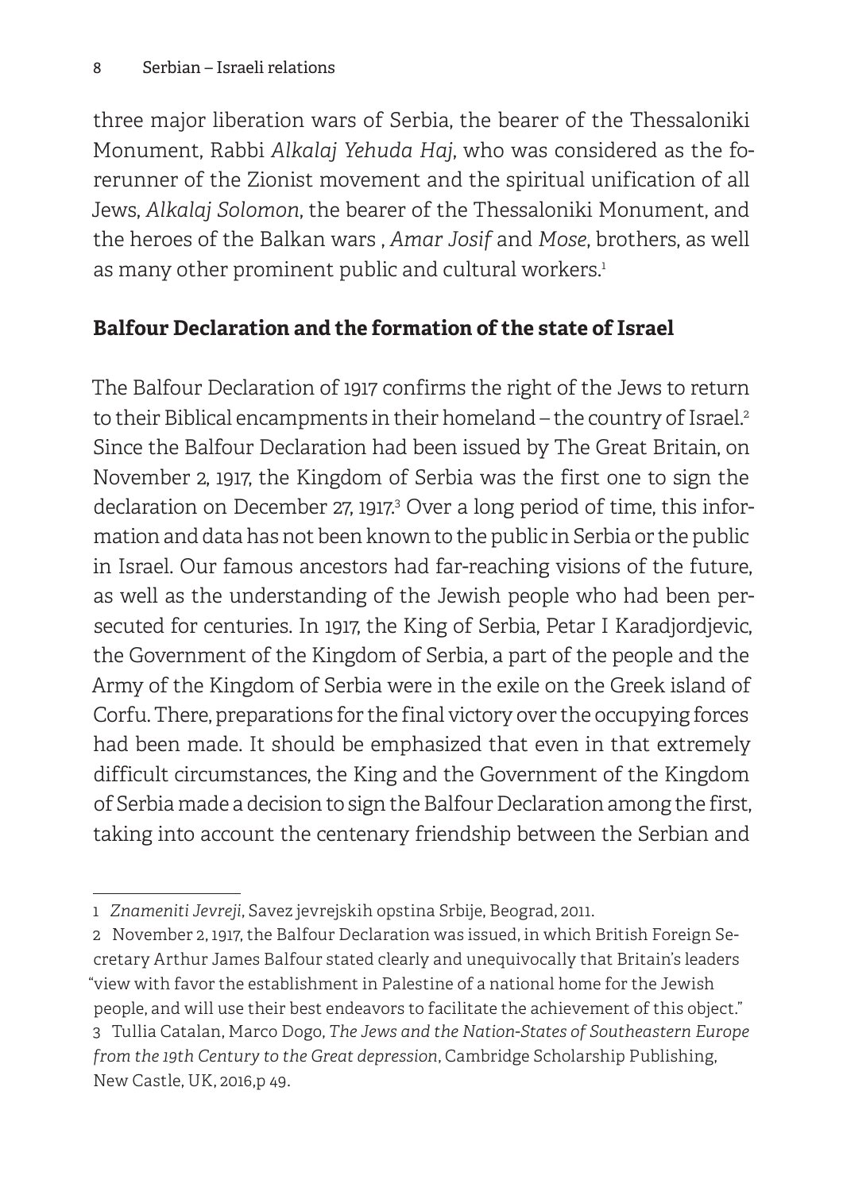three major liberation wars of Serbia, the bearer of the Thessaloniki Monument, Rabbi *Alkalaj Yehuda Haj*, who was considered as the forerunner of the Zionist movement and the spiritual unification of all Jews, *Alkalaj Solomon*, the bearer of the Thessaloniki Monument, and the heroes of the Balkan wars , *Amar Josif* and *Mose*, brothers, as well as many other prominent public and cultural workers.[1]

## Balfour Declaration and the formation of the state of Israel

The Balfour Declaration of 1917 confirms the right of the Jews to return to their Biblical encampments in their homeland – the country of Israel.[2] Since the Balfour Declaration had been issued by The Great Britain, on November 2, 1917, the Kingdom of Serbia was the first one to sign the declaration on December 27, 1917.[3] Over a long period of time, this information and data has not been known to the public in Serbia or the public in Israel. Our famous ancestors had far-reaching visions of the future, as well as the understanding of the Jewish people who had been persecuted for centuries. In 1917, the King of Serbia, Petar I Karadjordjevic, the Government of the Kingdom of Serbia, a part of the people and the Army of the Kingdom of Serbia were in the exile on the Greek island of Corfu. There, preparations for the final victory over the occupying forces had been made. It should be emphasized that even in that extremely difficult circumstances, the King and the Government of the Kingdom of Serbia made a decision to sign the Balfour Declaration among the first, taking into account the centenary friendship between the Serbian and

---

1 *Znameniti Jevreji*, Savez jevrejskih opstina Srbije, Beograd, 2011.

2 November 2, 1917, the Balfour Declaration was issued, in which British Foreign Secretary Arthur James Balfour stated clearly and unequivocally that Britain's leaders "view with favor the establishment in Palestine of a national home for the Jewish people, and will use their best endeavors to facilitate the achievement of this object."

3 Tullia Catalan, Marco Dogo, *The Jews and the Nation-States of Southeastern Europe from the 19th Century to the Great depression*, Cambridge Scholarship Publishing, New Castle, UK, 2016,p 49.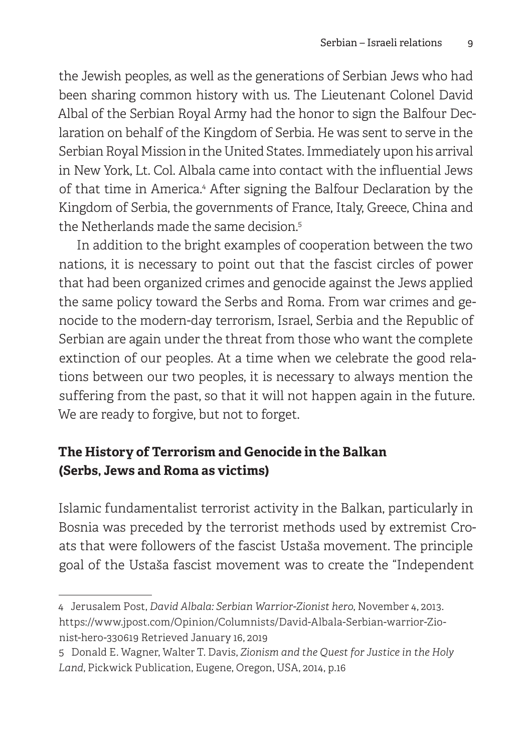the Jewish peoples, as well as the generations of Serbian Jews who had been sharing common history with us. The Lieutenant Colonel David Albal of the Serbian Royal Army had the honor to sign the Balfour Declaration on behalf of the Kingdom of Serbia. He was sent to serve in the Serbian Royal Mission in the United States. Immediately upon his arrival in New York, Lt. Col. Albala came into contact with the influential Jews of that time in America.[4] After signing the Balfour Declaration by the Kingdom of Serbia, the governments of France, Italy, Greece, China and the Netherlands made the same decision.[5]

In addition to the bright examples of cooperation between the two nations, it is necessary to point out that the fascist circles of power that had been organized crimes and genocide against the Jews applied the same policy toward the Serbs and Roma. From war crimes and genocide to the modern-day terrorism, Israel, Serbia and the Republic of Serbian are again under the threat from those who want the complete extinction of our peoples. At a time when we celebrate the good relations between our two peoples, it is necessary to always mention the suffering from the past, so that it will not happen again in the future. We are ready to forgive, but not to forget.

## The History of Terrorism and Genocide in the Balkan (Serbs, Jews and Roma as victims)

Islamic fundamentalist terrorist activity in the Balkan, particularly in Bosnia was preceded by the terrorist methods used by extremist Croats that were followers of the fascist Ustaša movement. The principle goal of the Ustaša fascist movement was to create the "Independent

---

4 Jerusalem Post, *David Albala: Serbian Warrior-Zionist hero*, November 4, 2013. https://www.jpost.com/Opinion/Columnists/David-Albala-Serbian-warrior-Zionist-hero-330619 Retrieved January 16, 2019

5 Donald E. Wagner, Walter T. Davis, *Zionism and the Quest for Justice in the Holy Land*, Pickwick Publication, Eugene, Oregon, USA, 2014, p.16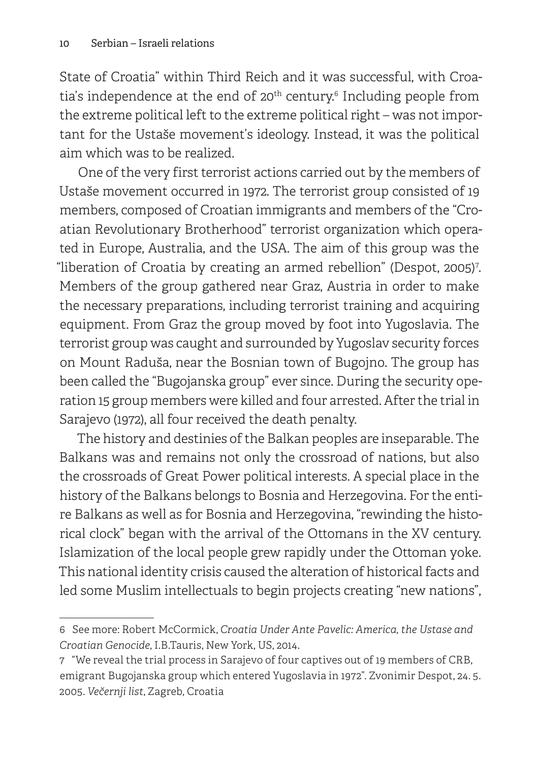State of Croatia" within Third Reich and it was successful, with Croatia's independence at the end of 20th century.[6] Including people from the extreme political left to the extreme political right – was not important for the Ustaše movement's ideology. Instead, it was the political aim which was to be realized.

One of the very first terrorist actions carried out by the members of Ustaše movement occurred in 1972. The terrorist group consisted of 19 members, composed of Croatian immigrants and members of the "Croatian Revolutionary Brotherhood" terrorist organization which operated in Europe, Australia, and the USA. The aim of this group was the "liberation of Croatia by creating an armed rebellion" (Despot, 2005)[7]. Members of the group gathered near Graz, Austria in order to make the necessary preparations, including terrorist training and acquiring equipment. From Graz the group moved by foot into Yugoslavia. The terrorist group was caught and surrounded by Yugoslav security forces on Mount Raduša, near the Bosnian town of Bugojno. The group has been called the "Bugojanska group" ever since. During the security operation 15 group members were killed and four arrested. After the trial in Sarajevo (1972), all four received the death penalty.

The history and destinies of the Balkan peoples are inseparable. The Balkans was and remains not only the crossroad of nations, but also the crossroads of Great Power political interests. A special place in the history of the Balkans belongs to Bosnia and Herzegovina. For the entire Balkans as well as for Bosnia and Herzegovina, "rewinding the historical clock" began with the arrival of the Ottomans in the XV century. Islamization of the local people grew rapidly under the Ottoman yoke. This national identity crisis caused the alteration of historical facts and led some Muslim intellectuals to begin projects creating "new nations",

---

6 See more: Robert McCormick, *Croatia Under Ante Pavelic: America, the Ustase and Croatian Genocide*, I.B.Tauris, New York, US, 2014.

7 "We reveal the trial process in Sarajevo of four captives out of 19 members of CRB, emigrant Bugojanska group which entered Yugoslavia in 1972". Zvonimir Despot, 24. 5. 2005. *Večernji list*, Zagreb, Croatia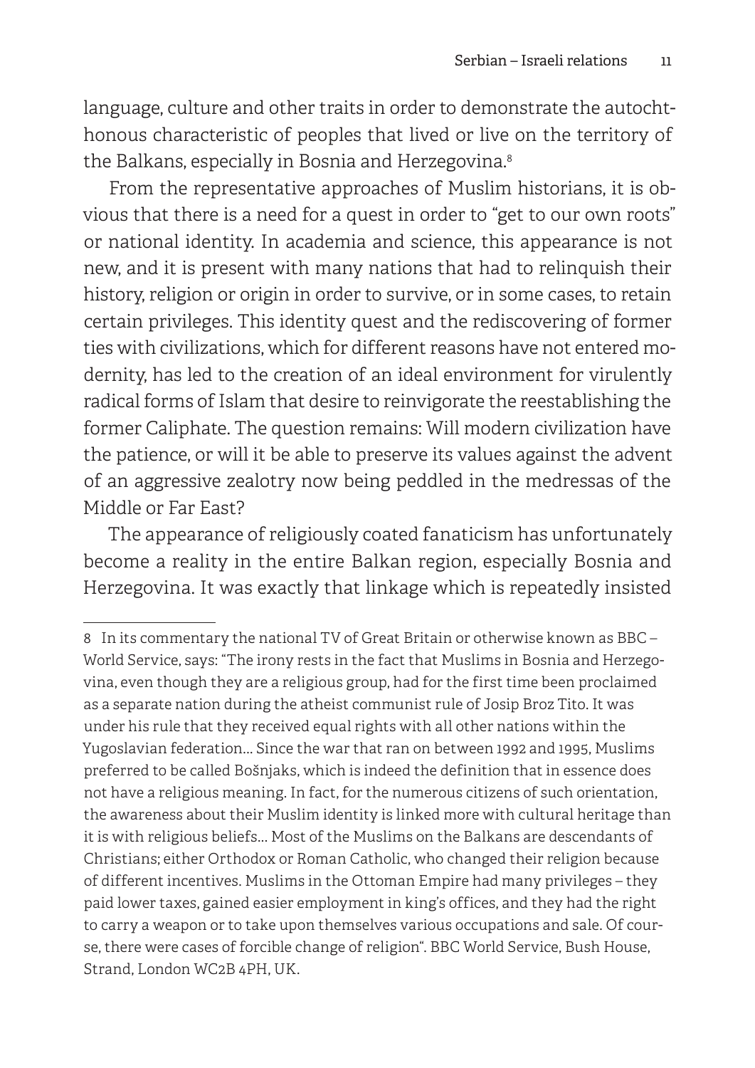language, culture and other traits in order to demonstrate the autochthonous characteristic of peoples that lived or live on the territory of the Balkans, especially in Bosnia and Herzegovina.[8]

From the representative approaches of Muslim historians, it is obvious that there is a need for a quest in order to "get to our own roots" or national identity. In academia and science, this appearance is not new, and it is present with many nations that had to relinquish their history, religion or origin in order to survive, or in some cases, to retain certain privileges. This identity quest and the rediscovering of former ties with civilizations, which for different reasons have not entered modernity, has led to the creation of an ideal environment for virulently radical forms of Islam that desire to reinvigorate the reestablishing the former Caliphate. The question remains: Will modern civilization have the patience, or will it be able to preserve its values against the advent of an aggressive zealotry now being peddled in the medressas of the Middle or Far East?

The appearance of religiously coated fanaticism has unfortunately become a reality in the entire Balkan region, especially Bosnia and Herzegovina. It was exactly that linkage which is repeatedly insisted

---

8 In its commentary the national TV of Great Britain or otherwise known as BBC – World Service, says: "The irony rests in the fact that Muslims in Bosnia and Herzegovina, even though they are a religious group, had for the first time been proclaimed as a separate nation during the atheist communist rule of Josip Broz Tito. It was under his rule that they received equal rights with all other nations within the Yugoslavian federation... Since the war that ran on between 1992 and 1995, Muslims preferred to be called Bošnjaks, which is indeed the definition that in essence does not have a religious meaning. In fact, for the numerous citizens of such orientation, the awareness about their Muslim identity is linked more with cultural heritage than it is with religious beliefs... Most of the Muslims on the Balkans are descendants of Christians; either Orthodox or Roman Catholic, who changed their religion because of different incentives. Muslims in the Ottoman Empire had many privileges – they paid lower taxes, gained easier employment in king's offices, and they had the right to carry a weapon or to take upon themselves various occupations and sale. Of course, there were cases of forcible change of religion". BBC World Service, Bush House, Strand, London WC2B 4PH, UK.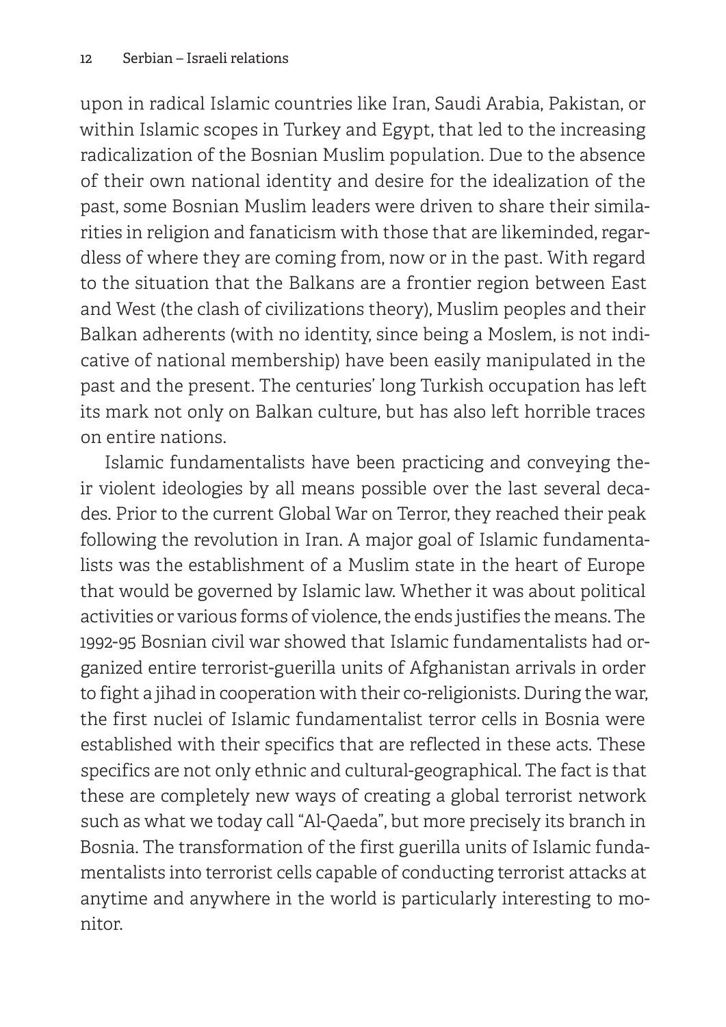upon in radical Islamic countries like Iran, Saudi Arabia, Pakistan, or within Islamic scopes in Turkey and Egypt, that led to the increasing radicalization of the Bosnian Muslim population. Due to the absence of their own national identity and desire for the idealization of the past, some Bosnian Muslim leaders were driven to share their similarities in religion and fanaticism with those that are likeminded, regardless of where they are coming from, now or in the past. With regard to the situation that the Balkans are a frontier region between East and West (the clash of civilizations theory), Muslim peoples and their Balkan adherents (with no identity, since being a Moslem, is not indicative of national membership) have been easily manipulated in the past and the present. The centuries' long Turkish occupation has left its mark not only on Balkan culture, but has also left horrible traces on entire nations.

Islamic fundamentalists have been practicing and conveying their violent ideologies by all means possible over the last several decades. Prior to the current Global War on Terror, they reached their peak following the revolution in Iran. A major goal of Islamic fundamentalists was the establishment of a Muslim state in the heart of Europe that would be governed by Islamic law. Whether it was about political activities or various forms of violence, the ends justifies the means. The 1992-95 Bosnian civil war showed that Islamic fundamentalists had organized entire terrorist-guerilla units of Afghanistan arrivals in order to fight a jihad in cooperation with their co-religionists. During the war, the first nuclei of Islamic fundamentalist terror cells in Bosnia were established with their specifics that are reflected in these acts. These specifics are not only ethnic and cultural-geographical. The fact is that these are completely new ways of creating a global terrorist network such as what we today call "Al-Qaeda", but more precisely its branch in Bosnia. The transformation of the first guerilla units of Islamic fundamentalists into terrorist cells capable of conducting terrorist attacks at anytime and anywhere in the world is particularly interesting to monitor.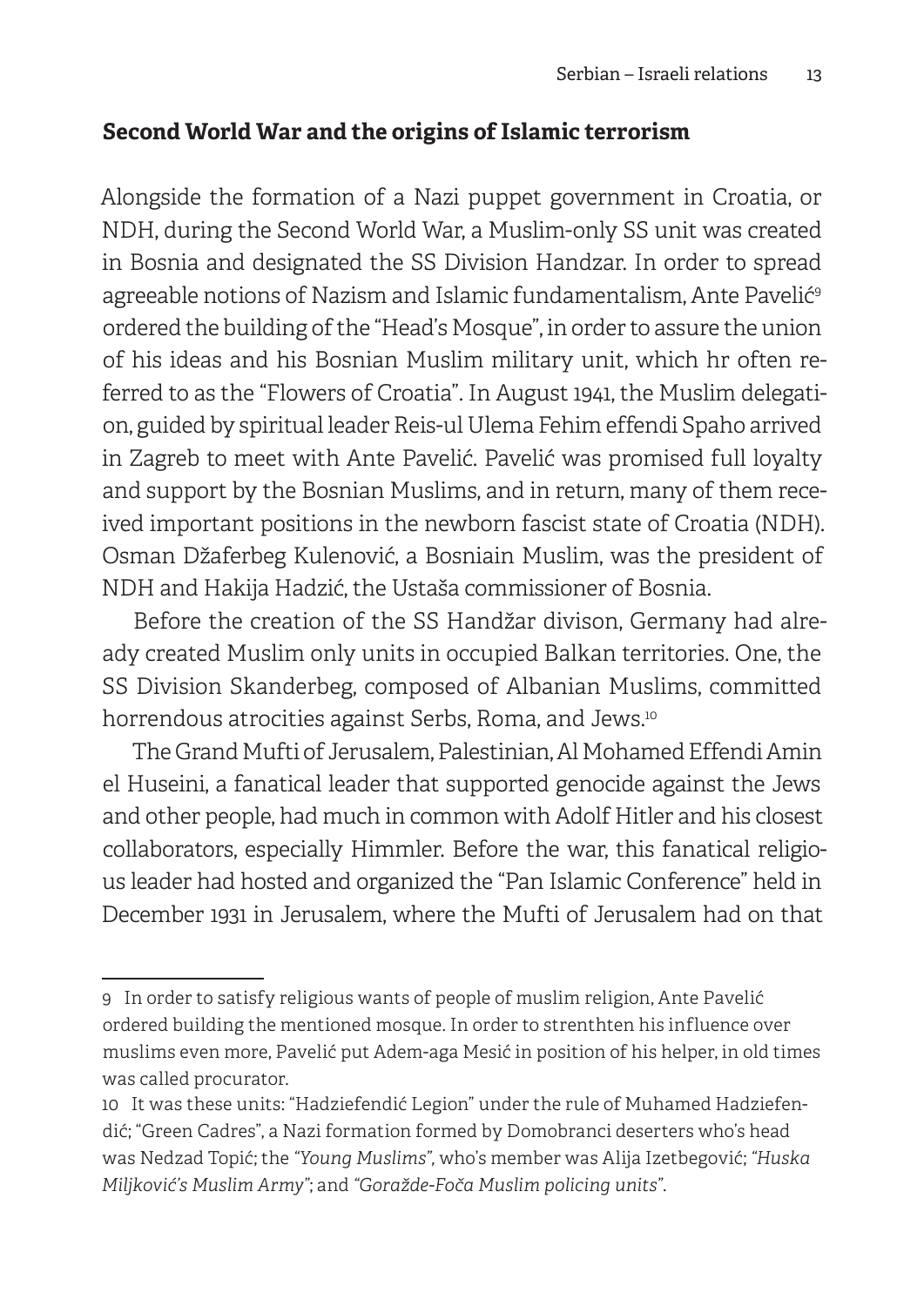## Second World War and the origins of Islamic terrorism

Alongside the formation of a Nazi puppet government in Croatia, or NDH, during the Second World War, a Muslim-only SS unit was created in Bosnia and designated the SS Division Handzar. In order to spread agreeable notions of Nazism and Islamic fundamentalism, Ante Pavelić[9] ordered the building of the "Head's Mosque", in order to assure the union of his ideas and his Bosnian Muslim military unit, which hr often referred to as the "Flowers of Croatia". In August 1941, the Muslim delegation, guided by spiritual leader Reis-ul Ulema Fehim effendi Spaho arrived in Zagreb to meet with Ante Pavelić. Pavelić was promised full loyalty and support by the Bosnian Muslims, and in return, many of them received important positions in the newborn fascist state of Croatia (NDH). Osman Džaferbeg Kulenović, a Bosniain Muslim, was the president of NDH and Hakija Hadzić, the Ustaša commissioner of Bosnia.

Before the creation of the SS Handžar divison, Germany had already created Muslim only units in occupied Balkan territories. One, the SS Division Skanderbeg, composed of Albanian Muslims, committed horrendous atrocities against Serbs, Roma, and Jews.[10]

The Grand Mufti of Jerusalem, Palestinian, Al Mohamed Effendi Amin el Huseini, a fanatical leader that supported genocide against the Jews and other people, had much in common with Adolf Hitler and his closest collaborators, especially Himmler. Before the war, this fanatical religious leader had hosted and organized the "Pan Islamic Conference" held in December 1931 in Jerusalem, where the Mufti of Jerusalem had on that

---

9 In order to satisfy religious wants of people of muslim religion, Ante Pavelić ordered building the mentioned mosque. In order to strenthten his influence over muslims even more, Pavelić put Adem-aga Mesić in position of his helper, in old times was called procurator.

10 It was these units: "Hadziefendić Legion" under the rule of Muhamed Hadziefendić; "Green Cadres", a Nazi formation formed by Domobranci deserters who's head was Nedzad Topić; the *"Young Muslims"*, who's member was Alija Izetbegović; *"Huska Miljković's Muslim Army"*; and *"Goražde-Foča Muslim policing units"*.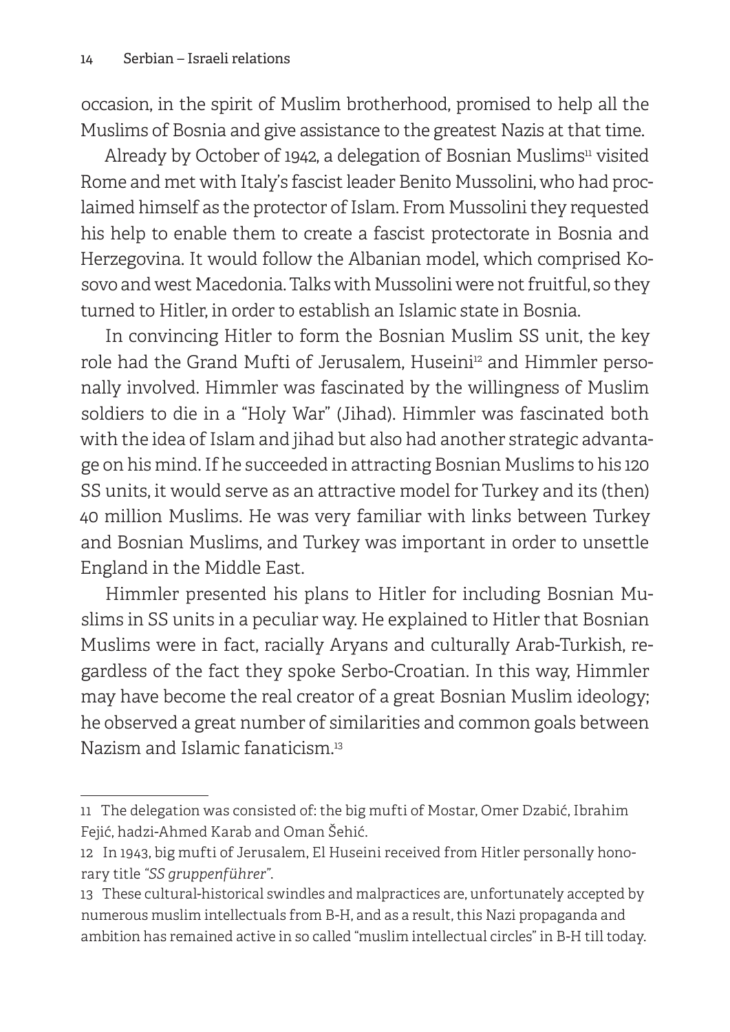occasion, in the spirit of Muslim brotherhood, promised to help all the Muslims of Bosnia and give assistance to the greatest Nazis at that time.

Already by October of 1942, a delegation of Bosnian Muslims[11] visited Rome and met with Italy's fascist leader Benito Mussolini, who had proclaimed himself as the protector of Islam. From Mussolini they requested his help to enable them to create a fascist protectorate in Bosnia and Herzegovina. It would follow the Albanian model, which comprised Kosovo and west Macedonia. Talks with Mussolini were not fruitful, so they turned to Hitler, in order to establish an Islamic state in Bosnia.

In convincing Hitler to form the Bosnian Muslim SS unit, the key role had the Grand Mufti of Jerusalem, Huseini[12] and Himmler personally involved. Himmler was fascinated by the willingness of Muslim soldiers to die in a "Holy War" (Jihad). Himmler was fascinated both with the idea of Islam and jihad but also had another strategic advantage on his mind. If he succeeded in attracting Bosnian Muslims to his 120 SS units, it would serve as an attractive model for Turkey and its (then) 40 million Muslims. He was very familiar with links between Turkey and Bosnian Muslims, and Turkey was important in order to unsettle England in the Middle East.

Himmler presented his plans to Hitler for including Bosnian Muslims in SS units in a peculiar way. He explained to Hitler that Bosnian Muslims were in fact, racially Aryans and culturally Arab-Turkish, regardless of the fact they spoke Serbo-Croatian. In this way, Himmler may have become the real creator of a great Bosnian Muslim ideology; he observed a great number of similarities and common goals between Nazism and Islamic fanaticism.[13]

---

11 The delegation was consisted of: the big mufti of Mostar, Omer Dzabić, Ibrahim Fejić, hadzi-Ahmed Karab and Oman Šehić.

12 In 1943, big mufti of Jerusalem, El Huseini received from Hitler personally honorary title *"SS gruppenführer"*.

13 These cultural-historical swindles and malpractices are, unfortunately accepted by numerous muslim intellectuals from B-H, and as a result, this Nazi propaganda and ambition has remained active in so called "muslim intellectual circles" in B-H till today.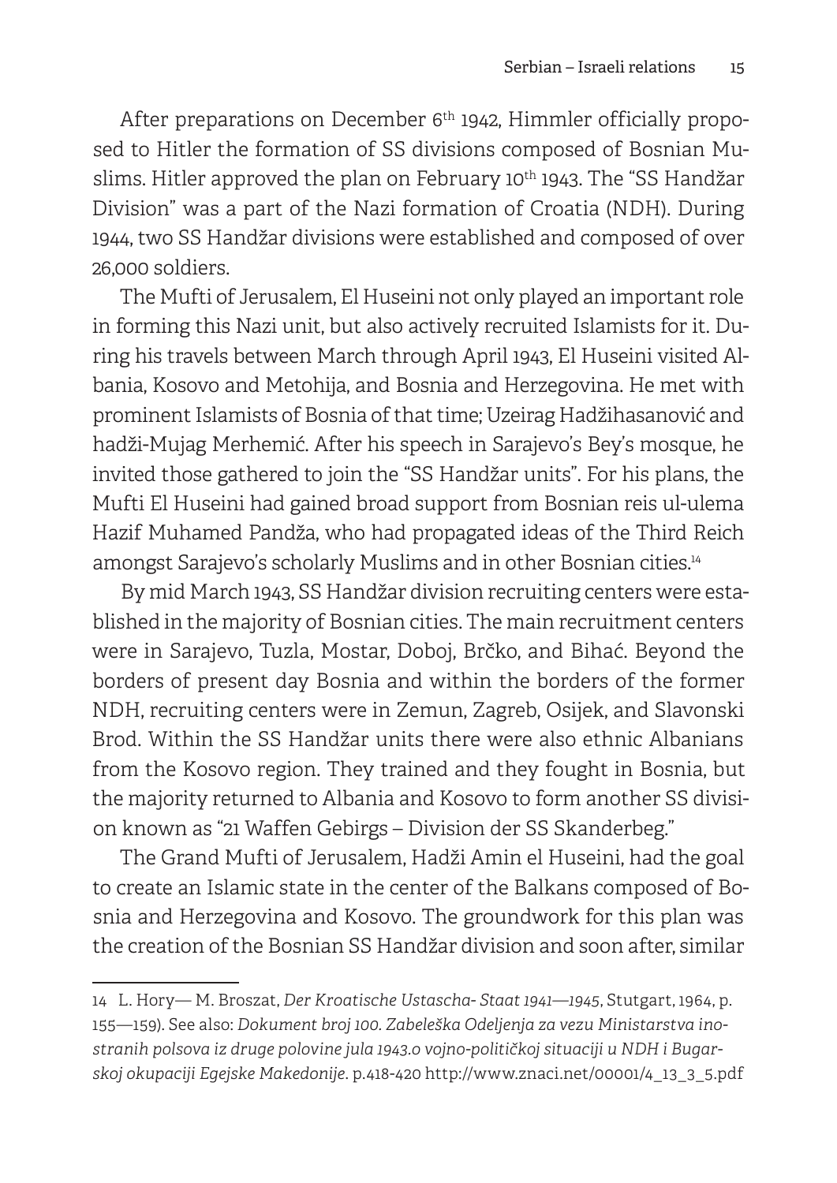After preparations on December 6th 1942, Himmler officially proposed to Hitler the formation of SS divisions composed of Bosnian Muslims. Hitler approved the plan on February 10th 1943. The "SS Handžar Division" was a part of the Nazi formation of Croatia (NDH). During 1944, two SS Handžar divisions were established and composed of over 26,000 soldiers.

The Mufti of Jerusalem, El Huseini not only played an important role in forming this Nazi unit, but also actively recruited Islamists for it. During his travels between March through April 1943, El Huseini visited Albania, Kosovo and Metohija, and Bosnia and Herzegovina. He met with prominent Islamists of Bosnia of that time; Uzeirag Hadžihasanović and hadži-Mujag Merhemić. After his speech in Sarajevo's Bey's mosque, he invited those gathered to join the "SS Handžar units". For his plans, the Mufti El Huseini had gained broad support from Bosnian reis ul-ulema Hazif Muhamed Pandža, who had propagated ideas of the Third Reich amongst Sarajevo's scholarly Muslims and in other Bosnian cities.[14]

By mid March 1943, SS Handžar division recruiting centers were established in the majority of Bosnian cities. The main recruitment centers were in Sarajevo, Tuzla, Mostar, Doboj, Brčko, and Bihać. Beyond the borders of present day Bosnia and within the borders of the former NDH, recruiting centers were in Zemun, Zagreb, Osijek, and Slavonski Brod. Within the SS Handžar units there were also ethnic Albanians from the Kosovo region. They trained and they fought in Bosnia, but the majority returned to Albania and Kosovo to form another SS division known as "21 Waffen Gebirgs – Division der SS Skanderbeg."

The Grand Mufti of Jerusalem, Hadži Amin el Huseini, had the goal to create an Islamic state in the center of the Balkans composed of Bosnia and Herzegovina and Kosovo. The groundwork for this plan was the creation of the Bosnian SS Handžar division and soon after, similar

---

14 L. Hory— M. Broszat, *Der Kroatische Ustascha- Staat 1941—1945*, Stutgart, 1964, p. 155—159). See also: *Dokument broj 100. Zabeleška Odeljenja za vezu Ministarstva inostranih polsova iz druge polovine jula 1943.o vojno-političkoj situaciji u NDH i Bugarskoj okupaciji Egejske Makedonije*. p.418-420 http://www.znaci.net/00001/4_13_3_5.pdf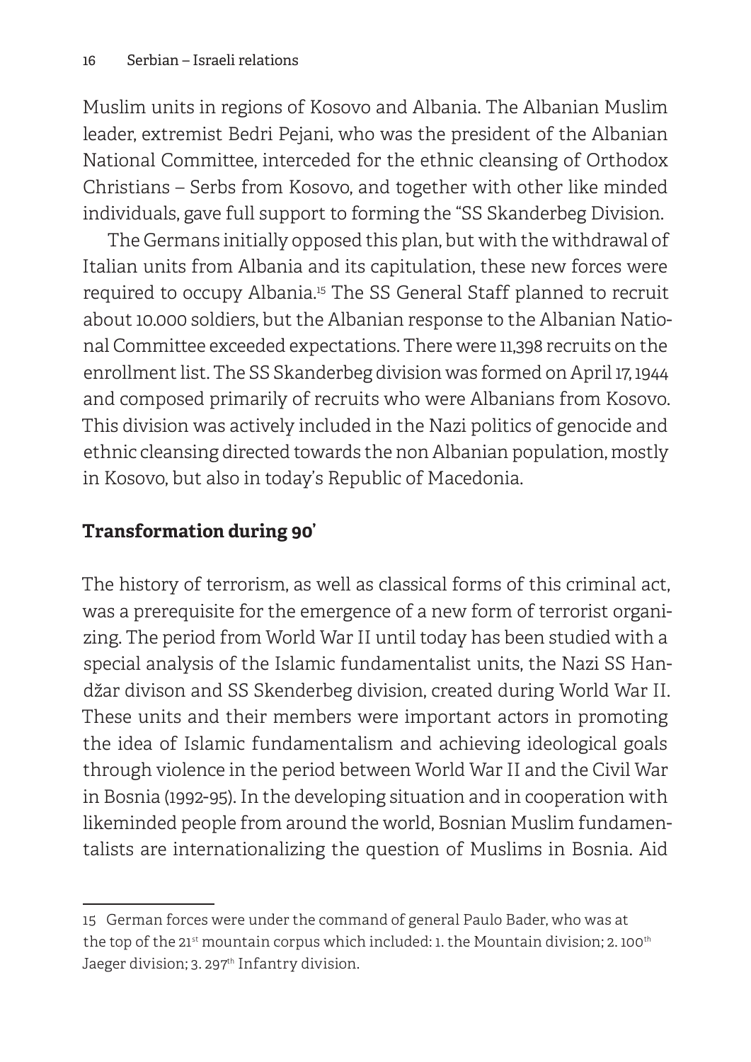Muslim units in regions of Kosovo and Albania. The Albanian Muslim leader, extremist Bedri Pejani, who was the president of the Albanian National Committee, interceded for the ethnic cleansing of Orthodox Christians – Serbs from Kosovo, and together with other like minded individuals, gave full support to forming the "SS Skanderbeg Division.

The Germans initially opposed this plan, but with the withdrawal of Italian units from Albania and its capitulation, these new forces were required to occupy Albania.[15] The SS General Staff planned to recruit about 10.000 soldiers, but the Albanian response to the Albanian National Committee exceeded expectations. There were 11,398 recruits on the enrollment list. The SS Skanderbeg division was formed on April 17, 1944 and composed primarily of recruits who were Albanians from Kosovo. This division was actively included in the Nazi politics of genocide and ethnic cleansing directed towards the non Albanian population, mostly in Kosovo, but also in today's Republic of Macedonia.

## Transformation during 90'

The history of terrorism, as well as classical forms of this criminal act, was a prerequisite for the emergence of a new form of terrorist organizing. The period from World War II until today has been studied with a special analysis of the Islamic fundamentalist units, the Nazi SS Handžar divison and SS Skenderbeg division, created during World War II. These units and their members were important actors in promoting the idea of Islamic fundamentalism and achieving ideological goals through violence in the period between World War II and the Civil War in Bosnia (1992-95). In the developing situation and in cooperation with likeminded people from around the world, Bosnian Muslim fundamentalists are internationalizing the question of Muslims in Bosnia. Aid

15 German forces were under the command of general Paulo Bader, who was at the top of the 21st mountain corpus which included: 1. the Mountain division; 2. 100th Jaeger division; 3. 297th Infantry division.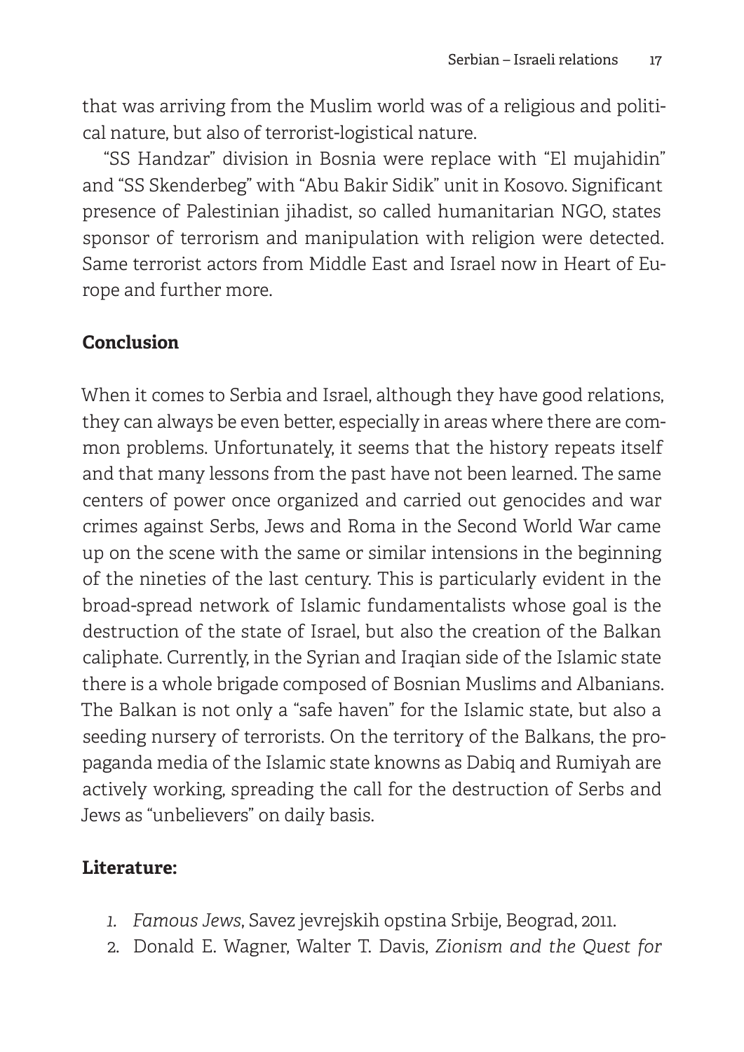that was arriving from the Muslim world was of a religious and political nature, but also of terrorist-logistical nature.

"SS Handzar" division in Bosnia were replace with "El mujahidin" and "SS Skenderbeg" with "Abu Bakir Sidik" unit in Kosovo. Significant presence of Palestinian jihadist, so called humanitarian NGO, states sponsor of terrorism and manipulation with religion were detected. Same terrorist actors from Middle East and Israel now in Heart of Europe and further more.

## Conclusion

When it comes to Serbia and Israel, although they have good relations, they can always be even better, especially in areas where there are common problems. Unfortunately, it seems that the history repeats itself and that many lessons from the past have not been learned. The same centers of power once organized and carried out genocides and war crimes against Serbs, Jews and Roma in the Second World War came up on the scene with the same or similar intensions in the beginning of the nineties of the last century. This is particularly evident in the broad-spread network of Islamic fundamentalists whose goal is the destruction of the state of Israel, but also the creation of the Balkan caliphate. Currently, in the Syrian and Iraqian side of the Islamic state there is a whole brigade composed of Bosnian Muslims and Albanians. The Balkan is not only a "safe haven" for the Islamic state, but also a seeding nursery of terrorists. On the territory of the Balkans, the propaganda media of the Islamic state knowns as Dabiq and Rumiyah are actively working, spreading the call for the destruction of Serbs and Jews as "unbelievers" on daily basis.

## Literature:

1. *Famous Jews*, Savez jevrejskih opstina Srbije, Beograd, 2011.
2. Donald E. Wagner, Walter T. Davis, *Zionism and the Quest for*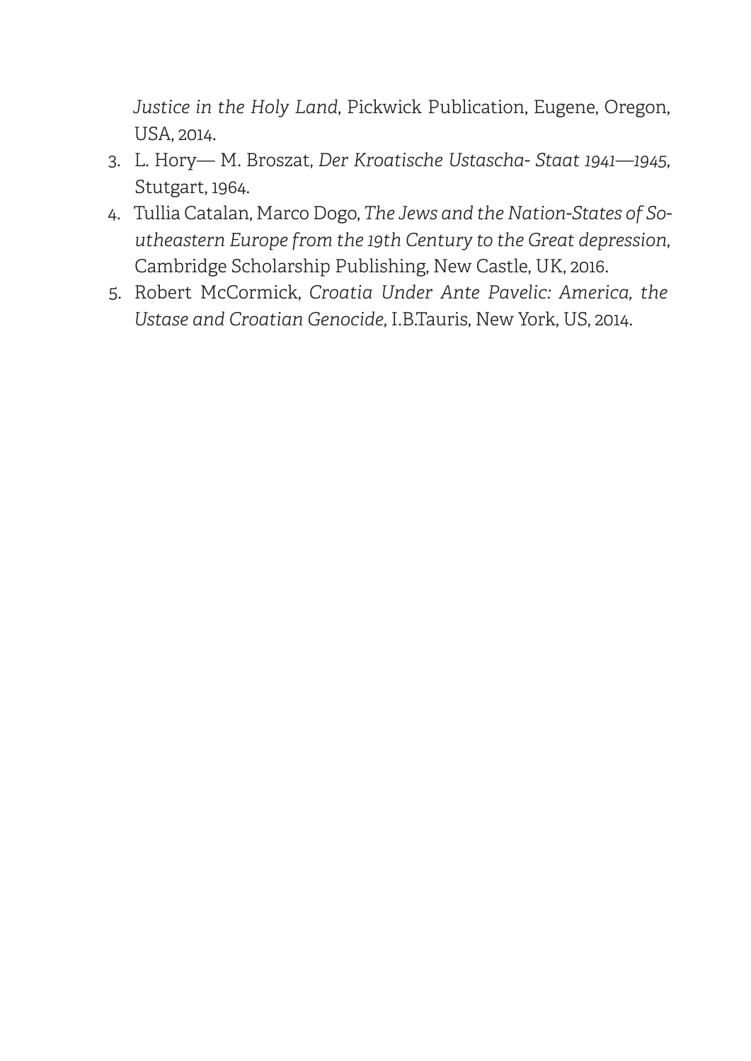*Justice in the Holy Land*, Pickwick Publication, Eugene, Oregon, USA, 2014.

3. L. Hory— M. Broszat, *Der Kroatische Ustascha- Staat 1941—1945*, Stutgart, 1964.
4. Tullia Catalan, Marco Dogo, *The Jews and the Nation-States of Southeastern Europe from the 19th Century to the Great depression*, Cambridge Scholarship Publishing, New Castle, UK, 2016.
5. Robert McCormick, *Croatia Under Ante Pavelic: America, the Ustase and Croatian Genocide*, I.B.Tauris, New York, US, 2014.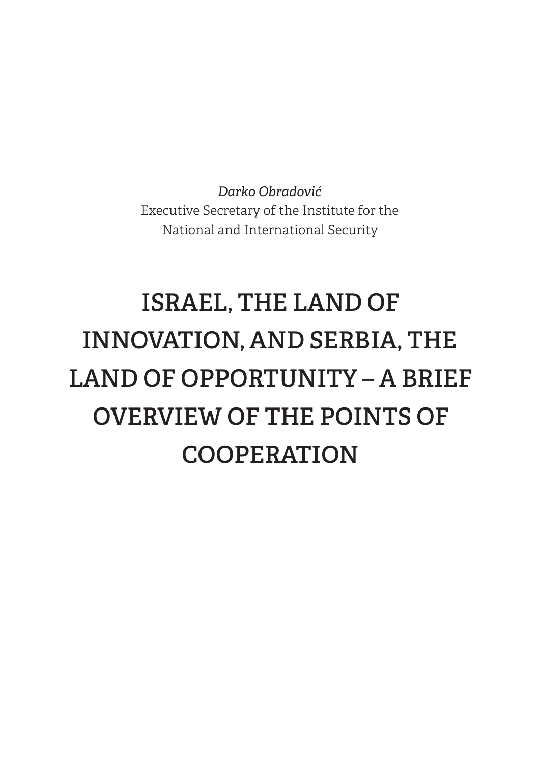*Darko Obradović*
Executive Secretary of the Institute for the National and International Security

# ISRAEL, THE LAND OF INNOVATION, AND SERBIA, THE LAND OF OPPORTUNITY – A BRIEF OVERVIEW OF THE POINTS OF COOPERATION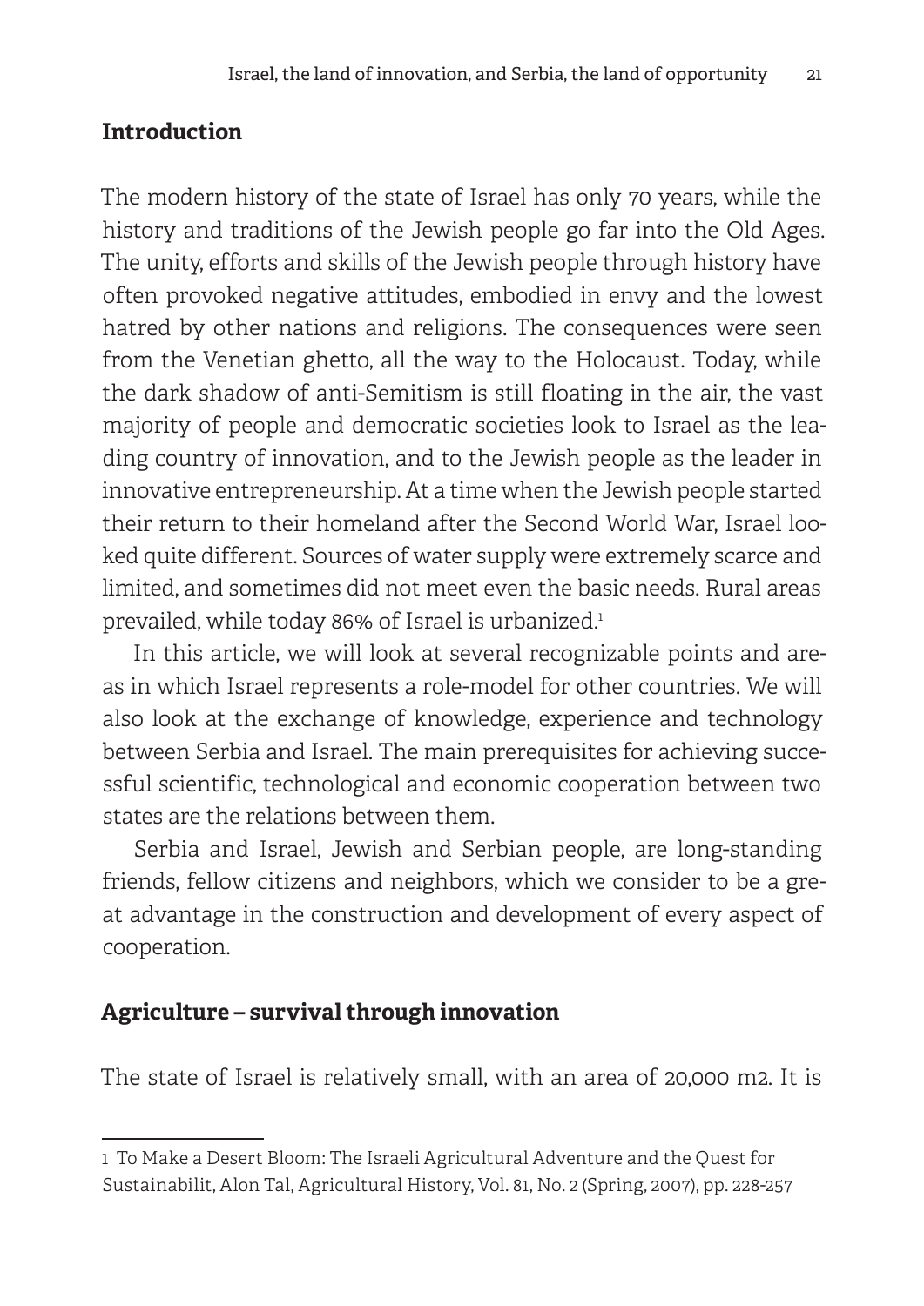## Introduction

The modern history of the state of Israel has only 70 years, while the history and traditions of the Jewish people go far into the Old Ages. The unity, efforts and skills of the Jewish people through history have often provoked negative attitudes, embodied in envy and the lowest hatred by other nations and religions. The consequences were seen from the Venetian ghetto, all the way to the Holocaust. Today, while the dark shadow of anti-Semitism is still floating in the air, the vast majority of people and democratic societies look to Israel as the leading country of innovation, and to the Jewish people as the leader in innovative entrepreneurship. At a time when the Jewish people started their return to their homeland after the Second World War, Israel looked quite different. Sources of water supply were extremely scarce and limited, and sometimes did not meet even the basic needs. Rural areas prevailed, while today 86% of Israel is urbanized.[1]

In this article, we will look at several recognizable points and areas in which Israel represents a role-model for other countries. We will also look at the exchange of knowledge, experience and technology between Serbia and Israel. The main prerequisites for achieving successful scientific, technological and economic cooperation between two states are the relations between them.

Serbia and Israel, Jewish and Serbian people, are long-standing friends, fellow citizens and neighbors, which we consider to be a great advantage in the construction and development of every aspect of cooperation.

## Agriculture – survival through innovation

The state of Israel is relatively small, with an area of 20,000 m2. It is

---

1 To Make a Desert Bloom: The Israeli Agricultural Adventure and the Quest for Sustainabilit, Alon Tal, Agricultural History, Vol. 81, No. 2 (Spring, 2007), pp. 228-257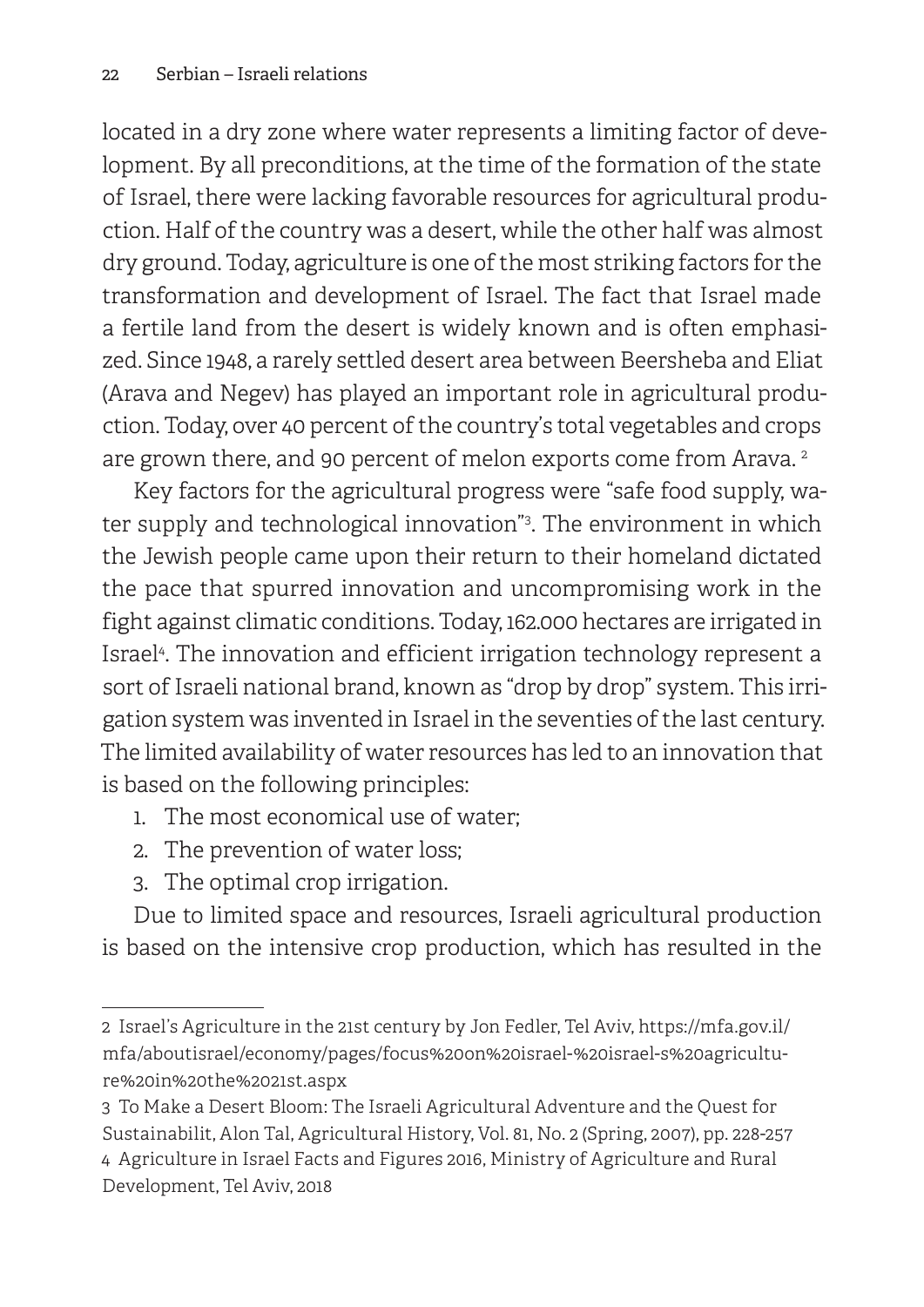located in a dry zone where water represents a limiting factor of development. By all preconditions, at the time of the formation of the state of Israel, there were lacking favorable resources for agricultural production. Half of the country was a desert, while the other half was almost dry ground. Today, agriculture is one of the most striking factors for the transformation and development of Israel. The fact that Israel made a fertile land from the desert is widely known and is often emphasized. Since 1948, a rarely settled desert area between Beersheba and Eliat (Arava and Negev) has played an important role in agricultural production. Today, over 40 percent of the country's total vegetables and crops are grown there, and 90 percent of melon exports come from Arava. [2]

Key factors for the agricultural progress were "safe food supply, water supply and technological innovation"[3]. The environment in which the Jewish people came upon their return to their homeland dictated the pace that spurred innovation and uncompromising work in the fight against climatic conditions. Today, 162.000 hectares are irrigated in Israel[4]. The innovation and efficient irrigation technology represent a sort of Israeli national brand, known as "drop by drop" system. This irrigation system was invented in Israel in the seventies of the last century. The limited availability of water resources has led to an innovation that is based on the following principles:

1. The most economical use of water;
2. The prevention of water loss;
3. The optimal crop irrigation.

Due to limited space and resources, Israeli agricultural production is based on the intensive crop production, which has resulted in the

---

2 Israel's Agriculture in the 21st century by Jon Fedler, Tel Aviv, https://mfa.gov.il/mfa/aboutisrael/economy/pages/focus%20on%20israel-%20israel-s%20agriculture%20in%20the%2021st.aspx

3 To Make a Desert Bloom: The Israeli Agricultural Adventure and the Quest for Sustainabilit, Alon Tal, Agricultural History, Vol. 81, No. 2 (Spring, 2007), pp. 228-257

4 Agriculture in Israel Facts and Figures 2016, Ministry of Agriculture and Rural Development, Tel Aviv, 2018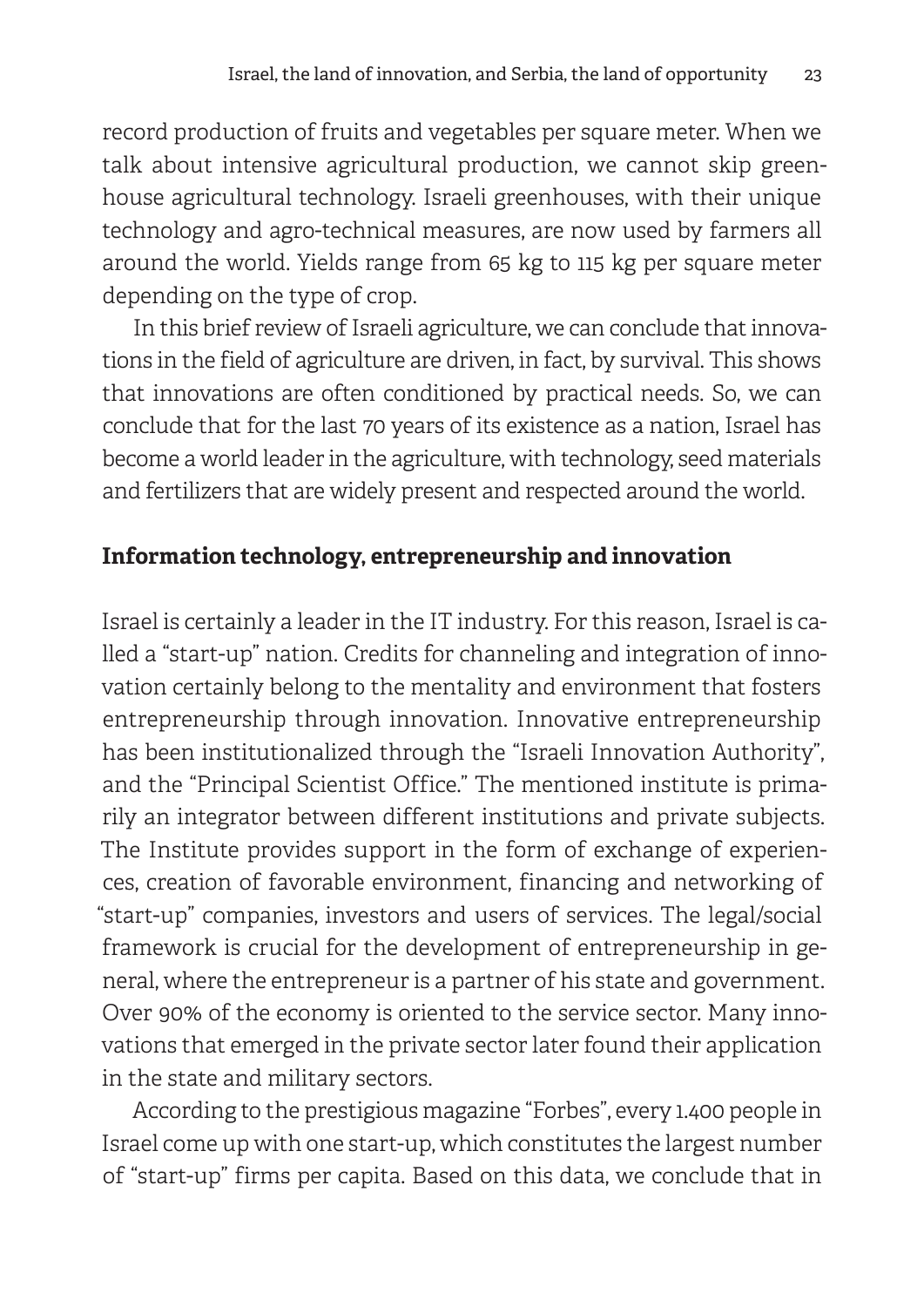record production of fruits and vegetables per square meter. When we talk about intensive agricultural production, we cannot skip greenhouse agricultural technology. Israeli greenhouses, with their unique technology and agro-technical measures, are now used by farmers all around the world. Yields range from 65 kg to 115 kg per square meter depending on the type of crop.

In this brief review of Israeli agriculture, we can conclude that innovations in the field of agriculture are driven, in fact, by survival. This shows that innovations are often conditioned by practical needs. So, we can conclude that for the last 70 years of its existence as a nation, Israel has become a world leader in the agriculture, with technology, seed materials and fertilizers that are widely present and respected around the world.

## Information technology, entrepreneurship and innovation

Israel is certainly a leader in the IT industry. For this reason, Israel is called a "start-up" nation. Credits for channeling and integration of innovation certainly belong to the mentality and environment that fosters entrepreneurship through innovation. Innovative entrepreneurship has been institutionalized through the "Israeli Innovation Authority", and the "Principal Scientist Office." The mentioned institute is primarily an integrator between different institutions and private subjects. The Institute provides support in the form of exchange of experiences, creation of favorable environment, financing and networking of "start-up" companies, investors and users of services. The legal/social framework is crucial for the development of entrepreneurship in general, where the entrepreneur is a partner of his state and government. Over 90% of the economy is oriented to the service sector. Many innovations that emerged in the private sector later found their application in the state and military sectors.

According to the prestigious magazine "Forbes", every 1.400 people in Israel come up with one start-up, which constitutes the largest number of "start-up" firms per capita. Based on this data, we conclude that in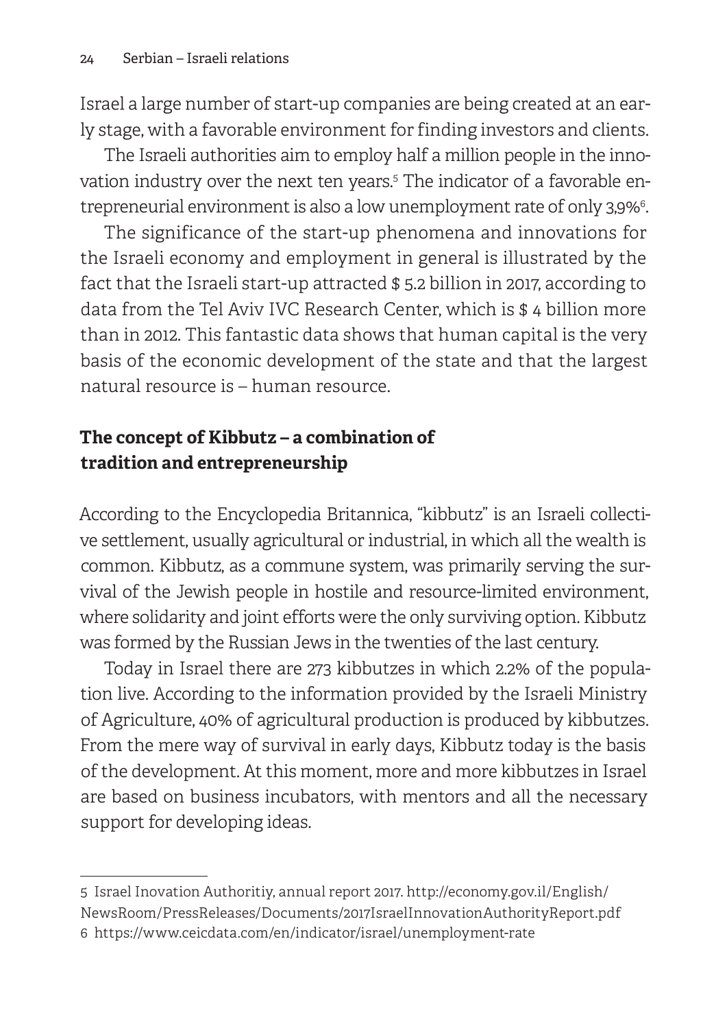Israel a large number of start-up companies are being created at an early stage, with a favorable environment for finding investors and clients.

The Israeli authorities aim to employ half a million people in the innovation industry over the next ten years.[5] The indicator of a favorable entrepreneurial environment is also a low unemployment rate of only 3,9%[6].

The significance of the start-up phenomena and innovations for the Israeli economy and employment in general is illustrated by the fact that the Israeli start-up attracted $ 5.2 billion in 2017, according to data from the Tel Aviv IVC Research Center, which is $ 4 billion more than in 2012. This fantastic data shows that human capital is the very basis of the economic development of the state and that the largest natural resource is – human resource.

## The concept of Kibbutz – a combination of tradition and entrepreneurship

According to the Encyclopedia Britannica, "kibbutz" is an Israeli collective settlement, usually agricultural or industrial, in which all the wealth is common. Kibbutz, as a commune system, was primarily serving the survival of the Jewish people in hostile and resource-limited environment, where solidarity and joint efforts were the only surviving option. Kibbutz was formed by the Russian Jews in the twenties of the last century.

Today in Israel there are 273 kibbutzes in which 2.2% of the population live. According to the information provided by the Israeli Ministry of Agriculture, 40% of agricultural production is produced by kibbutzes. From the mere way of survival in early days, Kibbutz today is the basis of the development. At this moment, more and more kibbutzes in Israel are based on business incubators, with mentors and all the necessary support for developing ideas.

---

5 Israel Inovation Authoritiy, annual report 2017. http://economy.gov.il/English/NewsRoom/PressReleases/Documents/2017IsraelInnovationAuthorityReport.pdf

6 https://www.ceicdata.com/en/indicator/israel/unemployment-rate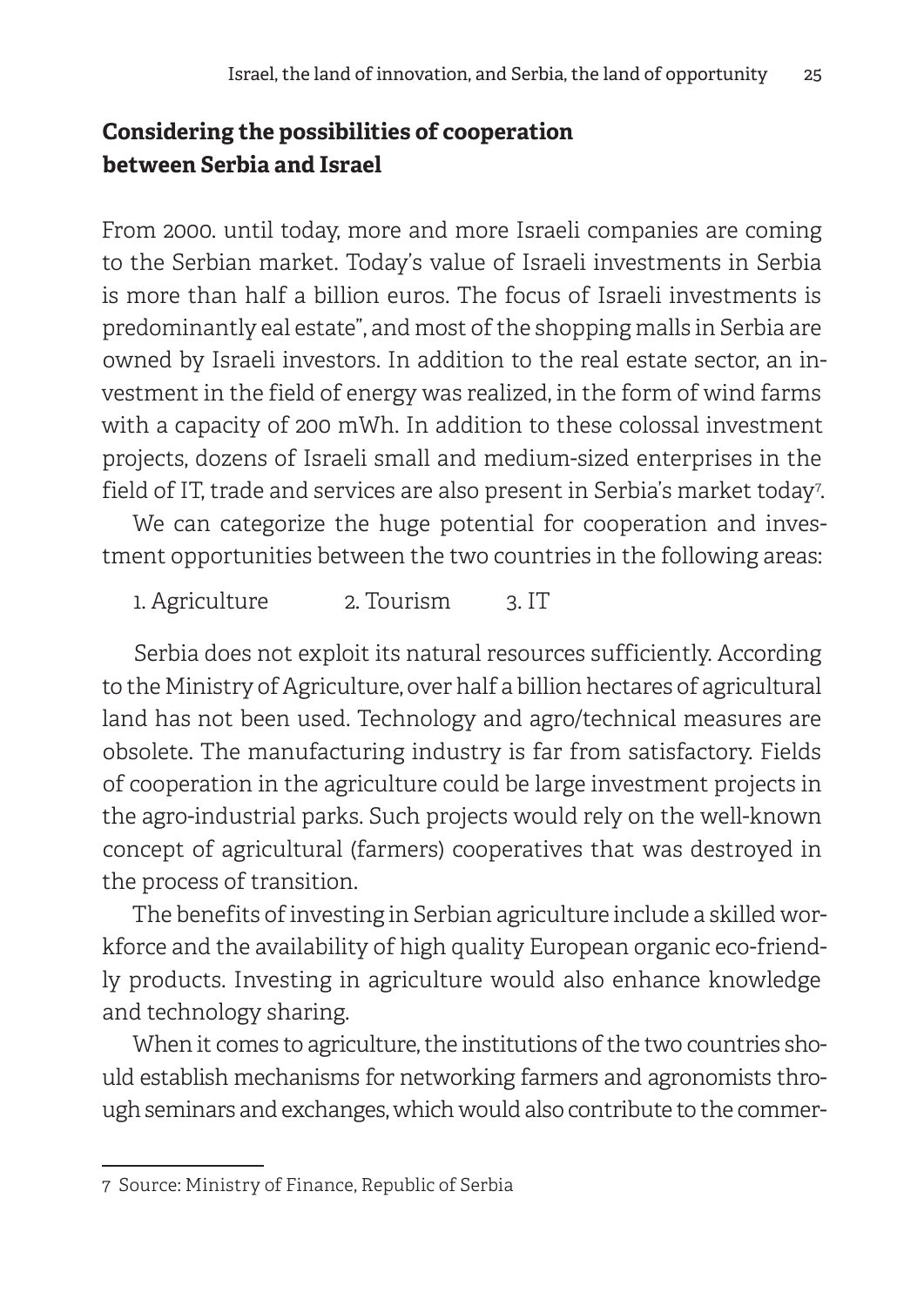## Considering the possibilities of cooperation between Serbia and Israel

From 2000. until today, more and more Israeli companies are coming to the Serbian market. Today's value of Israeli investments in Serbia is more than half a billion euros. The focus of Israeli investments is predominantly eal estate", and most of the shopping malls in Serbia are owned by Israeli investors. In addition to the real estate sector, an investment in the field of energy was realized, in the form of wind farms with a capacity of 200 mWh. In addition to these colossal investment projects, dozens of Israeli small and medium-sized enterprises in the field of IT, trade and services are also present in Serbia's market today[7].

We can categorize the huge potential for cooperation and investment opportunities between the two countries in the following areas:

1. Agriculture 2. Tourism 3. IT

Serbia does not exploit its natural resources sufficiently. According to the Ministry of Agriculture, over half a billion hectares of agricultural land has not been used. Technology and agro/technical measures are obsolete. The manufacturing industry is far from satisfactory. Fields of cooperation in the agriculture could be large investment projects in the agro-industrial parks. Such projects would rely on the well-known concept of agricultural (farmers) cooperatives that was destroyed in the process of transition.

The benefits of investing in Serbian agriculture include a skilled workforce and the availability of high quality European organic eco-friendly products. Investing in agriculture would also enhance knowledge and technology sharing.

When it comes to agriculture, the institutions of the two countries should establish mechanisms for networking farmers and agronomists through seminars and exchanges, which would also contribute to the commer-

---

7 Source: Ministry of Finance, Republic of Serbia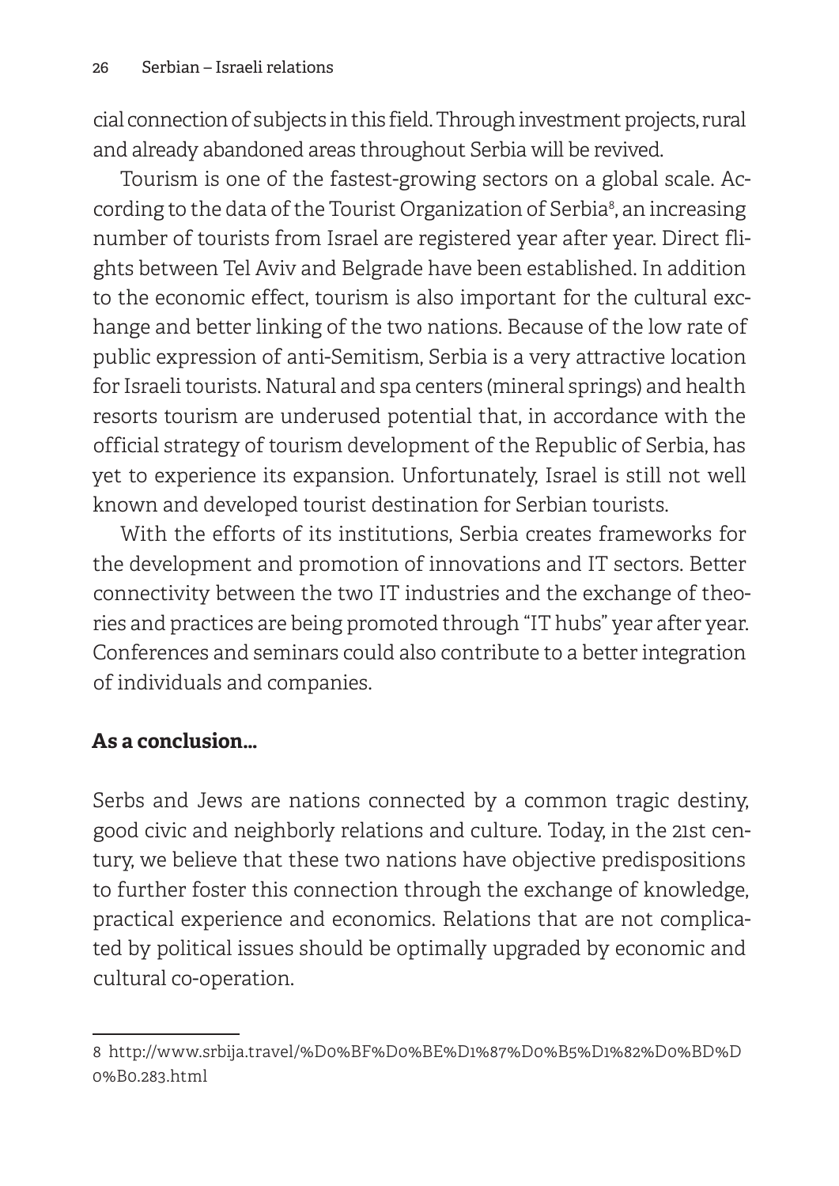cial connection of subjects in this field. Through investment projects, rural and already abandoned areas throughout Serbia will be revived.

Tourism is one of the fastest-growing sectors on a global scale. According to the data of the Tourist Organization of Serbia[8], an increasing number of tourists from Israel are registered year after year. Direct flights between Tel Aviv and Belgrade have been established. In addition to the economic effect, tourism is also important for the cultural exchange and better linking of the two nations. Because of the low rate of public expression of anti-Semitism, Serbia is a very attractive location for Israeli tourists. Natural and spa centers (mineral springs) and health resorts tourism are underused potential that, in accordance with the official strategy of tourism development of the Republic of Serbia, has yet to experience its expansion. Unfortunately, Israel is still not well known and developed tourist destination for Serbian tourists.

With the efforts of its institutions, Serbia creates frameworks for the development and promotion of innovations and IT sectors. Better connectivity between the two IT industries and the exchange of theories and practices are being promoted through "IT hubs" year after year. Conferences and seminars could also contribute to a better integration of individuals and companies.

## As a conclusion...

Serbs and Jews are nations connected by a common tragic destiny, good civic and neighborly relations and culture. Today, in the 21st century, we believe that these two nations have objective predispositions to further foster this connection through the exchange of knowledge, practical experience and economics. Relations that are not complicated by political issues should be optimally upgraded by economic and cultural co-operation.

---

8 http://www.srbija.travel/%D0%BF%D0%BE%D1%87%D0%B5%D1%82%D0%BD%D0%B0.283.html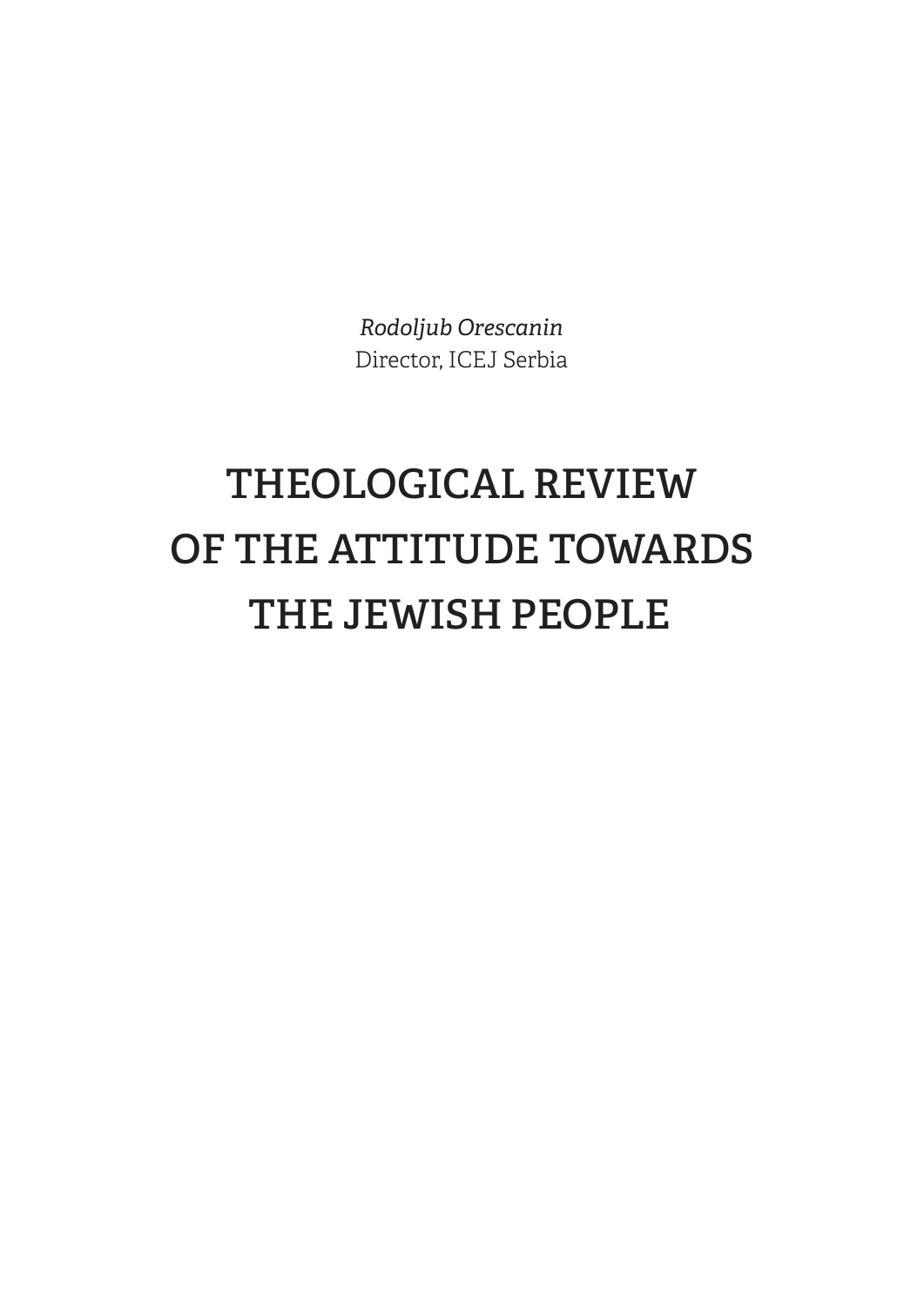*Rodoljub Orescanin*
Director, ICEJ Serbia

# THEOLOGICAL REVIEW OF THE ATTITUDE TOWARDS THE JEWISH PEOPLE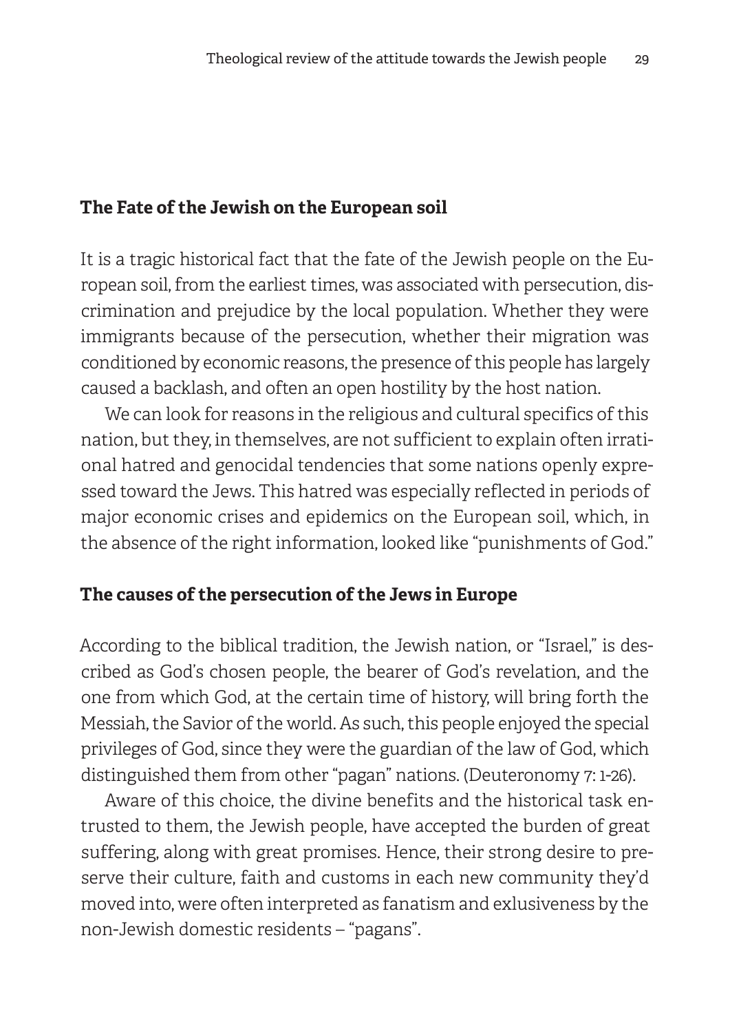## The Fate of the Jewish on the European soil

It is a tragic historical fact that the fate of the Jewish people on the European soil, from the earliest times, was associated with persecution, discrimination and prejudice by the local population. Whether they were immigrants because of the persecution, whether their migration was conditioned by economic reasons, the presence of this people has largely caused a backlash, and often an open hostility by the host nation.

We can look for reasons in the religious and cultural specifics of this nation, but they, in themselves, are not sufficient to explain often irrational hatred and genocidal tendencies that some nations openly expressed toward the Jews. This hatred was especially reflected in periods of major economic crises and epidemics on the European soil, which, in the absence of the right information, looked like "punishments of God."

## The causes of the persecution of the Jews in Europe

According to the biblical tradition, the Jewish nation, or "Israel," is described as God's chosen people, the bearer of God's revelation, and the one from which God, at the certain time of history, will bring forth the Messiah, the Savior of the world. As such, this people enjoyed the special privileges of God, since they were the guardian of the law of God, which distinguished them from other "pagan" nations. (Deuteronomy 7: 1-26).

Aware of this choice, the divine benefits and the historical task entrusted to them, the Jewish people, have accepted the burden of great suffering, along with great promises. Hence, their strong desire to preserve their culture, faith and customs in each new community they'd moved into, were often interpreted as fanatism and exlusiveness by the non-Jewish domestic residents – "pagans".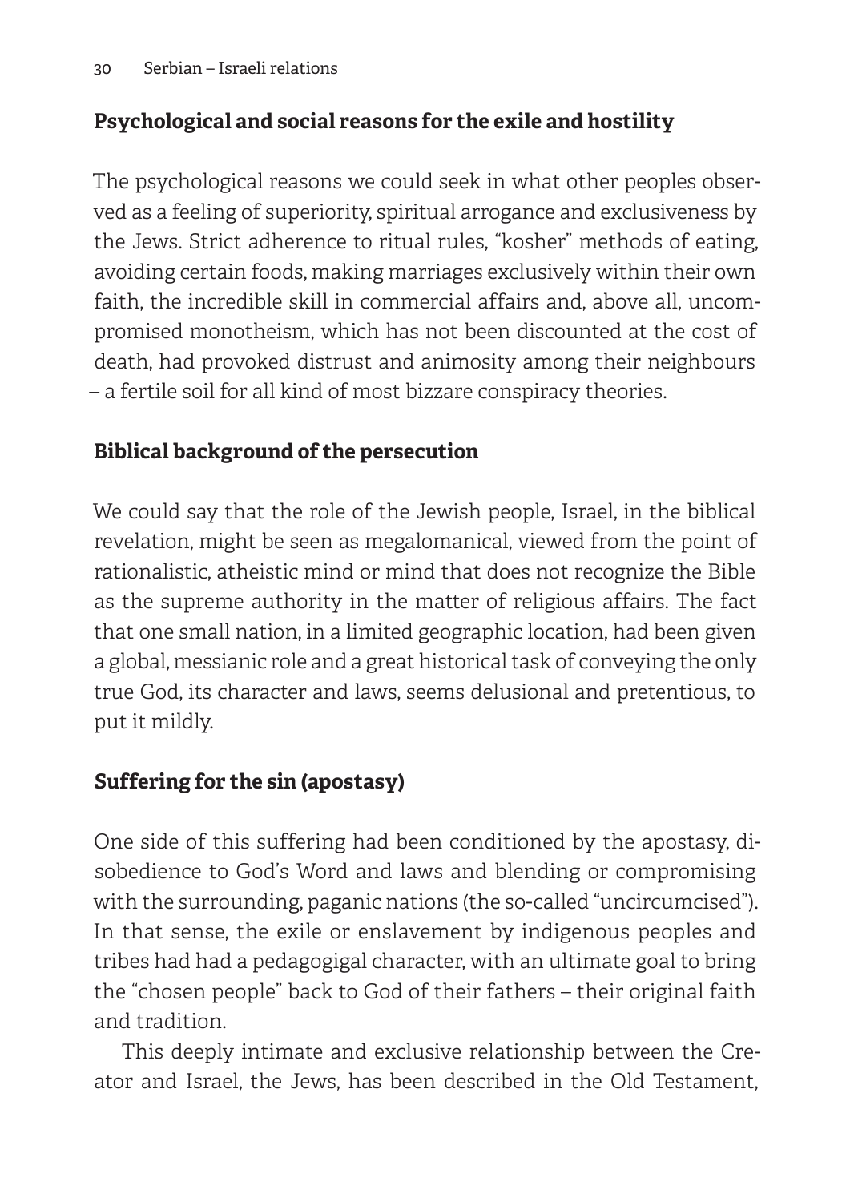## Psychological and social reasons for the exile and hostility

The psychological reasons we could seek in what other peoples observed as a feeling of superiority, spiritual arrogance and exclusiveness by the Jews. Strict adherence to ritual rules, "kosher" methods of eating, avoiding certain foods, making marriages exclusively within their own faith, the incredible skill in commercial affairs and, above all, uncompromised monotheism, which has not been discounted at the cost of death, had provoked distrust and animosity among their neighbours – a fertile soil for all kind of most bizzare conspiracy theories.

## Biblical background of the persecution

We could say that the role of the Jewish people, Israel, in the biblical revelation, might be seen as megalomanical, viewed from the point of rationalistic, atheistic mind or mind that does not recognize the Bible as the supreme authority in the matter of religious affairs. The fact that one small nation, in a limited geographic location, had been given a global, messianic role and a great historical task of conveying the only true God, its character and laws, seems delusional and pretentious, to put it mildly.

## Suffering for the sin (apostasy)

One side of this suffering had been conditioned by the apostasy, disobedience to God's Word and laws and blending or compromising with the surrounding, paganic nations (the so-called "uncircumcised"). In that sense, the exile or enslavement by indigenous peoples and tribes had had a pedagogigal character, with an ultimate goal to bring the "chosen people" back to God of their fathers – their original faith and tradition.

This deeply intimate and exclusive relationship between the Creator and Israel, the Jews, has been described in the Old Testament,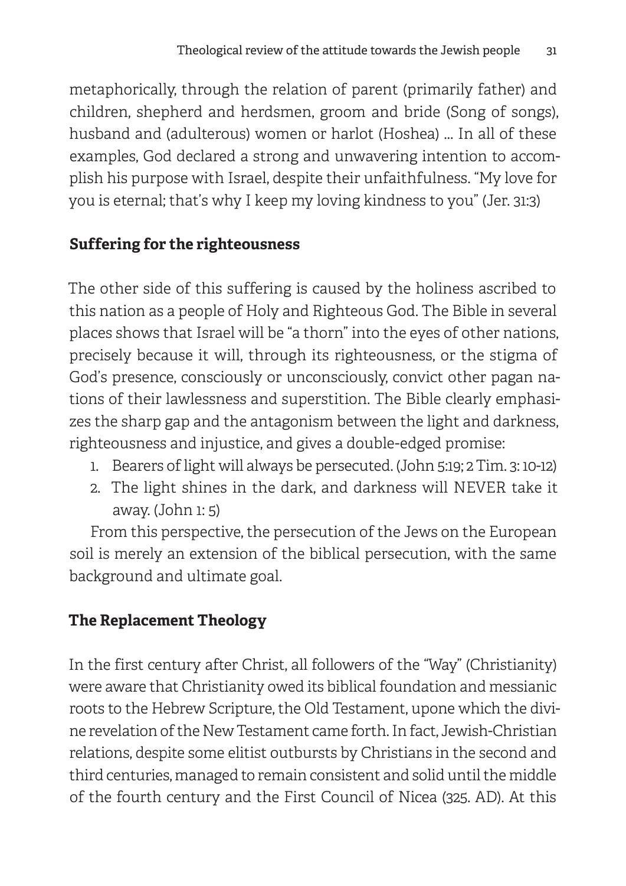metaphorically, through the relation of parent (primarily father) and children, shepherd and herdsmen, groom and bride (Song of songs), husband and (adulterous) women or harlot (Hoshea) ... In all of these examples, God declared a strong and unwavering intention to accomplish his purpose with Israel, despite their unfaithfulness. "My love for you is eternal; that's why I keep my loving kindness to you" (Jer. 31:3)

## Suffering for the righteousness

The other side of this suffering is caused by the holiness ascribed to this nation as a people of Holy and Righteous God. The Bible in several places shows that Israel will be "a thorn" into the eyes of other nations, precisely because it will, through its righteousness, or the stigma of God's presence, consciously or unconsciously, convict other pagan nations of their lawlessness and superstition. The Bible clearly emphasizes the sharp gap and the antagonism between the light and darkness, righteousness and injustice, and gives a double-edged promise:

1. Bearers of light will always be persecuted. (John 5:19; 2 Tim. 3: 10-12)
2. The light shines in the dark, and darkness will NEVER take it away. (John 1: 5)

From this perspective, the persecution of the Jews on the European soil is merely an extension of the biblical persecution, with the same background and ultimate goal.

## The Replacement Theology

In the first century after Christ, all followers of the "Way" (Christianity) were aware that Christianity owed its biblical foundation and messianic roots to the Hebrew Scripture, the Old Testament, upon which the divine revelation of the New Testament came forth. In fact, Jewish-Christian relations, despite some elitist outbursts by Christians in the second and third centuries, managed to remain consistent and solid until the middle of the fourth century and the First Council of Nicea (325. AD). At this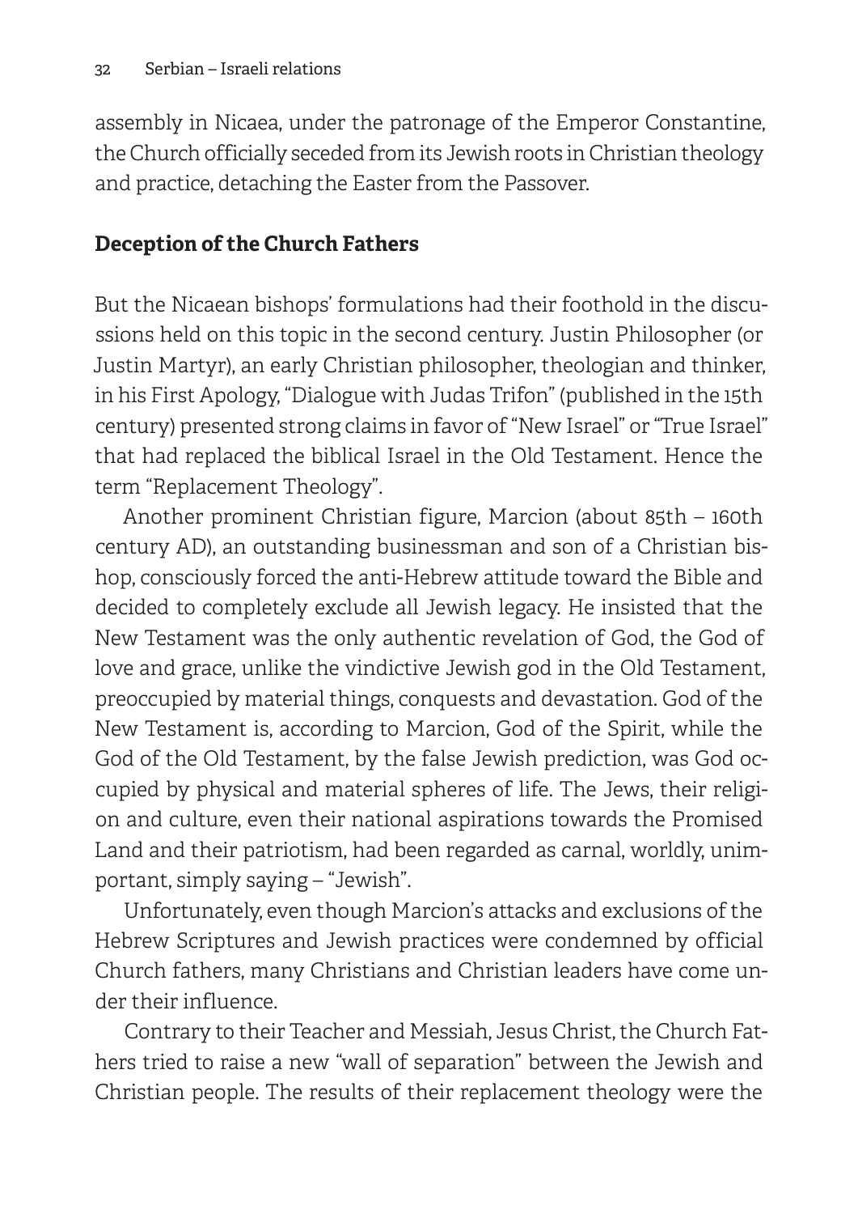assembly in Nicaea, under the patronage of the Emperor Constantine, the Church officially seceded from its Jewish roots in Christian theology and practice, detaching the Easter from the Passover.

### Deception of the Church Fathers

But the Nicaean bishops' formulations had their foothold in the discussions held on this topic in the second century. Justin Philosopher (or Justin Martyr), an early Christian philosopher, theologian and thinker, in his First Apology, "Dialogue with Judas Trifon" (published in the 15th century) presented strong claims in favor of "New Israel" or "True Israel" that had replaced the biblical Israel in the Old Testament. Hence the term "Replacement Theology".

Another prominent Christian figure, Marcion (about 85th – 160th century AD), an outstanding businessman and son of a Christian bishop, consciously forced the anti-Hebrew attitude toward the Bible and decided to completely exclude all Jewish legacy. He insisted that the New Testament was the only authentic revelation of God, the God of love and grace, unlike the vindictive Jewish god in the Old Testament, preoccupied by material things, conquests and devastation. God of the New Testament is, according to Marcion, God of the Spirit, while the God of the Old Testament, by the false Jewish prediction, was God occupied by physical and material spheres of life. The Jews, their religion and culture, even their national aspirations towards the Promised Land and their patriotism, had been regarded as carnal, worldly, unimportant, simply saying – "Jewish".

Unfortunately, even though Marcion's attacks and exclusions of the Hebrew Scriptures and Jewish practices were condemned by official Church fathers, many Christians and Christian leaders have come under their influence.

Contrary to their Teacher and Messiah, Jesus Christ, the Church Fathers tried to raise a new "wall of separation" between the Jewish and Christian people. The results of their replacement theology were the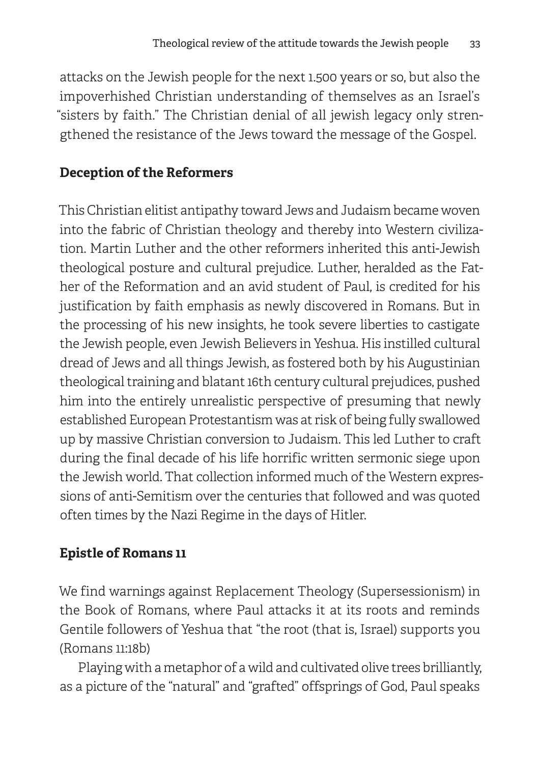attacks on the Jewish people for the next 1.500 years or so, but also the impoverhished Christian understanding of themselves as an Israel's "sisters by faith." The Christian denial of all jewish legacy only strengthened the resistance of the Jews toward the message of the Gospel.

## Deception of the Reformers

This Christian elitist antipathy toward Jews and Judaism became woven into the fabric of Christian theology and thereby into Western civilization. Martin Luther and the other reformers inherited this anti-Jewish theological posture and cultural prejudice. Luther, heralded as the Father of the Reformation and an avid student of Paul, is credited for his justification by faith emphasis as newly discovered in Romans. But in the processing of his new insights, he took severe liberties to castigate the Jewish people, even Jewish Believers in Yeshua. His instilled cultural dread of Jews and all things Jewish, as fostered both by his Augustinian theological training and blatant 16th century cultural prejudices, pushed him into the entirely unrealistic perspective of presuming that newly established European Protestantism was at risk of being fully swallowed up by massive Christian conversion to Judaism. This led Luther to craft during the final decade of his life horrific written sermonic siege upon the Jewish world. That collection informed much of the Western expressions of anti-Semitism over the centuries that followed and was quoted often times by the Nazi Regime in the days of Hitler.

## Epistle of Romans 11

We find warnings against Replacement Theology (Supersessionism) in the Book of Romans, where Paul attacks it at its roots and reminds Gentile followers of Yeshua that "the root (that is, Israel) supports you (Romans 11:18b)

Playing with a metaphor of a wild and cultivated olive trees brilliantly, as a picture of the "natural" and "grafted" offsprings of God, Paul speaks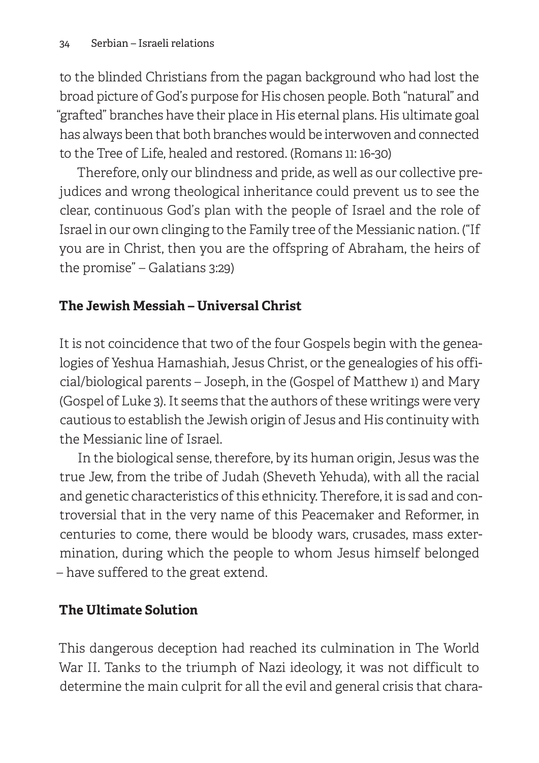to the blinded Christians from the pagan background who had lost the broad picture of God's purpose for His chosen people. Both "natural" and "grafted" branches have their place in His eternal plans. His ultimate goal has always been that both branches would be interwoven and connected to the Tree of Life, healed and restored. (Romans 11: 16-30)

Therefore, only our blindness and pride, as well as our collective prejudices and wrong theological inheritance could prevent us to see the clear, continuous God's plan with the people of Israel and the role of Israel in our own clinging to the Family tree of the Messianic nation. ("If you are in Christ, then you are the offspring of Abraham, the heirs of the promise" – Galatians 3:29)

### The Jewish Messiah – Universal Christ

It is not coincidence that two of the four Gospels begin with the genealogies of Yeshua Hamashiah, Jesus Christ, or the genealogies of his official/biological parents – Joseph, in the (Gospel of Matthew 1) and Mary (Gospel of Luke 3). It seems that the authors of these writings were very cautious to establish the Jewish origin of Jesus and His continuity with the Messianic line of Israel.

In the biological sense, therefore, by its human origin, Jesus was the true Jew, from the tribe of Judah (Sheveth Yehuda), with all the racial and genetic characteristics of this ethnicity. Therefore, it is sad and controversial that in the very name of this Peacemaker and Reformer, in centuries to come, there would be bloody wars, crusades, mass extermination, during which the people to whom Jesus himself belonged – have suffered to the great extend.

### The Ultimate Solution

This dangerous deception had reached its culmination in The World War II. Tanks to the triumph of Nazi ideology, it was not difficult to determine the main culprit for all the evil and general crisis that chara-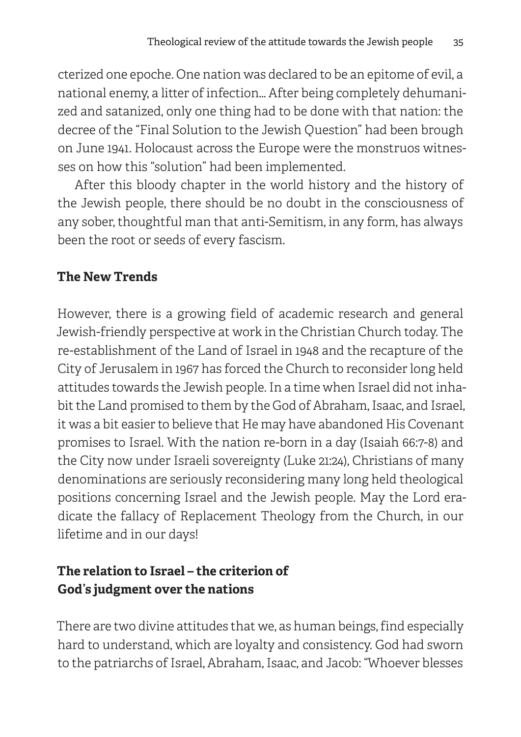cterized one epoche. One nation was declared to be an epitome of evil, a national enemy, a litter of infection... After being completely dehumanized and satanized, only one thing had to be done with that nation: the decree of the "Final Solution to the Jewish Question" had been brough on June 1941. Holocaust across the Europe were the monstruos witnesses on how this "solution" had been implemented.

After this bloody chapter in the world history and the history of the Jewish people, there should be no doubt in the consciousness of any sober, thoughtful man that anti-Semitism, in any form, has always been the root or seeds of every fascism.

## The New Trends

However, there is a growing field of academic research and general Jewish-friendly perspective at work in the Christian Church today. The re-establishment of the Land of Israel in 1948 and the recapture of the City of Jerusalem in 1967 has forced the Church to reconsider long held attitudes towards the Jewish people. In a time when Israel did not inhabit the Land promised to them by the God of Abraham, Isaac, and Israel, it was a bit easier to believe that He may have abandoned His Covenant promises to Israel. With the nation re-born in a day (Isaiah 66:7-8) and the City now under Israeli sovereignty (Luke 21:24), Christians of many denominations are seriously reconsidering many long held theological positions concerning Israel and the Jewish people. May the Lord eradicate the fallacy of Replacement Theology from the Church, in our lifetime and in our days!

## The relation to Israel – the criterion of God's judgment over the nations

There are two divine attitudes that we, as human beings, find especially hard to understand, which are loyalty and consistency. God had sworn to the patriarchs of Israel, Abraham, Isaac, and Jacob: "Whoever blesses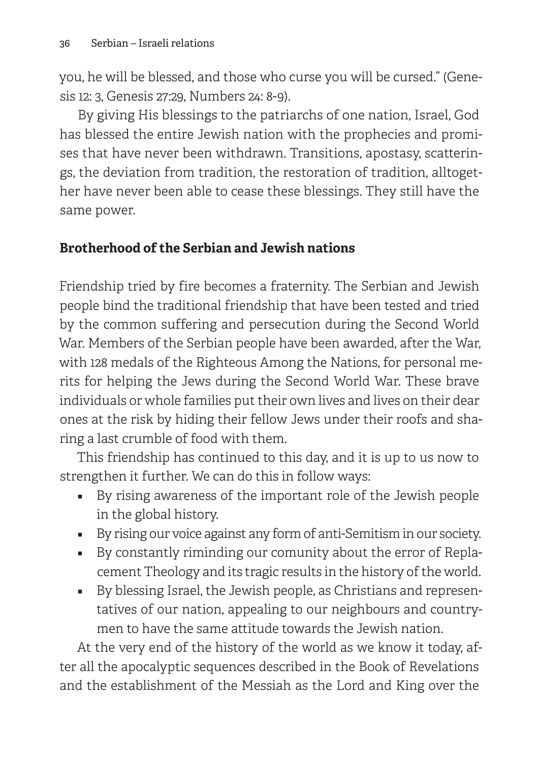you, he will be blessed, and those who curse you will be cursed." (Genesis 12: 3, Genesis 27:29, Numbers 24: 8-9).

By giving His blessings to the patriarchs of one nation, Israel, God has blessed the entire Jewish nation with the prophecies and promises that have never been withdrawn. Transitions, apostasy, scatterings, the deviation from tradition, the restoration of tradition, alltogether have never been able to cease these blessings. They still have the same power.

## Brotherhood of the Serbian and Jewish nations

Friendship tried by fire becomes a fraternity. The Serbian and Jewish people bind the traditional friendship that have been tested and tried by the common suffering and persecution during the Second World War. Members of the Serbian people have been awarded, after the War, with 128 medals of the Righteous Among the Nations, for personal merits for helping the Jews during the Second World War. These brave individuals or whole families put their own lives and lives on their dear ones at the risk by hiding their fellow Jews under their roofs and sharing a last crumble of food with them.

This friendship has continued to this day, and it is up to us now to strengthen it further. We can do this in follow ways:

- By rising awareness of the important role of the Jewish people in the global history.
- By rising our voice against any form of anti-Semitism in our society.
- By constantly riminding our comunity about the error of Replacement Theology and its tragic results in the history of the world.
- By blessing Israel, the Jewish people, as Christians and representatives of our nation, appealing to our neighbours and countrymen to have the same attitude towards the Jewish nation.

At the very end of the history of the world as we know it today, after all the apocalyptic sequences described in the Book of Revelations and the establishment of the Messiah as the Lord and King over the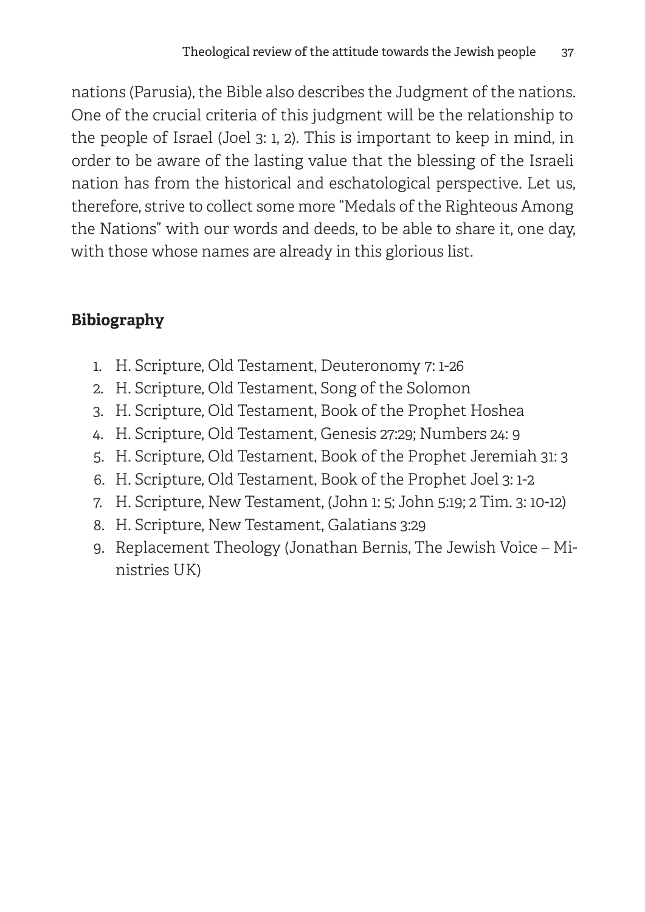nations (Parusia), the Bible also describes the Judgment of the nations. One of the crucial criteria of this judgment will be the relationship to the people of Israel (Joel 3: 1, 2). This is important to keep in mind, in order to be aware of the lasting value that the blessing of the Israeli nation has from the historical and eschatological perspective. Let us, therefore, strive to collect some more "Medals of the Righteous Among the Nations" with our words and deeds, to be able to share it, one day, with those whose names are already in this glorious list.

## Bibiography

1. H. Scripture, Old Testament, Deuteronomy 7: 1-26
2. H. Scripture, Old Testament, Song of the Solomon
3. H. Scripture, Old Testament, Book of the Prophet Hoshea
4. H. Scripture, Old Testament, Genesis 27:29; Numbers 24: 9
5. H. Scripture, Old Testament, Book of the Prophet Jeremiah 31: 3
6. H. Scripture, Old Testament, Book of the Prophet Joel 3: 1-2
7. H. Scripture, New Testament, (John 1: 5; John 5:19; 2 Tim. 3: 10-12)
8. H. Scripture, New Testament, Galatians 3:29
9. Replacement Theology (Jonathan Bernis, The Jewish Voice – Ministries UK)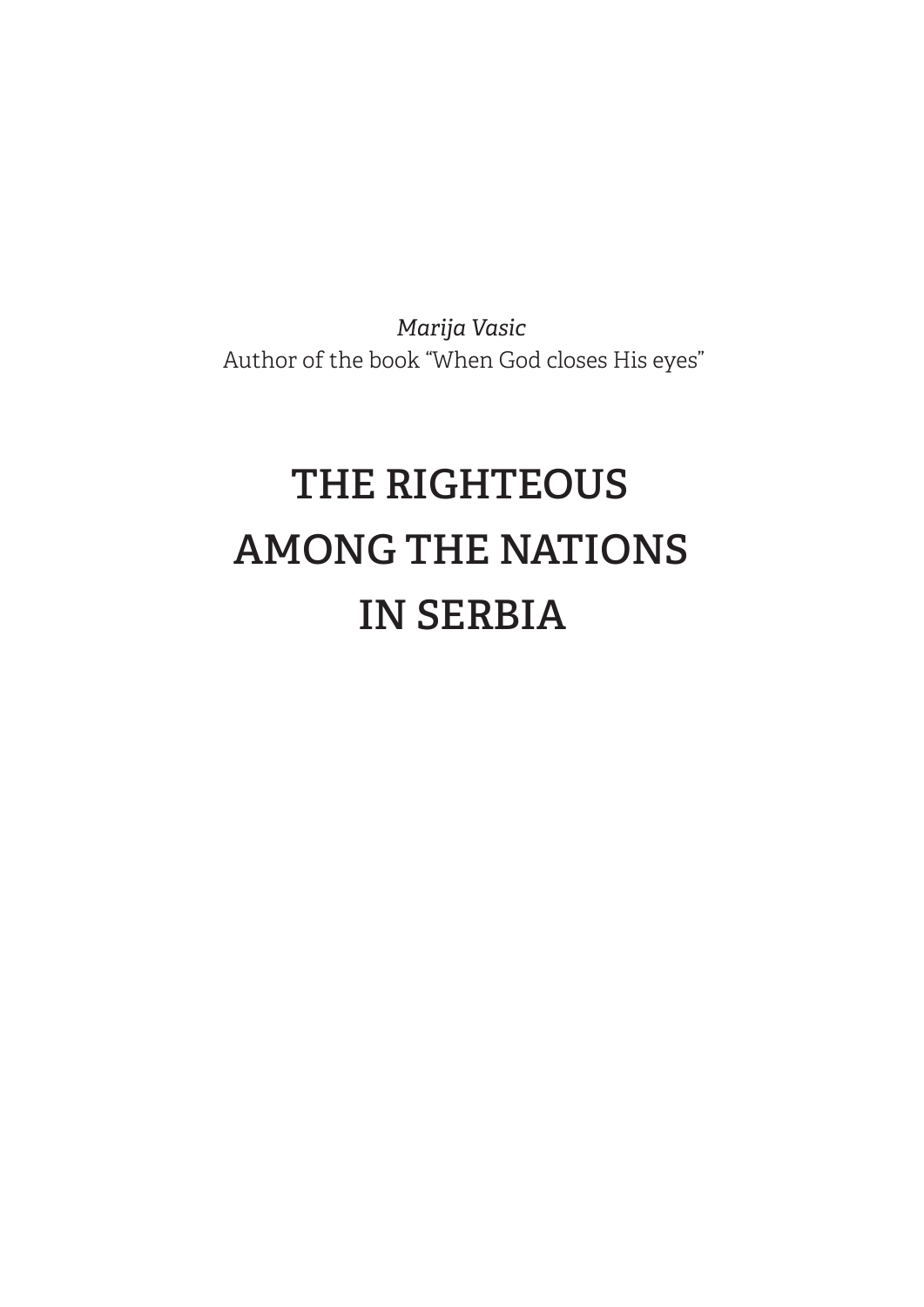*Marija Vasic*
Author of the book “When God closes His eyes”

# THE RIGHTEOUS AMONG THE NATIONS IN SERBIA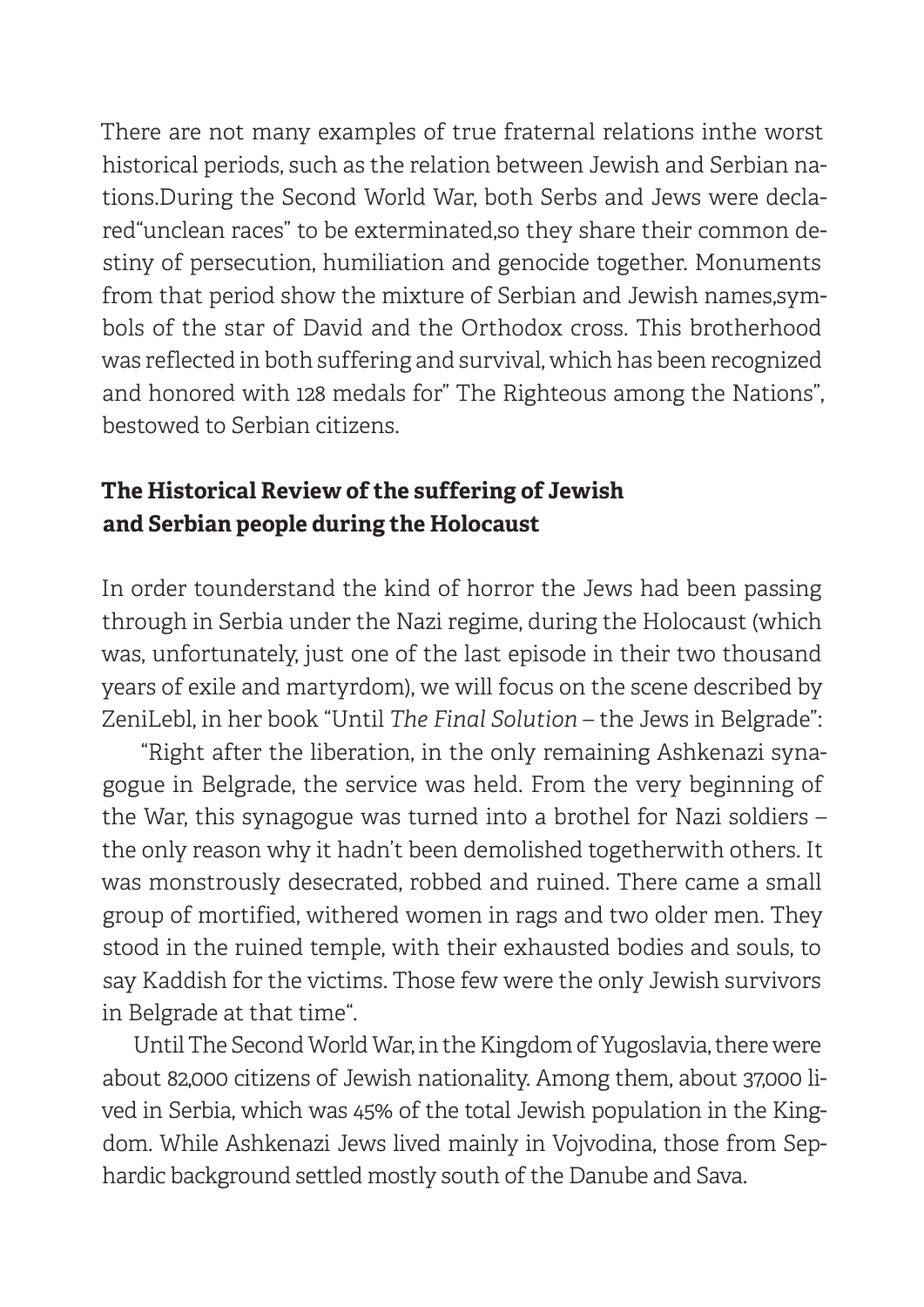There are not many examples of true fraternal relations inthe worst historical periods, such as the relation between Jewish and Serbian nations.During the Second World War, both Serbs and Jews were declared"unclean races" to be exterminated,so they share their common destiny of persecution, humiliation and genocide together. Monuments from that period show the mixture of Serbian and Jewish names,symbols of the star of David and the Orthodox cross. This brotherhood was reflected in both suffering and survival, which has been recognized and honored with 128 medals for" The Righteous among the Nations", bestowed to Serbian citizens.

## The Historical Review of the suffering of Jewish and Serbian people during the Holocaust

In order tounderstand the kind of horror the Jews had been passing through in Serbia under the Nazi regime, during the Holocaust (which was, unfortunately, just one of the last episode in their two thousand years of exile and martyrdom), we will focus on the scene described by ZeniLebl, in her book "Until *The Final Solution* – the Jews in Belgrade":

"Right after the liberation, in the only remaining Ashkenazi synagogue in Belgrade, the service was held. From the very beginning of the War, this synagogue was turned into a brothel for Nazi soldiers – the only reason why it hadn't been demolished togetherwith others. It was monstrously desecrated, robbed and ruined. There came a small group of mortified, withered women in rags and two older men. They stood in the ruined temple, with their exhausted bodies and souls, to say Kaddish for the victims. Those few were the only Jewish survivors in Belgrade at that time".

Until The Second World War, in the Kingdom of Yugoslavia, there were about 82,000 citizens of Jewish nationality. Among them, about 37,000 lived in Serbia, which was 45% of the total Jewish population in the Kingdom. While Ashkenazi Jews lived mainly in Vojvodina, those from Sephardic background settled mostly south of the Danube and Sava.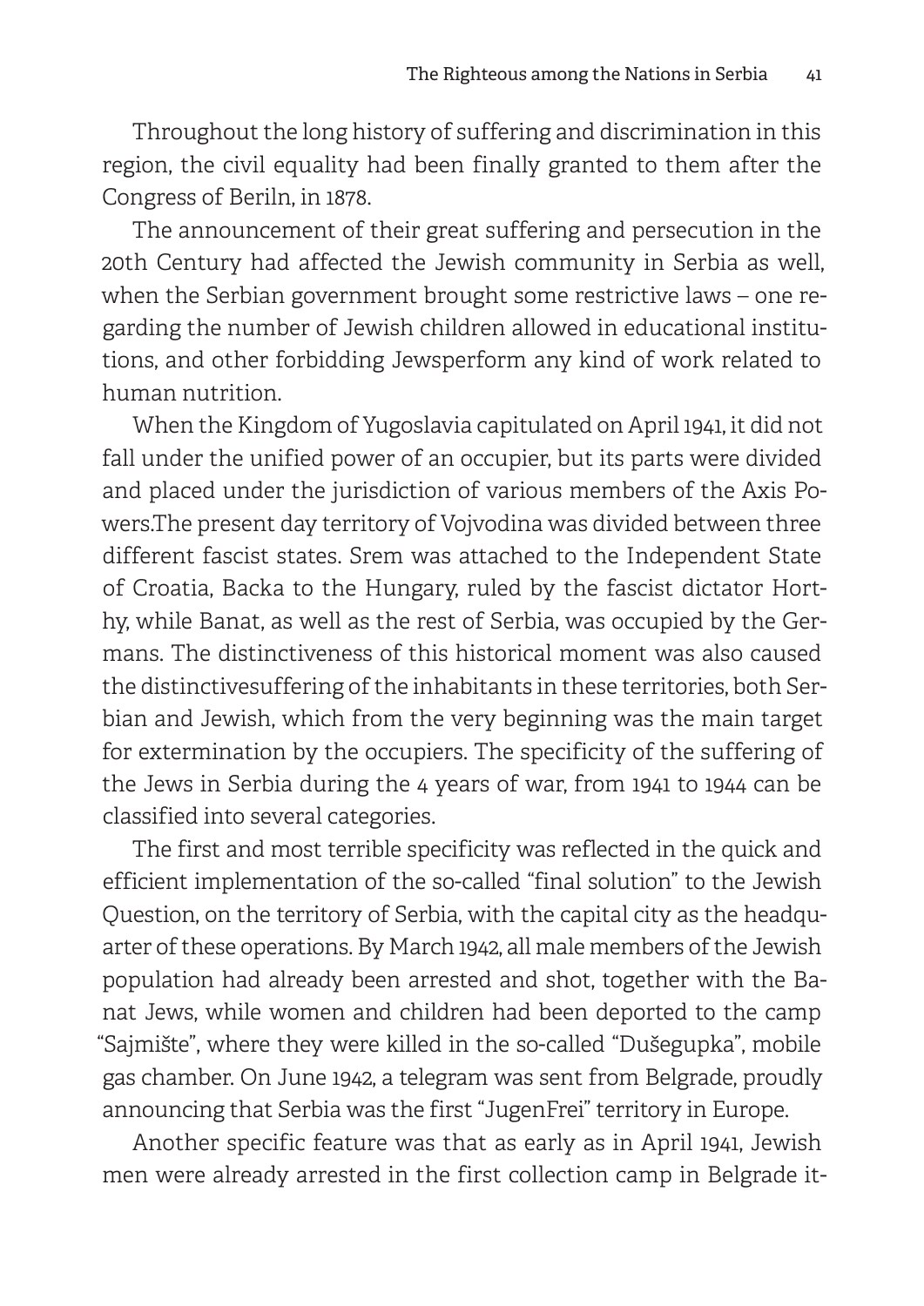Throughout the long history of suffering and discrimination in this region, the civil equality had been finally granted to them after the Congress of Beriln, in 1878.

The announcement of their great suffering and persecution in the 20th Century had affected the Jewish community in Serbia as well, when the Serbian government brought some restrictive laws – one regarding the number of Jewish children allowed in educational institutions, and other forbidding Jewsperform any kind of work related to human nutrition.

When the Kingdom of Yugoslavia capitulated on April 1941, it did not fall under the unified power of an occupier, but its parts were divided and placed under the jurisdiction of various members of the Axis Powers.The present day territory of Vojvodina was divided between three different fascist states. Srem was attached to the Independent State of Croatia, Backa to the Hungary, ruled by the fascist dictator Horthy, while Banat, as well as the rest of Serbia, was occupied by the Germans. The distinctiveness of this historical moment was also caused the distinctivesuffering of the inhabitants in these territories, both Serbian and Jewish, which from the very beginning was the main target for extermination by the occupiers. The specificity of the suffering of the Jews in Serbia during the 4 years of war, from 1941 to 1944 can be classified into several categories.

The first and most terrible specificity was reflected in the quick and efficient implementation of the so-called "final solution" to the Jewish Question, on the territory of Serbia, with the capital city as the headquarter of these operations. By March 1942, all male members of the Jewish population had already been arrested and shot, together with the Banat Jews, while women and children had been deported to the camp "Sajmište", where they were killed in the so-called "Dušegupka", mobile gas chamber. On June 1942, a telegram was sent from Belgrade, proudly announcing that Serbia was the first "JugenFrei" territory in Europe.

Another specific feature was that as early as in April 1941, Jewish men were already arrested in the first collection camp in Belgrade it-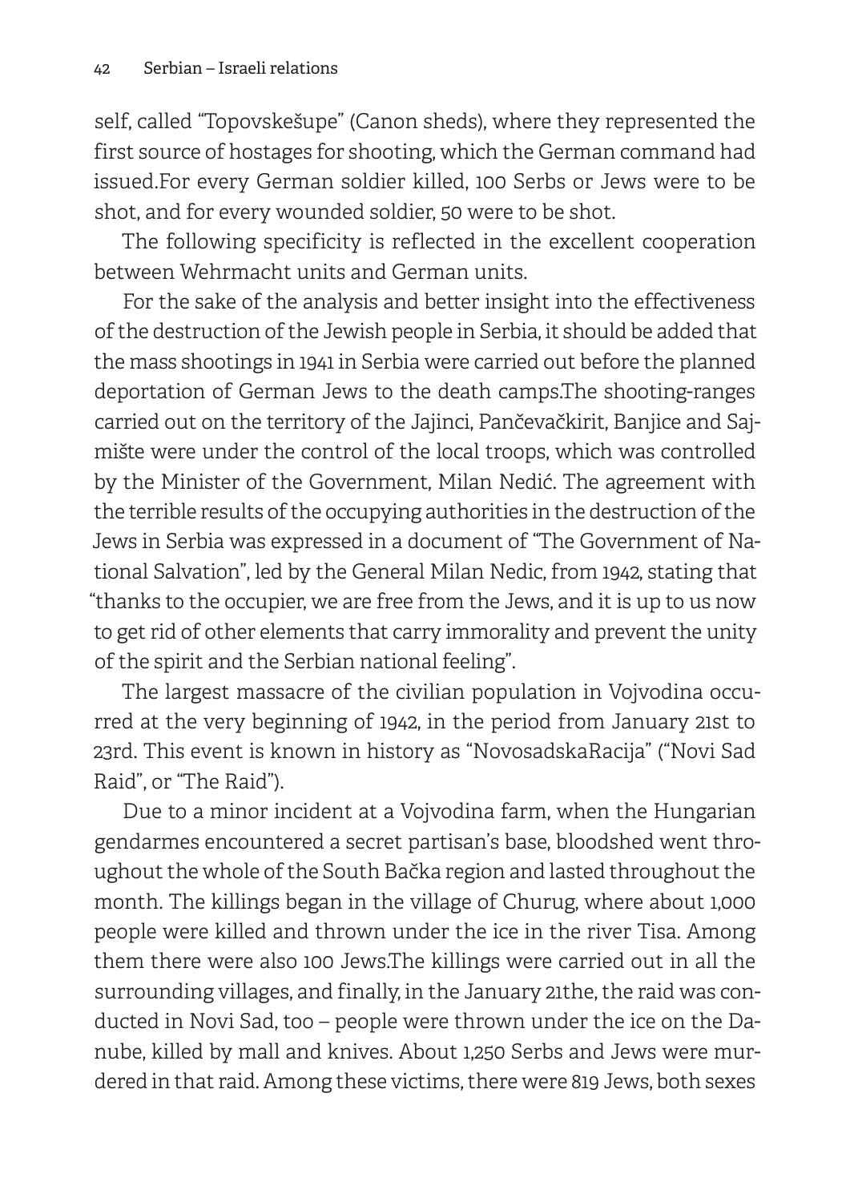self, called "Topovskešupe" (Canon sheds), where they represented the first source of hostages for shooting, which the German command had issued.For every German soldier killed, 100 Serbs or Jews were to be shot, and for every wounded soldier, 50 were to be shot.

The following specificity is reflected in the excellent cooperation between Wehrmacht units and German units.

For the sake of the analysis and better insight into the effectiveness of the destruction of the Jewish people in Serbia, it should be added that the mass shootings in 1941 in Serbia were carried out before the planned deportation of German Jews to the death camps.The shooting-ranges carried out on the territory of the Jajinci, Pančevačkirit, Banjice and Sajmište were under the control of the local troops, which was controlled by the Minister of the Government, Milan Nedić. The agreement with the terrible results of the occupying authorities in the destruction of the Jews in Serbia was expressed in a document of "The Government of National Salvation", led by the General Milan Nedic, from 1942, stating that "thanks to the occupier, we are free from the Jews, and it is up to us now to get rid of other elements that carry immorality and prevent the unity of the spirit and the Serbian national feeling".

The largest massacre of the civilian population in Vojvodina occurred at the very beginning of 1942, in the period from January 21st to 23rd. This event is known in history as "NovosadskaRacija" ("Novi Sad Raid", or "The Raid").

Due to a minor incident at a Vojvodina farm, when the Hungarian gendarmes encountered a secret partisan's base, bloodshed went throughout the whole of the South Bačka region and lasted throughout the month. The killings began in the village of Churug, where about 1,000 people were killed and thrown under the ice in the river Tisa. Among them there were also 100 Jews.The killings were carried out in all the surrounding villages, and finally, in the January 21the, the raid was conducted in Novi Sad, too – people were thrown under the ice on the Danube, killed by mall and knives. About 1,250 Serbs and Jews were murdered in that raid. Among these victims, there were 819 Jews, both sexes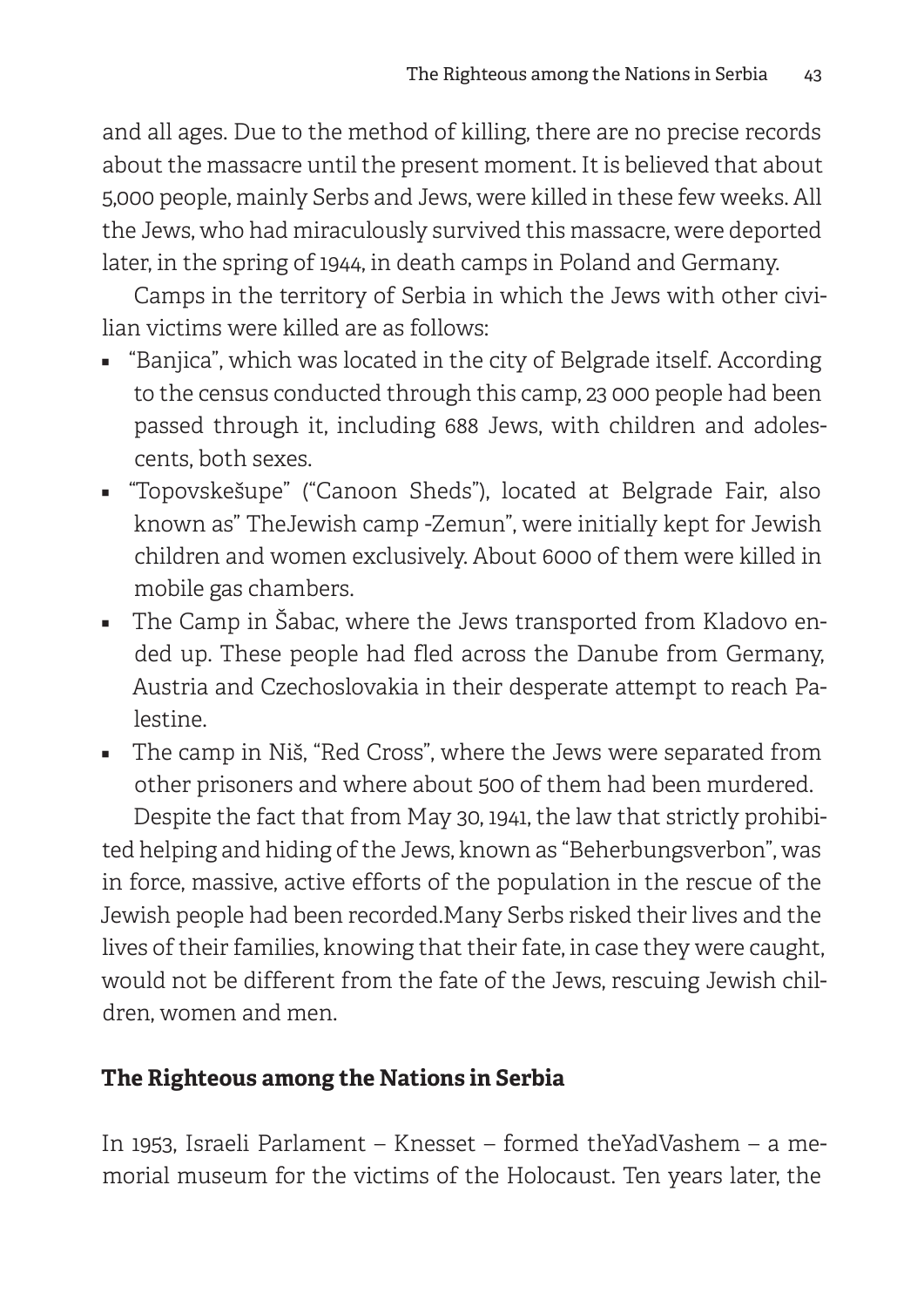and all ages. Due to the method of killing, there are no precise records about the massacre until the present moment. It is believed that about 5,000 people, mainly Serbs and Jews, were killed in these few weeks. All the Jews, who had miraculously survived this massacre, were deported later, in the spring of 1944, in death camps in Poland and Germany.

Camps in the territory of Serbia in which the Jews with other civilian victims were killed are as follows:

- "Banjica", which was located in the city of Belgrade itself. According to the census conducted through this camp, 23 000 people had been passed through it, including 688 Jews, with children and adolescents, both sexes.
- "Topovskešupe" ("Canoon Sheds"), located at Belgrade Fair, also known as" TheJewish camp -Zemun", were initially kept for Jewish children and women exclusively. About 6000 of them were killed in mobile gas chambers.
- The Camp in Šabac, where the Jews transported from Kladovo ended up. These people had fled across the Danube from Germany, Austria and Czechoslovakia in their desperate attempt to reach Palestine.
- The camp in Niš, "Red Cross", where the Jews were separated from other prisoners and where about 500 of them had been murdered.

Despite the fact that from May 30, 1941, the law that strictly prohibited helping and hiding of the Jews, known as "Beherbungsverbon", was in force, massive, active efforts of the population in the rescue of the Jewish people had been recorded.Many Serbs risked their lives and the lives of their families, knowing that their fate, in case they were caught, would not be different from the fate of the Jews, rescuing Jewish children, women and men.

## The Righteous among the Nations in Serbia

In 1953, Israeli Parlament – Knesset – formed theYadVashem – a memorial museum for the victims of the Holocaust. Ten years later, the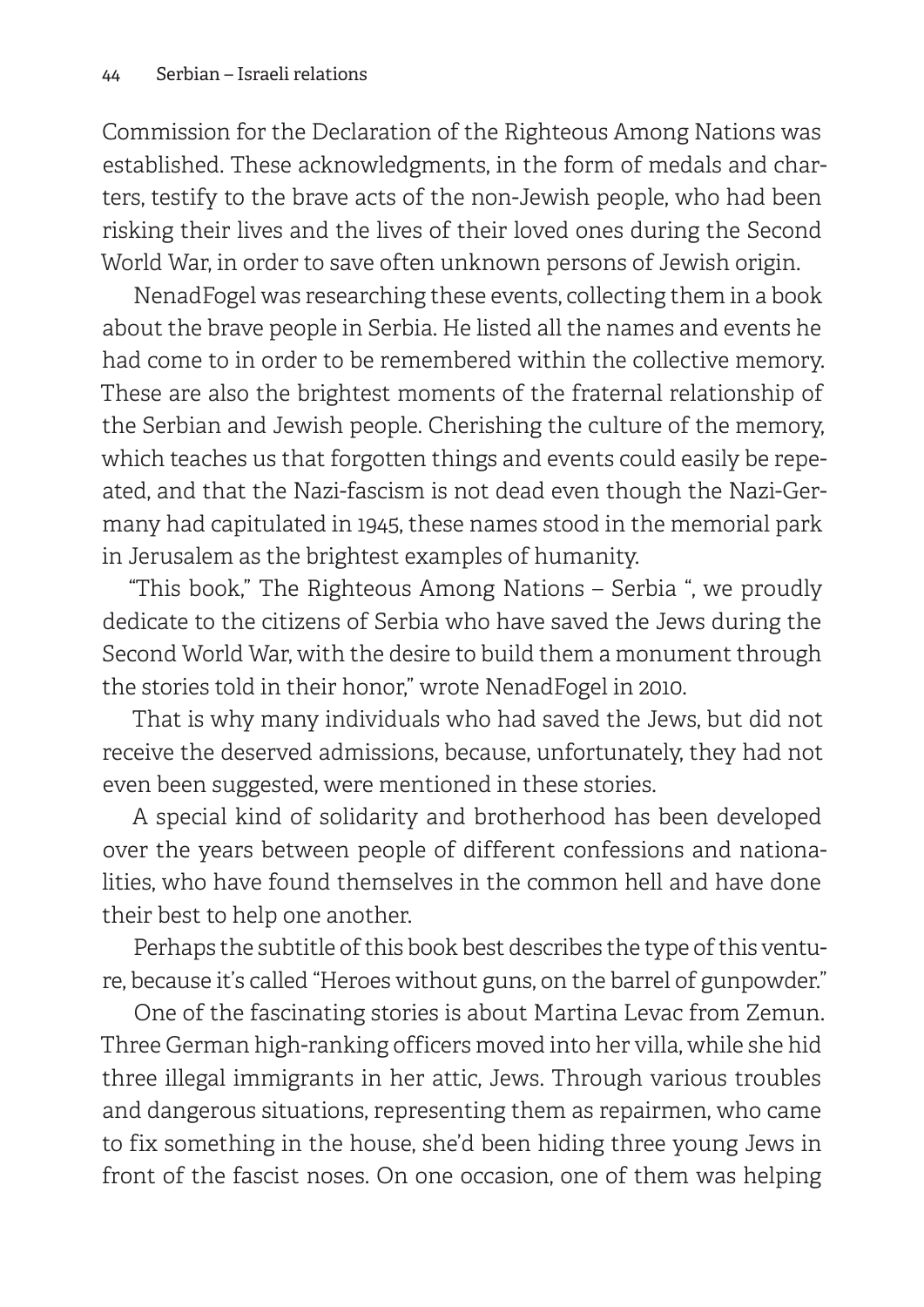Commission for the Declaration of the Righteous Among Nations was established. These acknowledgments, in the form of medals and charters, testify to the brave acts of the non-Jewish people, who had been risking their lives and the lives of their loved ones during the Second World War, in order to save often unknown persons of Jewish origin.

NenadFogel was researching these events, collecting them in a book about the brave people in Serbia. He listed all the names and events he had come to in order to be remembered within the collective memory. These are also the brightest moments of the fraternal relationship of the Serbian and Jewish people. Cherishing the culture of the memory, which teaches us that forgotten things and events could easily be repeated, and that the Nazi-fascism is not dead even though the Nazi-Germany had capitulated in 1945, these names stood in the memorial park in Jerusalem as the brightest examples of humanity.

"This book," The Righteous Among Nations – Serbia ", we proudly dedicate to the citizens of Serbia who have saved the Jews during the Second World War, with the desire to build them a monument through the stories told in their honor," wrote NenadFogel in 2010.

That is why many individuals who had saved the Jews, but did not receive the deserved admissions, because, unfortunately, they had not even been suggested, were mentioned in these stories.

A special kind of solidarity and brotherhood has been developed over the years between people of different confessions and nationalities, who have found themselves in the common hell and have done their best to help one another.

Perhaps the subtitle of this book best describes the type of this venture, because it's called "Heroes without guns, on the barrel of gunpowder."

One of the fascinating stories is about Martina Levac from Zemun. Three German high-ranking officers moved into her villa, while she hid three illegal immigrants in her attic, Jews. Through various troubles and dangerous situations, representing them as repairmen, who came to fix something in the house, she'd been hiding three young Jews in front of the fascist noses. On one occasion, one of them was helping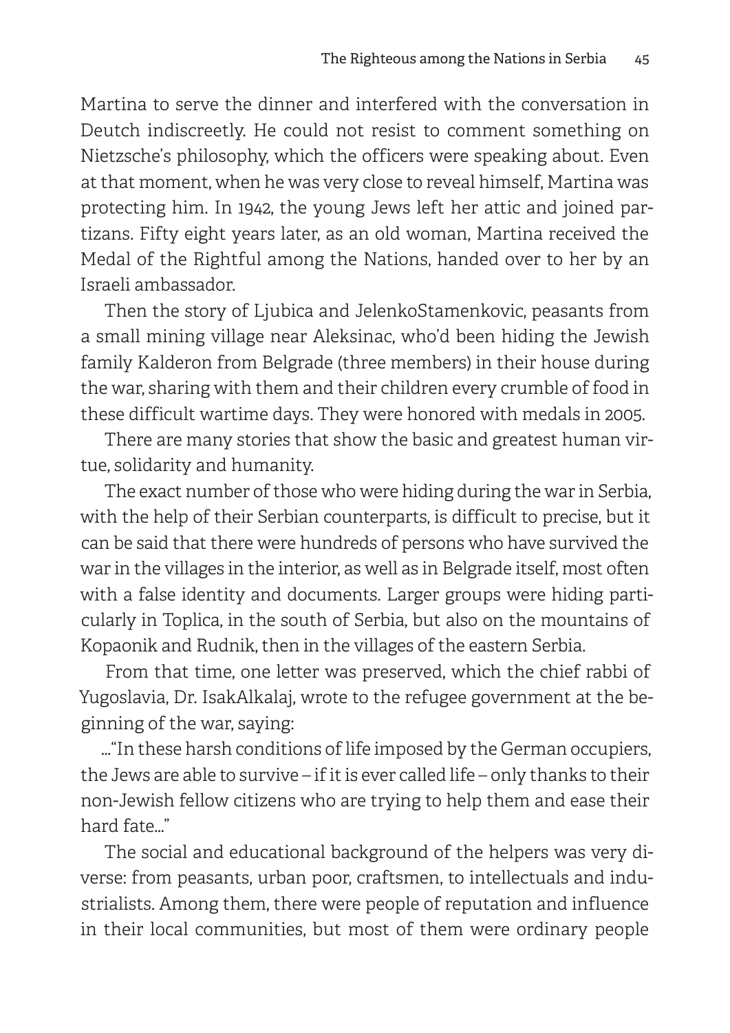Martina to serve the dinner and interfered with the conversation in Deutch indiscreetly. He could not resist to comment something on Nietzsche's philosophy, which the officers were speaking about. Even at that moment, when he was very close to reveal himself, Martina was protecting him. In 1942, the young Jews left her attic and joined partizans. Fifty eight years later, as an old woman, Martina received the Medal of the Rightful among the Nations, handed over to her by an Israeli ambassador.

Then the story of Ljubica and JelenkoStamenkovic, peasants from a small mining village near Aleksinac, who'd been hiding the Jewish family Kalderon from Belgrade (three members) in their house during the war, sharing with them and their children every crumble of food in these difficult wartime days. They were honored with medals in 2005.

There are many stories that show the basic and greatest human virtue, solidarity and humanity.

The exact number of those who were hiding during the war in Serbia, with the help of their Serbian counterparts, is difficult to precise, but it can be said that there were hundreds of persons who have survived the war in the villages in the interior, as well as in Belgrade itself, most often with a false identity and documents. Larger groups were hiding particularly in Toplica, in the south of Serbia, but also on the mountains of Kopaonik and Rudnik, then in the villages of the eastern Serbia.

From that time, one letter was preserved, which the chief rabbi of Yugoslavia, Dr. IsakAlkalaj, wrote to the refugee government at the beginning of the war, saying:

..."In these harsh conditions of life imposed by the German occupiers, the Jews are able to survive – if it is ever called life – only thanks to their non-Jewish fellow citizens who are trying to help them and ease their hard fate..."

The social and educational background of the helpers was very diverse: from peasants, urban poor, craftsmen, to intellectuals and industrialists. Among them, there were people of reputation and influence in their local communities, but most of them were ordinary people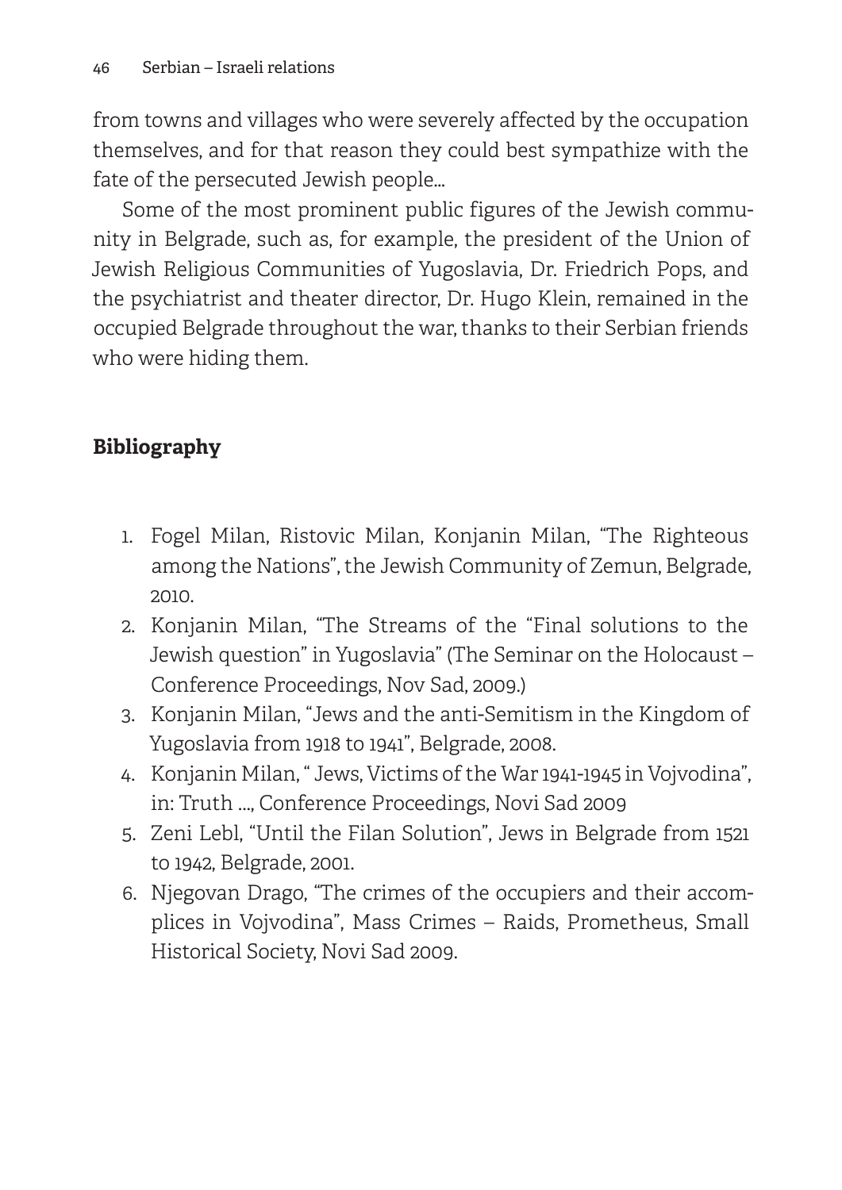from towns and villages who were severely affected by the occupation themselves, and for that reason they could best sympathize with the fate of the persecuted Jewish people...

Some of the most prominent public figures of the Jewish community in Belgrade, such as, for example, the president of the Union of Jewish Religious Communities of Yugoslavia, Dr. Friedrich Pops, and the psychiatrist and theater director, Dr. Hugo Klein, remained in the occupied Belgrade throughout the war, thanks to their Serbian friends who were hiding them.

## Bibliography

1. Fogel Milan, Ristovic Milan, Konjanin Milan, "The Righteous among the Nations", the Jewish Community of Zemun, Belgrade, 2010.
2. Konjanin Milan, "The Streams of the "Final solutions to the Jewish question" in Yugoslavia" (The Seminar on the Holocaust – Conference Proceedings, Nov Sad, 2009.)
3. Konjanin Milan, "Jews and the anti-Semitism in the Kingdom of Yugoslavia from 1918 to 1941", Belgrade, 2008.
4. Konjanin Milan, " Jews, Victims of the War 1941-1945 in Vojvodina", in: Truth ..., Conference Proceedings, Novi Sad 2009
5. Zeni Lebl, "Until the Filan Solution", Jews in Belgrade from 1521 to 1942, Belgrade, 2001.
6. Njegovan Drago, "The crimes of the occupiers and their accomplices in Vojvodina", Mass Crimes – Raids, Prometheus, Small Historical Society, Novi Sad 2009.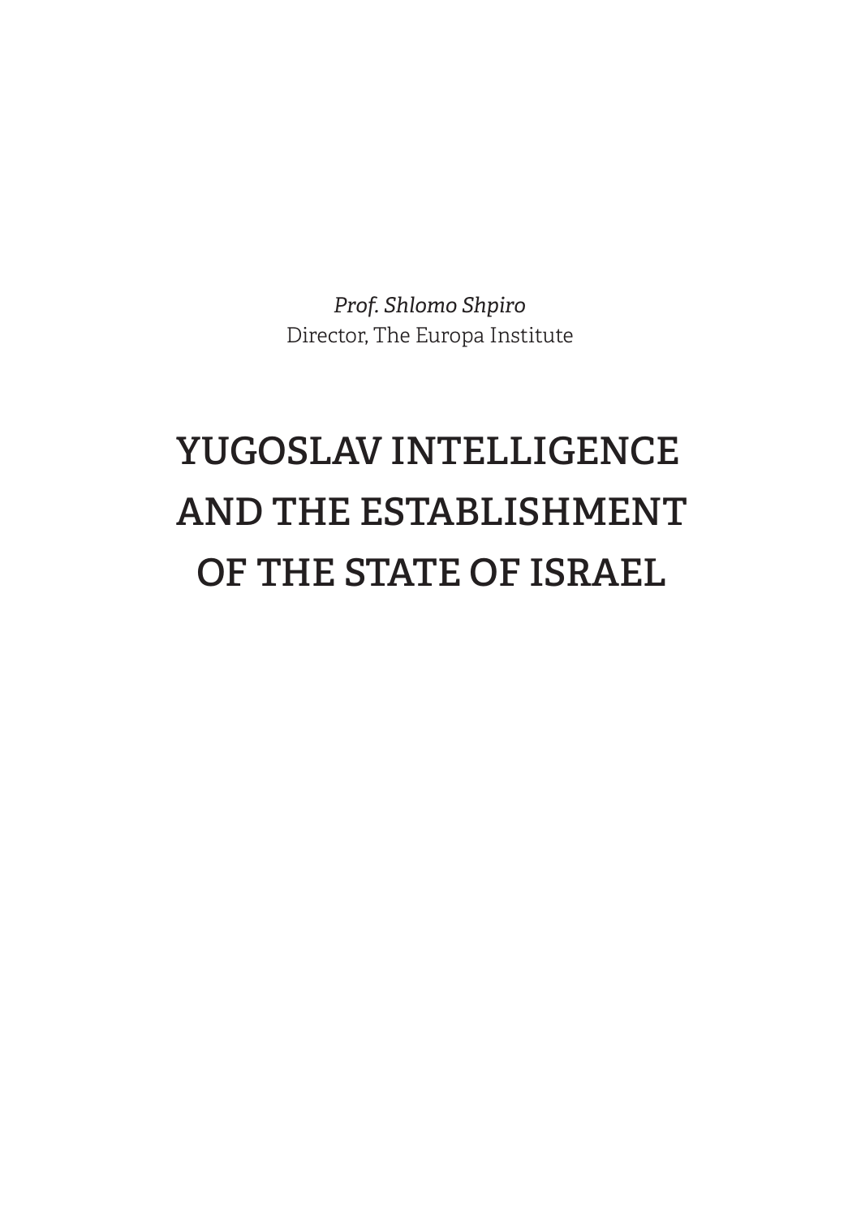*Prof. Shlomo Shpiro*
Director, The Europa Institute

# YUGOSLAV INTELLIGENCE AND THE ESTABLISHMENT OF THE STATE OF ISRAEL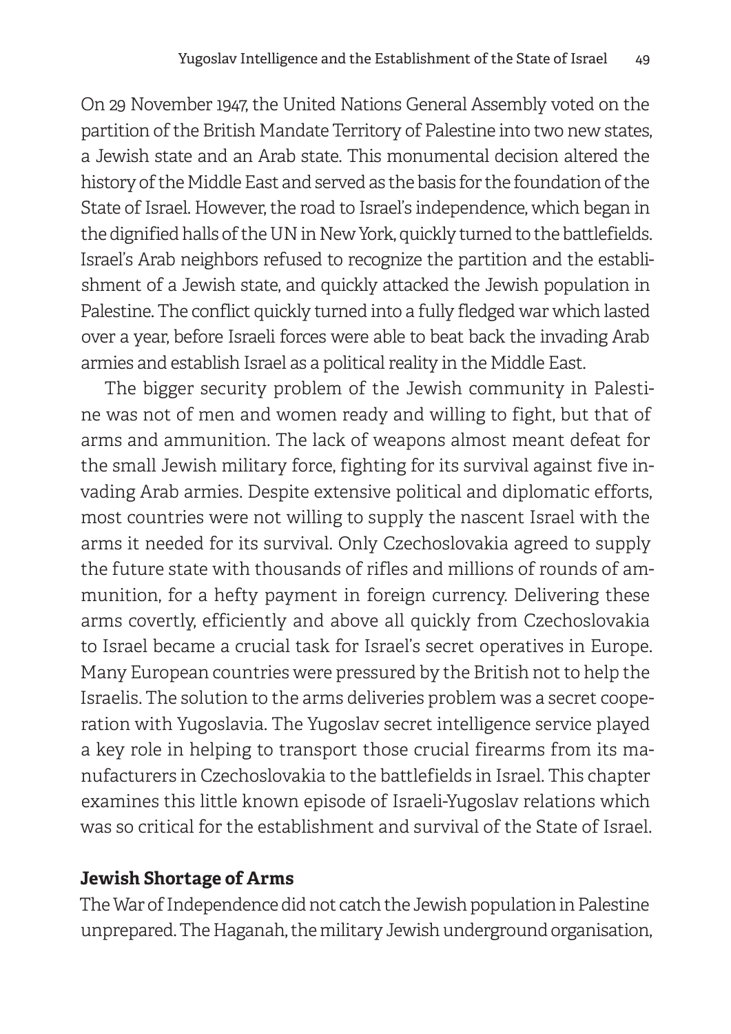On 29 November 1947, the United Nations General Assembly voted on the partition of the British Mandate Territory of Palestine into two new states, a Jewish state and an Arab state. This monumental decision altered the history of the Middle East and served as the basis for the foundation of the State of Israel. However, the road to Israel's independence, which began in the dignified halls of the UN in New York, quickly turned to the battlefields. Israel's Arab neighbors refused to recognize the partition and the establishment of a Jewish state, and quickly attacked the Jewish population in Palestine. The conflict quickly turned into a fully fledged war which lasted over a year, before Israeli forces were able to beat back the invading Arab armies and establish Israel as a political reality in the Middle East.

The bigger security problem of the Jewish community in Palestine was not of men and women ready and willing to fight, but that of arms and ammunition. The lack of weapons almost meant defeat for the small Jewish military force, fighting for its survival against five invading Arab armies. Despite extensive political and diplomatic efforts, most countries were not willing to supply the nascent Israel with the arms it needed for its survival. Only Czechoslovakia agreed to supply the future state with thousands of rifles and millions of rounds of ammunition, for a hefty payment in foreign currency. Delivering these arms covertly, efficiently and above all quickly from Czechoslovakia to Israel became a crucial task for Israel's secret operatives in Europe. Many European countries were pressured by the British not to help the Israelis. The solution to the arms deliveries problem was a secret cooperation with Yugoslavia. The Yugoslav secret intelligence service played a key role in helping to transport those crucial firearms from its manufacturers in Czechoslovakia to the battlefields in Israel. This chapter examines this little known episode of Israeli-Yugoslav relations which was so critical for the establishment and survival of the State of Israel.

## Jewish Shortage of Arms

The War of Independence did not catch the Jewish population in Palestine unprepared. The Haganah, the military Jewish underground organisation,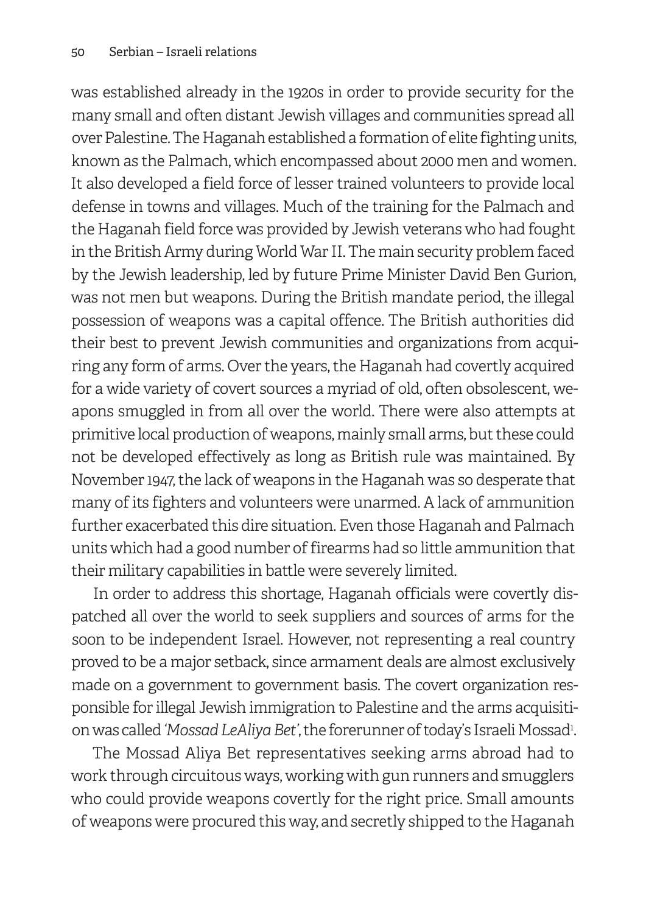was established already in the 1920s in order to provide security for the many small and often distant Jewish villages and communities spread all over Palestine. The Haganah established a formation of elite fighting units, known as the Palmach, which encompassed about 2000 men and women. It also developed a field force of lesser trained volunteers to provide local defense in towns and villages. Much of the training for the Palmach and the Haganah field force was provided by Jewish veterans who had fought in the British Army during World War II. The main security problem faced by the Jewish leadership, led by future Prime Minister David Ben Gurion, was not men but weapons. During the British mandate period, the illegal possession of weapons was a capital offence. The British authorities did their best to prevent Jewish communities and organizations from acquiring any form of arms. Over the years, the Haganah had covertly acquired for a wide variety of covert sources a myriad of old, often obsolescent, weapons smuggled in from all over the world. There were also attempts at primitive local production of weapons, mainly small arms, but these could not be developed effectively as long as British rule was maintained. By November 1947, the lack of weapons in the Haganah was so desperate that many of its fighters and volunteers were unarmed. A lack of ammunition further exacerbated this dire situation. Even those Haganah and Palmach units which had a good number of firearms had so little ammunition that their military capabilities in battle were severely limited.

In order to address this shortage, Haganah officials were covertly dispatched all over the world to seek suppliers and sources of arms for the soon to be independent Israel. However, not representing a real country proved to be a major setback, since armament deals are almost exclusively made on a government to government basis. The covert organization responsible for illegal Jewish immigration to Palestine and the arms acquisition was called *'Mossad LeAliya Bet'*, the forerunner of today's Israeli Mossad[1].

The Mossad Aliya Bet representatives seeking arms abroad had to work through circuitous ways, working with gun runners and smugglers who could provide weapons covertly for the right price. Small amounts of weapons were procured this way, and secretly shipped to the Haganah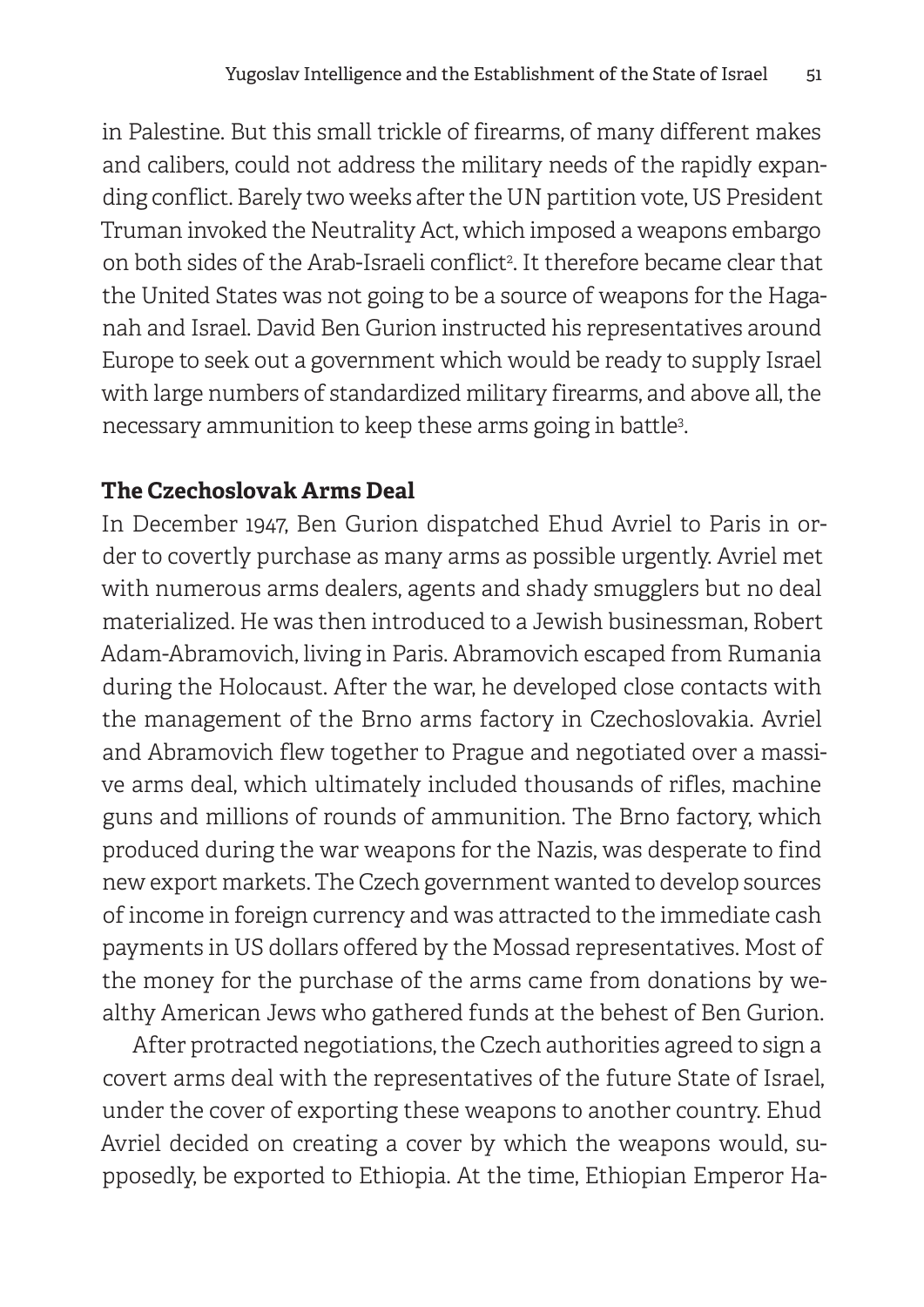in Palestine. But this small trickle of firearms, of many different makes and calibers, could not address the military needs of the rapidly expanding conflict. Barely two weeks after the UN partition vote, US President Truman invoked the Neutrality Act, which imposed a weapons embargo on both sides of the Arab-Israeli conflict[2]. It therefore became clear that the United States was not going to be a source of weapons for the Haganah and Israel. David Ben Gurion instructed his representatives around Europe to seek out a government which would be ready to supply Israel with large numbers of standardized military firearms, and above all, the necessary ammunition to keep these arms going in battle[3].

## The Czechoslovak Arms Deal

In December 1947, Ben Gurion dispatched Ehud Avriel to Paris in order to covertly purchase as many arms as possible urgently. Avriel met with numerous arms dealers, agents and shady smugglers but no deal materialized. He was then introduced to a Jewish businessman, Robert Adam-Abramovich, living in Paris. Abramovich escaped from Rumania during the Holocaust. After the war, he developed close contacts with the management of the Brno arms factory in Czechoslovakia. Avriel and Abramovich flew together to Prague and negotiated over a massive arms deal, which ultimately included thousands of rifles, machine guns and millions of rounds of ammunition. The Brno factory, which produced during the war weapons for the Nazis, was desperate to find new export markets. The Czech government wanted to develop sources of income in foreign currency and was attracted to the immediate cash payments in US dollars offered by the Mossad representatives. Most of the money for the purchase of the arms came from donations by wealthy American Jews who gathered funds at the behest of Ben Gurion.

After protracted negotiations, the Czech authorities agreed to sign a covert arms deal with the representatives of the future State of Israel, under the cover of exporting these weapons to another country. Ehud Avriel decided on creating a cover by which the weapons would, supposedly, be exported to Ethiopia. At the time, Ethiopian Emperor Ha-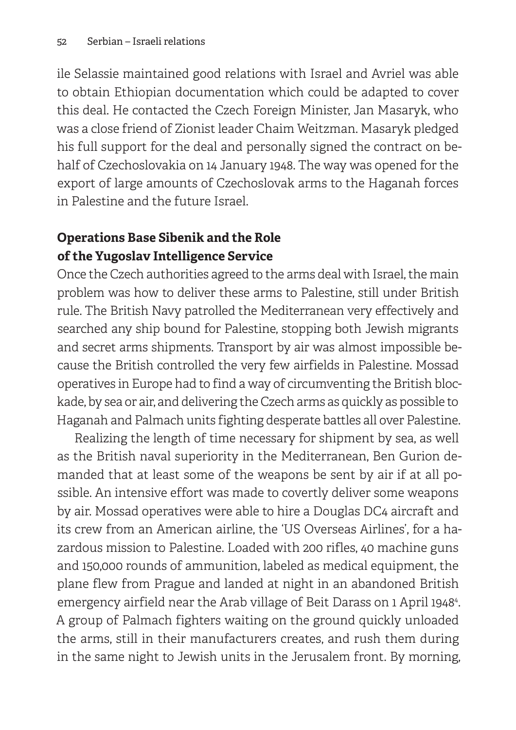ile Selassie maintained good relations with Israel and Avriel was able to obtain Ethiopian documentation which could be adapted to cover this deal. He contacted the Czech Foreign Minister, Jan Masaryk, who was a close friend of Zionist leader Chaim Weitzman. Masaryk pledged his full support for the deal and personally signed the contract on behalf of Czechoslovakia on 14 January 1948. The way was opened for the export of large amounts of Czechoslovak arms to the Haganah forces in Palestine and the future Israel.

## Operations Base Sibenik and the Role of the Yugoslav Intelligence Service

Once the Czech authorities agreed to the arms deal with Israel, the main problem was how to deliver these arms to Palestine, still under British rule. The British Navy patrolled the Mediterranean very effectively and searched any ship bound for Palestine, stopping both Jewish migrants and secret arms shipments. Transport by air was almost impossible because the British controlled the very few airfields in Palestine. Mossad operatives in Europe had to find a way of circumventing the British blockade, by sea or air, and delivering the Czech arms as quickly as possible to Haganah and Palmach units fighting desperate battles all over Palestine.

Realizing the length of time necessary for shipment by sea, as well as the British naval superiority in the Mediterranean, Ben Gurion demanded that at least some of the weapons be sent by air if at all possible. An intensive effort was made to covertly deliver some weapons by air. Mossad operatives were able to hire a Douglas DC4 aircraft and its crew from an American airline, the 'US Overseas Airlines', for a hazardous mission to Palestine. Loaded with 200 rifles, 40 machine guns and 150,000 rounds of ammunition, labeled as medical equipment, the plane flew from Prague and landed at night in an abandoned British emergency airfield near the Arab village of Beit Darass on 1 April 1948[4]. A group of Palmach fighters waiting on the ground quickly unloaded the arms, still in their manufacturers creates, and rush them during in the same night to Jewish units in the Jerusalem front. By morning,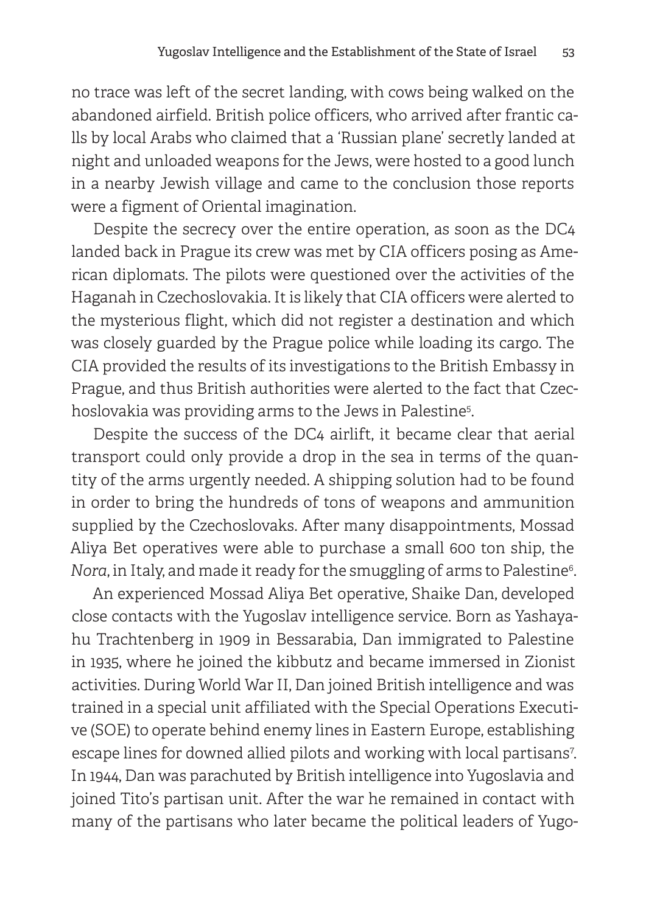no trace was left of the secret landing, with cows being walked on the abandoned airfield. British police officers, who arrived after frantic calls by local Arabs who claimed that a 'Russian plane' secretly landed at night and unloaded weapons for the Jews, were hosted to a good lunch in a nearby Jewish village and came to the conclusion those reports were a figment of Oriental imagination.

Despite the secrecy over the entire operation, as soon as the DC4 landed back in Prague its crew was met by CIA officers posing as American diplomats. The pilots were questioned over the activities of the Haganah in Czechoslovakia. It is likely that CIA officers were alerted to the mysterious flight, which did not register a destination and which was closely guarded by the Prague police while loading its cargo. The CIA provided the results of its investigations to the British Embassy in Prague, and thus British authorities were alerted to the fact that Czechoslovakia was providing arms to the Jews in Palestine[5].

Despite the success of the DC4 airlift, it became clear that aerial transport could only provide a drop in the sea in terms of the quantity of the arms urgently needed. A shipping solution had to be found in order to bring the hundreds of tons of weapons and ammunition supplied by the Czechoslovaks. After many disappointments, Mossad Aliya Bet operatives were able to purchase a small 600 ton ship, the *Nora*, in Italy, and made it ready for the smuggling of arms to Palestine[6].

An experienced Mossad Aliya Bet operative, Shaike Dan, developed close contacts with the Yugoslav intelligence service. Born as Yashayahu Trachtenberg in 1909 in Bessarabia, Dan immigrated to Palestine in 1935, where he joined the kibbutz and became immersed in Zionist activities. During World War II, Dan joined British intelligence and was trained in a special unit affiliated with the Special Operations Executive (SOE) to operate behind enemy lines in Eastern Europe, establishing escape lines for downed allied pilots and working with local partisans[7]. In 1944, Dan was parachuted by British intelligence into Yugoslavia and joined Tito's partisan unit. After the war he remained in contact with many of the partisans who later became the political leaders of Yugo-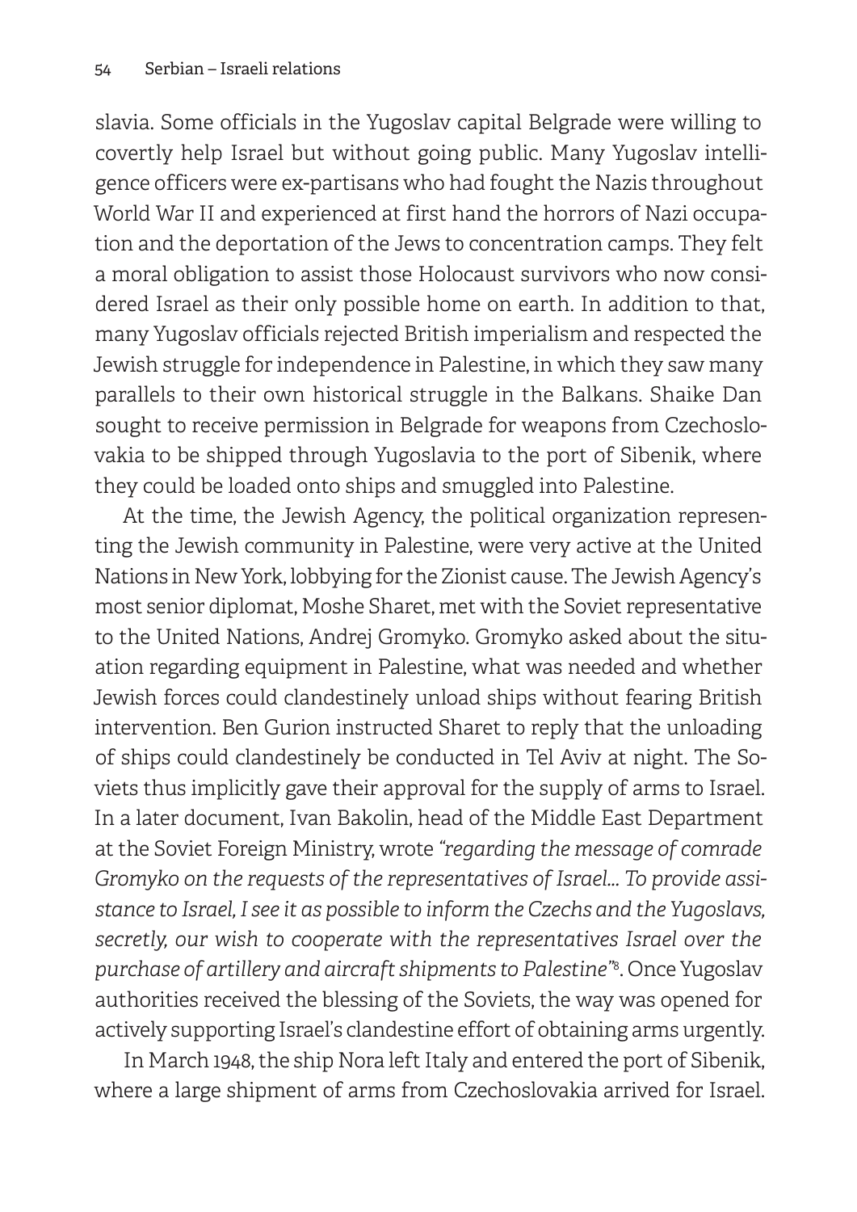slavia. Some officials in the Yugoslav capital Belgrade were willing to covertly help Israel but without going public. Many Yugoslav intelligence officers were ex-partisans who had fought the Nazis throughout World War II and experienced at first hand the horrors of Nazi occupation and the deportation of the Jews to concentration camps. They felt a moral obligation to assist those Holocaust survivors who now considered Israel as their only possible home on earth. In addition to that, many Yugoslav officials rejected British imperialism and respected the Jewish struggle for independence in Palestine, in which they saw many parallels to their own historical struggle in the Balkans. Shaike Dan sought to receive permission in Belgrade for weapons from Czechoslovakia to be shipped through Yugoslavia to the port of Sibenik, where they could be loaded onto ships and smuggled into Palestine.

At the time, the Jewish Agency, the political organization representing the Jewish community in Palestine, were very active at the United Nations in New York, lobbying for the Zionist cause. The Jewish Agency's most senior diplomat, Moshe Sharet, met with the Soviet representative to the United Nations, Andrej Gromyko. Gromyko asked about the situation regarding equipment in Palestine, what was needed and whether Jewish forces could clandestinely unload ships without fearing British intervention. Ben Gurion instructed Sharet to reply that the unloading of ships could clandestinely be conducted in Tel Aviv at night. The Soviets thus implicitly gave their approval for the supply of arms to Israel. In a later document, Ivan Bakolin, head of the Middle East Department at the Soviet Foreign Ministry, wrote *"regarding the message of comrade Gromyko on the requests of the representatives of Israel... To provide assistance to Israel, I see it as possible to inform the Czechs and the Yugoslavs, secretly, our wish to cooperate with the representatives Israel over the purchase of artillery and aircraft shipments to Palestine"*[8]. Once Yugoslav authorities received the blessing of the Soviets, the way was opened for actively supporting Israel's clandestine effort of obtaining arms urgently.

In March 1948, the ship Nora left Italy and entered the port of Sibenik, where a large shipment of arms from Czechoslovakia arrived for Israel.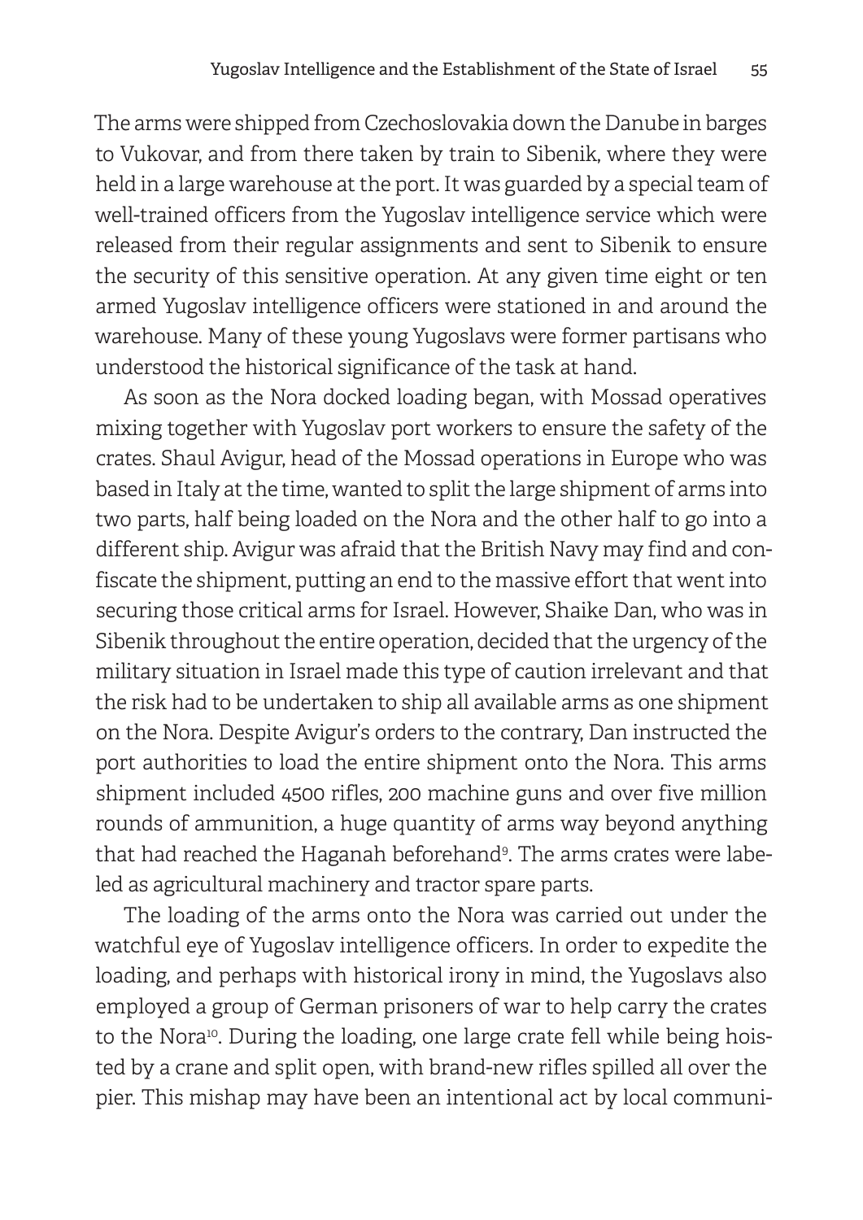The arms were shipped from Czechoslovakia down the Danube in barges to Vukovar, and from there taken by train to Sibenik, where they were held in a large warehouse at the port. It was guarded by a special team of well-trained officers from the Yugoslav intelligence service which were released from their regular assignments and sent to Sibenik to ensure the security of this sensitive operation. At any given time eight or ten armed Yugoslav intelligence officers were stationed in and around the warehouse. Many of these young Yugoslavs were former partisans who understood the historical significance of the task at hand.

As soon as the Nora docked loading began, with Mossad operatives mixing together with Yugoslav port workers to ensure the safety of the crates. Shaul Avigur, head of the Mossad operations in Europe who was based in Italy at the time, wanted to split the large shipment of arms into two parts, half being loaded on the Nora and the other half to go into a different ship. Avigur was afraid that the British Navy may find and confiscate the shipment, putting an end to the massive effort that went into securing those critical arms for Israel. However, Shaike Dan, who was in Sibenik throughout the entire operation, decided that the urgency of the military situation in Israel made this type of caution irrelevant and that the risk had to be undertaken to ship all available arms as one shipment on the Nora. Despite Avigur's orders to the contrary, Dan instructed the port authorities to load the entire shipment onto the Nora. This arms shipment included 4500 rifles, 200 machine guns and over five million rounds of ammunition, a huge quantity of arms way beyond anything that had reached the Haganah beforehand[9]. The arms crates were labeled as agricultural machinery and tractor spare parts.

The loading of the arms onto the Nora was carried out under the watchful eye of Yugoslav intelligence officers. In order to expedite the loading, and perhaps with historical irony in mind, the Yugoslavs also employed a group of German prisoners of war to help carry the crates to the Nora[10]. During the loading, one large crate fell while being hoisted by a crane and split open, with brand-new rifles spilled all over the pier. This mishap may have been an intentional act by local communi-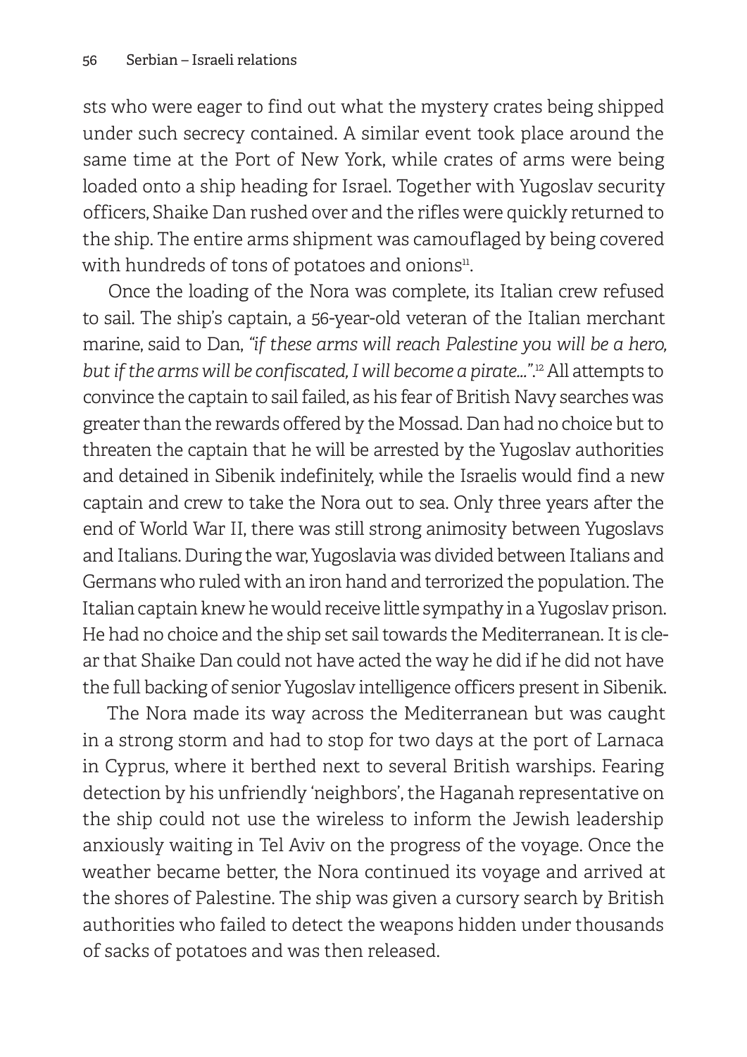sts who were eager to find out what the mystery crates being shipped under such secrecy contained. A similar event took place around the same time at the Port of New York, while crates of arms were being loaded onto a ship heading for Israel. Together with Yugoslav security officers, Shaike Dan rushed over and the rifles were quickly returned to the ship. The entire arms shipment was camouflaged by being covered with hundreds of tons of potatoes and onions[11].

Once the loading of the Nora was complete, its Italian crew refused to sail. The ship's captain, a 56-year-old veteran of the Italian merchant marine, said to Dan, *"if these arms will reach Palestine you will be a hero, but if the arms will be confiscated, I will become a pirate…"*.[12] All attempts to convince the captain to sail failed, as his fear of British Navy searches was greater than the rewards offered by the Mossad. Dan had no choice but to threaten the captain that he will be arrested by the Yugoslav authorities and detained in Sibenik indefinitely, while the Israelis would find a new captain and crew to take the Nora out to sea. Only three years after the end of World War II, there was still strong animosity between Yugoslavs and Italians. During the war, Yugoslavia was divided between Italians and Germans who ruled with an iron hand and terrorized the population. The Italian captain knew he would receive little sympathy in a Yugoslav prison. He had no choice and the ship set sail towards the Mediterranean. It is clear that Shaike Dan could not have acted the way he did if he did not have the full backing of senior Yugoslav intelligence officers present in Sibenik.

The Nora made its way across the Mediterranean but was caught in a strong storm and had to stop for two days at the port of Larnaca in Cyprus, where it berthed next to several British warships. Fearing detection by his unfriendly 'neighbors', the Haganah representative on the ship could not use the wireless to inform the Jewish leadership anxiously waiting in Tel Aviv on the progress of the voyage. Once the weather became better, the Nora continued its voyage and arrived at the shores of Palestine. The ship was given a cursory search by British authorities who failed to detect the weapons hidden under thousands of sacks of potatoes and was then released.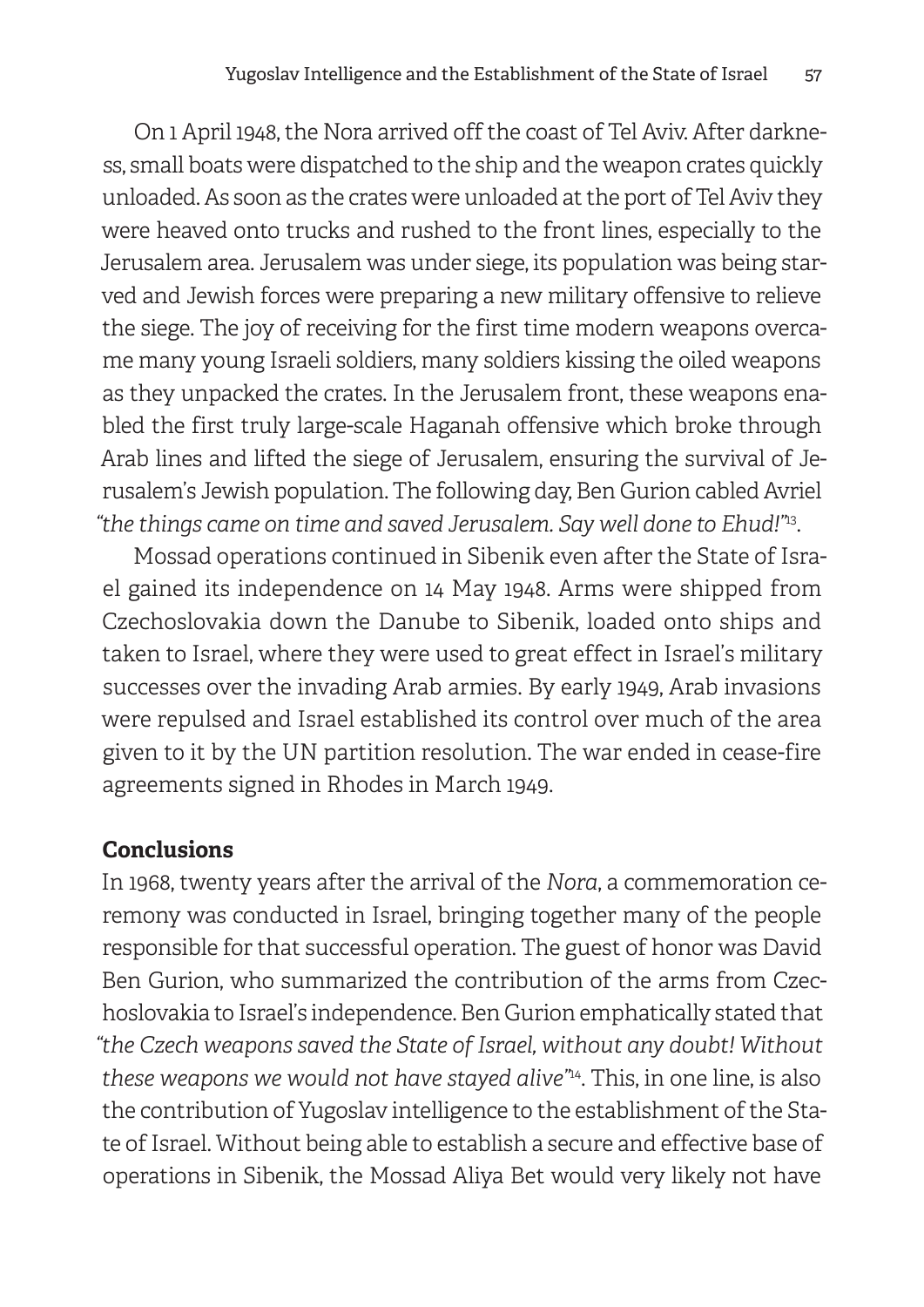On 1 April 1948, the Nora arrived off the coast of Tel Aviv. After darkness, small boats were dispatched to the ship and the weapon crates quickly unloaded. As soon as the crates were unloaded at the port of Tel Aviv they were heaved onto trucks and rushed to the front lines, especially to the Jerusalem area. Jerusalem was under siege, its population was being starved and Jewish forces were preparing a new military offensive to relieve the siege. The joy of receiving for the first time modern weapons overcame many young Israeli soldiers, many soldiers kissing the oiled weapons as they unpacked the crates. In the Jerusalem front, these weapons enabled the first truly large-scale Haganah offensive which broke through Arab lines and lifted the siege of Jerusalem, ensuring the survival of Jerusalem's Jewish population. The following day, Ben Gurion cabled Avriel *"the things came on time and saved Jerusalem. Say well done to Ehud!"*[13].

Mossad operations continued in Sibenik even after the State of Israel gained its independence on 14 May 1948. Arms were shipped from Czechoslovakia down the Danube to Sibenik, loaded onto ships and taken to Israel, where they were used to great effect in Israel's military successes over the invading Arab armies. By early 1949, Arab invasions were repulsed and Israel established its control over much of the area given to it by the UN partition resolution. The war ended in cease-fire agreements signed in Rhodes in March 1949.

## Conclusions

In 1968, twenty years after the arrival of the *Nora*, a commemoration ceremony was conducted in Israel, bringing together many of the people responsible for that successful operation. The guest of honor was David Ben Gurion, who summarized the contribution of the arms from Czechoslovakia to Israel's independence. Ben Gurion emphatically stated that *"the Czech weapons saved the State of Israel, without any doubt! Without these weapons we would not have stayed alive"*[14]. This, in one line, is also the contribution of Yugoslav intelligence to the establishment of the State of Israel. Without being able to establish a secure and effective base of operations in Sibenik, the Mossad Aliya Bet would very likely not have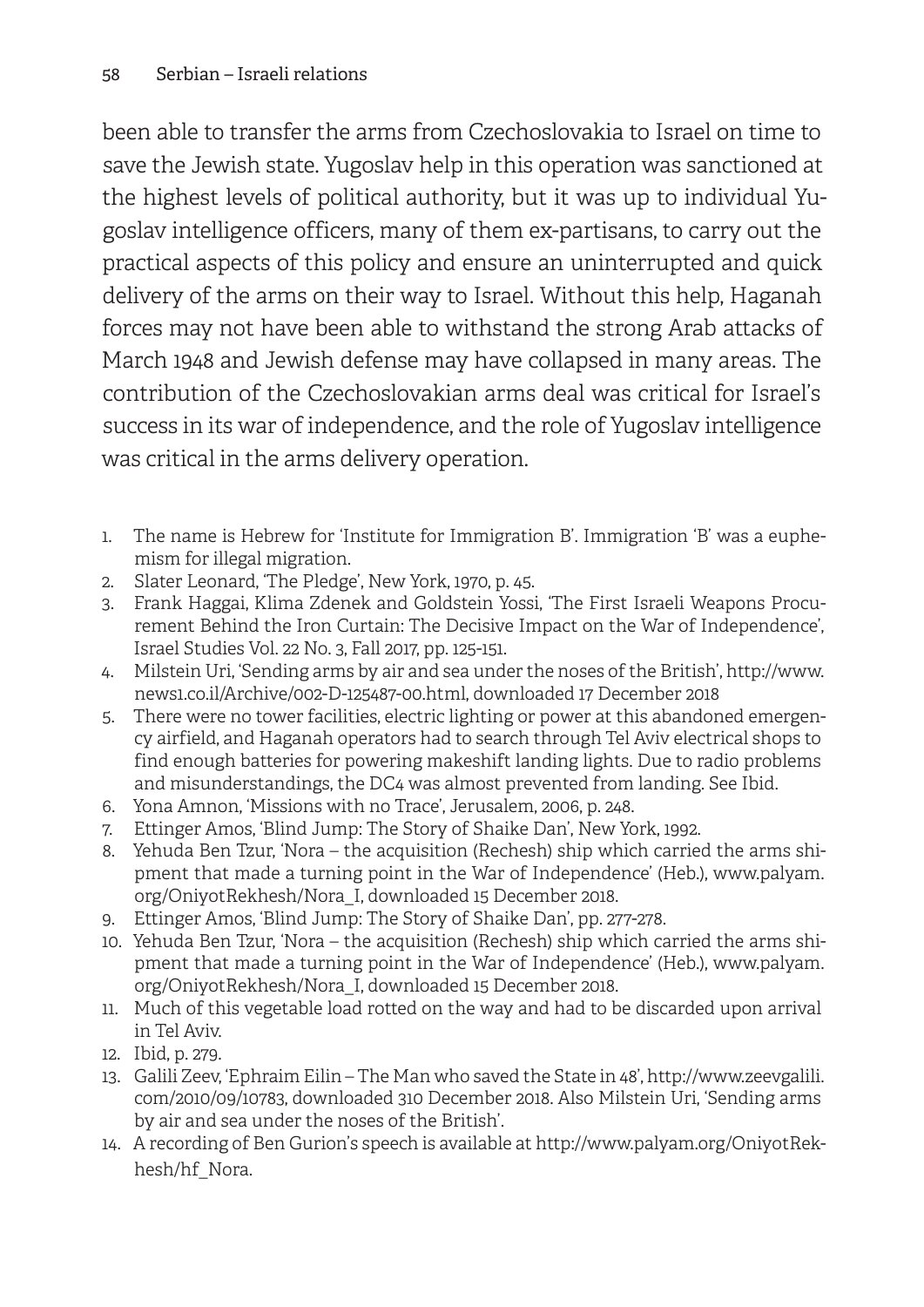been able to transfer the arms from Czechoslovakia to Israel on time to save the Jewish state. Yugoslav help in this operation was sanctioned at the highest levels of political authority, but it was up to individual Yugoslav intelligence officers, many of them ex-partisans, to carry out the practical aspects of this policy and ensure an uninterrupted and quick delivery of the arms on their way to Israel. Without this help, Haganah forces may not have been able to withstand the strong Arab attacks of March 1948 and Jewish defense may have collapsed in many areas. The contribution of the Czechoslovakian arms deal was critical for Israel's success in its war of independence, and the role of Yugoslav intelligence was critical in the arms delivery operation.

1. The name is Hebrew for 'Institute for Immigration B'. Immigration 'B' was a euphemism for illegal migration.
2. Slater Leonard, 'The Pledge', New York, 1970, p. 45.
3. Frank Haggai, Klima Zdenek and Goldstein Yossi, 'The First Israeli Weapons Procurement Behind the Iron Curtain: The Decisive Impact on the War of Independence', Israel Studies Vol. 22 No. 3, Fall 2017, pp. 125-151.
4. Milstein Uri, 'Sending arms by air and sea under the noses of the British', http://www.news1.co.il/Archive/002-D-125487-00.html, downloaded 17 December 2018
5. There were no tower facilities, electric lighting or power at this abandoned emergency airfield, and Haganah operators had to search through Tel Aviv electrical shops to find enough batteries for powering makeshift landing lights. Due to radio problems and misunderstandings, the DC4 was almost prevented from landing. See Ibid.
6. Yona Amnon, 'Missions with no Trace', Jerusalem, 2006, p. 248.
7. Ettinger Amos, 'Blind Jump: The Story of Shaike Dan', New York, 1992.
8. Yehuda Ben Tzur, 'Nora – the acquisition (Rechesh) ship which carried the arms shipment that made a turning point in the War of Independence' (Heb.), www.palyam.org/OniyotRekhesh/Nora_I, downloaded 15 December 2018.
9. Ettinger Amos, 'Blind Jump: The Story of Shaike Dan', pp. 277-278.
10. Yehuda Ben Tzur, 'Nora – the acquisition (Rechesh) ship which carried the arms shipment that made a turning point in the War of Independence' (Heb.), www.palyam.org/OniyotRekhesh/Nora_I, downloaded 15 December 2018.
11. Much of this vegetable load rotted on the way and had to be discarded upon arrival in Tel Aviv.
12. Ibid, p. 279.
13. Galili Zeev, 'Ephraim Eilin – The Man who saved the State in 48', http://www.zeevgalili.com/2010/09/10783, downloaded 310 December 2018. Also Milstein Uri, 'Sending arms by air and sea under the noses of the British'.
14. A recording of Ben Gurion's speech is available at http://www.palyam.org/OniyotRekhesh/hf_Nora.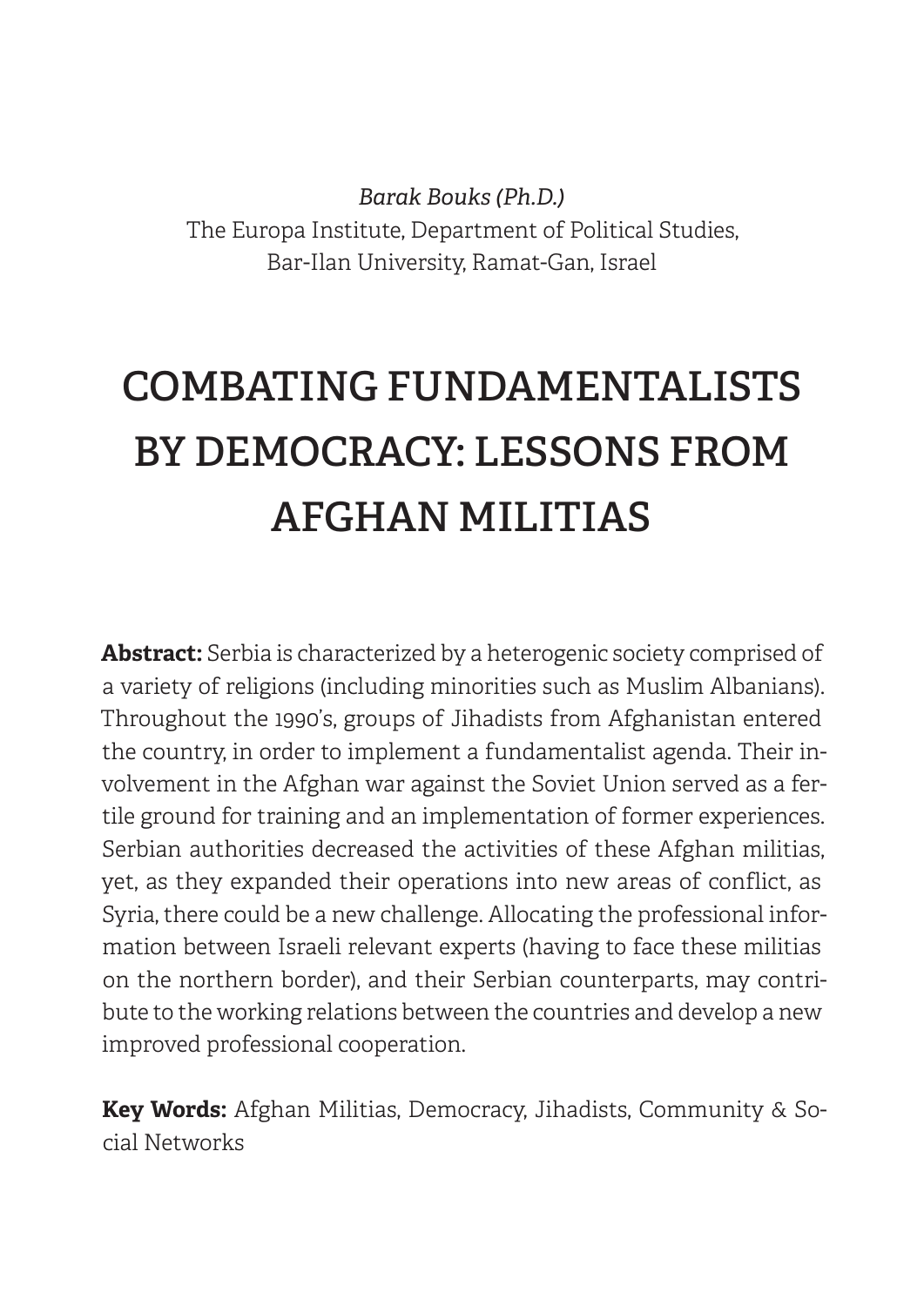*Barak Bouks (Ph.D.)*
The Europa Institute, Department of Political Studies,
Bar-Ilan University, Ramat-Gan, Israel

# COMBATING FUNDAMENTALISTS BY DEMOCRACY: LESSONS FROM AFGHAN MILITIAS

**Abstract:** Serbia is characterized by a heterogenic society comprised of a variety of religions (including minorities such as Muslim Albanians). Throughout the 1990's, groups of Jihadists from Afghanistan entered the country, in order to implement a fundamentalist agenda. Their involvement in the Afghan war against the Soviet Union served as a fertile ground for training and an implementation of former experiences. Serbian authorities decreased the activities of these Afghan militias, yet, as they expanded their operations into new areas of conflict, as Syria, there could be a new challenge. Allocating the professional information between Israeli relevant experts (having to face these militias on the northern border), and their Serbian counterparts, may contribute to the working relations between the countries and develop a new improved professional cooperation.

**Key Words:** Afghan Militias, Democracy, Jihadists, Community & Social Networks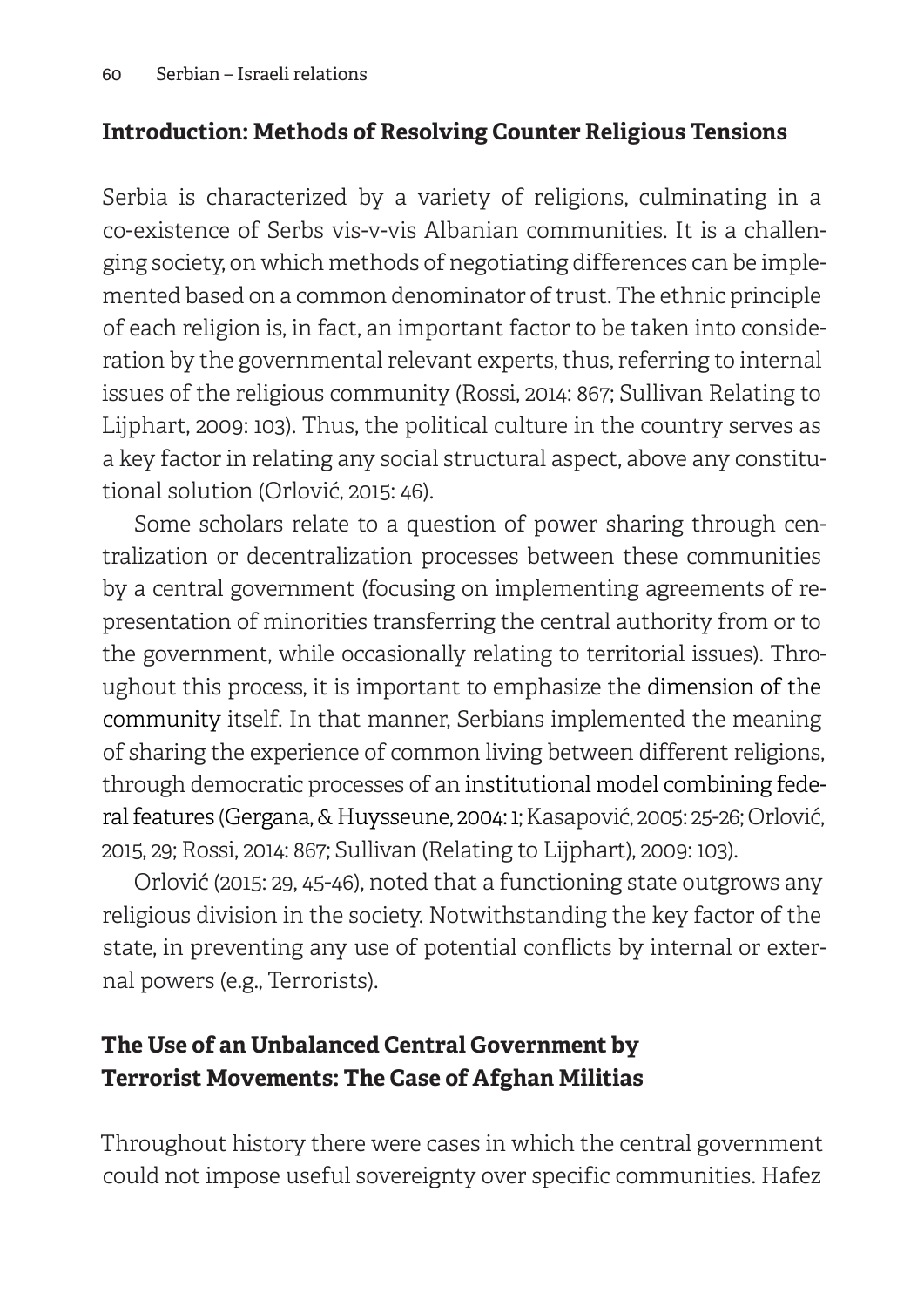## Introduction: Methods of Resolving Counter Religious Tensions

Serbia is characterized by a variety of religions, culminating in a co-existence of Serbs vis-v-vis Albanian communities. It is a challenging society, on which methods of negotiating differences can be implemented based on a common denominator of trust. The ethnic principle of each religion is, in fact, an important factor to be taken into consideration by the governmental relevant experts, thus, referring to internal issues of the religious community (Rossi, 2014: 867; Sullivan Relating to Lijphart, 2009: 103). Thus, the political culture in the country serves as a key factor in relating any social structural aspect, above any constitutional solution (Orlović, 2015: 46).

Some scholars relate to a question of power sharing through centralization or decentralization processes between these communities by a central government (focusing on implementing agreements of representation of minorities transferring the central authority from or to the government, while occasionally relating to territorial issues). Throughout this process, it is important to emphasize the dimension of the community itself. In that manner, Serbians implemented the meaning of sharing the experience of common living between different religions, through democratic processes of an institutional model combining federal features (Gergana, & Huysseune, 2004: 1; Kasapović, 2005: 25-26; Orlović, 2015, 29; Rossi, 2014: 867; Sullivan (Relating to Lijphart), 2009: 103).

Orlović (2015: 29, 45-46), noted that a functioning state outgrows any religious division in the society. Notwithstanding the key factor of the state, in preventing any use of potential conflicts by internal or external powers (e.g., Terrorists).

## The Use of an Unbalanced Central Government by Terrorist Movements: The Case of Afghan Militias

Throughout history there were cases in which the central government could not impose useful sovereignty over specific communities. Hafez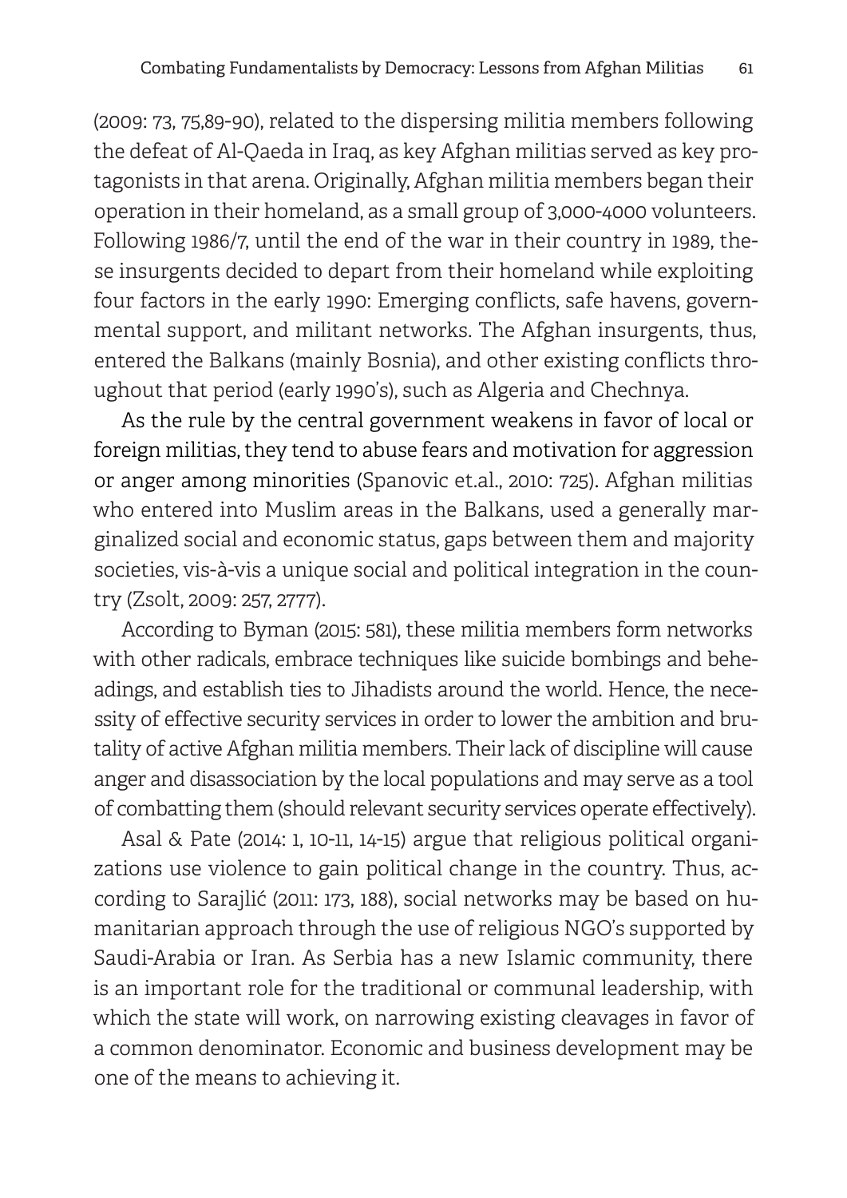(2009: 73, 75,89-90), related to the dispersing militia members following the defeat of Al-Qaeda in Iraq, as key Afghan militias served as key protagonists in that arena. Originally, Afghan militia members began their operation in their homeland, as a small group of 3,000-4000 volunteers. Following 1986/7, until the end of the war in their country in 1989, these insurgents decided to depart from their homeland while exploiting four factors in the early 1990: Emerging conflicts, safe havens, governmental support, and militant networks. The Afghan insurgents, thus, entered the Balkans (mainly Bosnia), and other existing conflicts throughout that period (early 1990's), such as Algeria and Chechnya.

As the rule by the central government weakens in favor of local or foreign militias, they tend to abuse fears and motivation for aggression or anger among minorities (Spanovic et.al., 2010: 725). Afghan militias who entered into Muslim areas in the Balkans, used a generally marginalized social and economic status, gaps between them and majority societies, vis-à-vis a unique social and political integration in the country (Zsolt, 2009: 257, 2777).

According to Byman (2015: 581), these militia members form networks with other radicals, embrace techniques like suicide bombings and beheadings, and establish ties to Jihadists around the world. Hence, the necessity of effective security services in order to lower the ambition and brutality of active Afghan militia members. Their lack of discipline will cause anger and disassociation by the local populations and may serve as a tool of combatting them (should relevant security services operate effectively).

Asal & Pate (2014: 1, 10-11, 14-15) argue that religious political organizations use violence to gain political change in the country. Thus, according to Sarajlić (2011: 173, 188), social networks may be based on humanitarian approach through the use of religious NGO's supported by Saudi-Arabia or Iran. As Serbia has a new Islamic community, there is an important role for the traditional or communal leadership, with which the state will work, on narrowing existing cleavages in favor of a common denominator. Economic and business development may be one of the means to achieving it.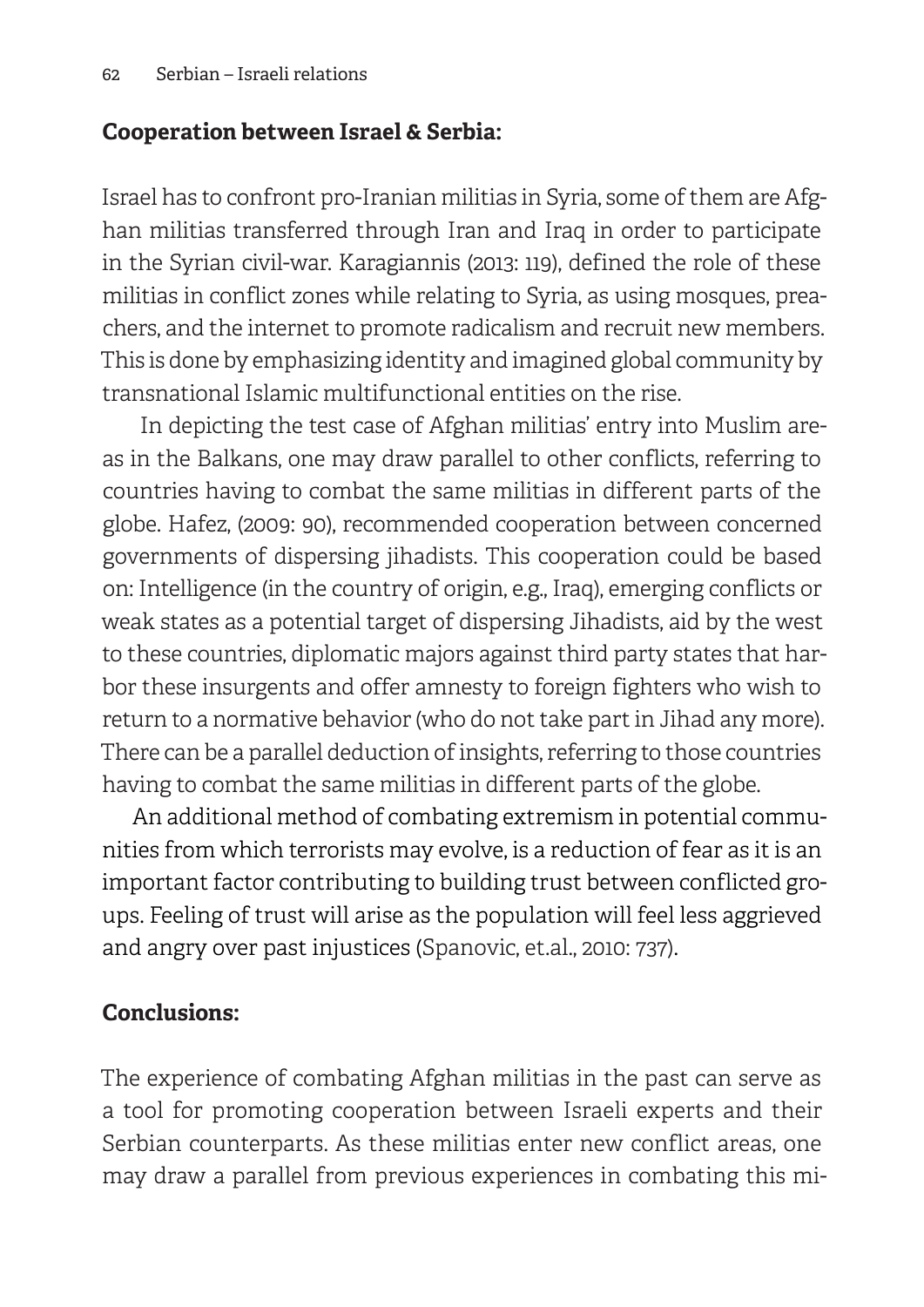**Cooperation between Israel & Serbia:**

Israel has to confront pro-Iranian militias in Syria, some of them are Afghan militias transferred through Iran and Iraq in order to participate in the Syrian civil-war. Karagiannis (2013: 119), defined the role of these militias in conflict zones while relating to Syria, as using mosques, preachers, and the internet to promote radicalism and recruit new members. This is done by emphasizing identity and imagined global community by transnational Islamic multifunctional entities on the rise.

In depicting the test case of Afghan militias' entry into Muslim areas in the Balkans, one may draw parallel to other conflicts, referring to countries having to combat the same militias in different parts of the globe. Hafez, (2009: 90), recommended cooperation between concerned governments of dispersing jihadists. This cooperation could be based on: Intelligence (in the country of origin, e.g., Iraq), emerging conflicts or weak states as a potential target of dispersing Jihadists, aid by the west to these countries, diplomatic majors against third party states that harbor these insurgents and offer amnesty to foreign fighters who wish to return to a normative behavior (who do not take part in Jihad any more). There can be a parallel deduction of insights, referring to those countries having to combat the same militias in different parts of the globe.

An additional method of combating extremism in potential communities from which terrorists may evolve, is a reduction of fear as it is an important factor contributing to building trust between conflicted groups. Feeling of trust will arise as the population will feel less aggrieved and angry over past injustices (Spanovic, et.al., 2010: 737).

**Conclusions:**

The experience of combating Afghan militias in the past can serve as a tool for promoting cooperation between Israeli experts and their Serbian counterparts. As these militias enter new conflict areas, one may draw a parallel from previous experiences in combating this mi-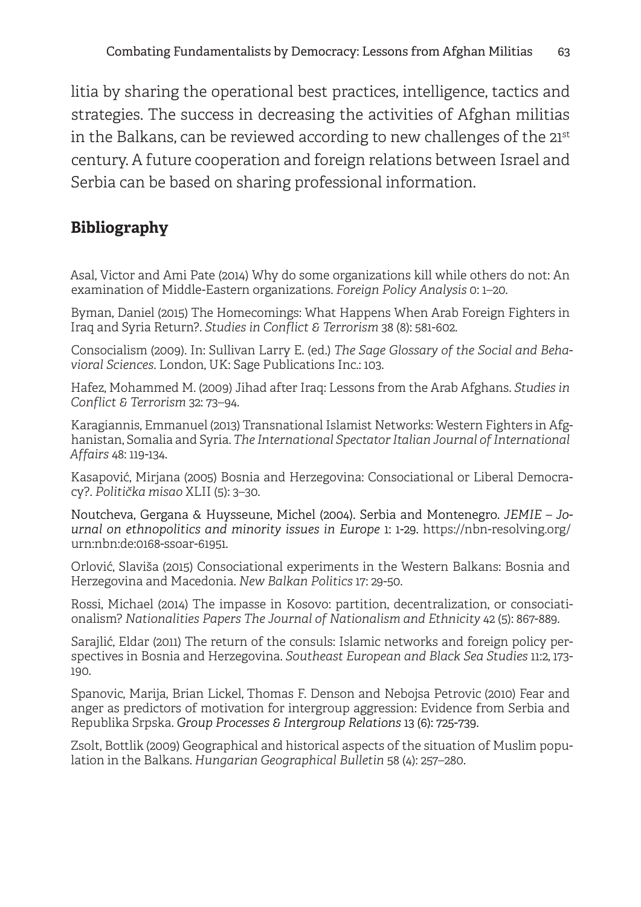litia by sharing the operational best practices, intelligence, tactics and strategies. The success in decreasing the activities of Afghan militias in the Balkans, can be reviewed according to new challenges of the 21st century. A future cooperation and foreign relations between Israel and Serbia can be based on sharing professional information.

## Bibliography

Asal, Victor and Ami Pate (2014) Why do some organizations kill while others do not: An examination of Middle-Eastern organizations. *Foreign Policy Analysis* 0: 1–20.

Byman, Daniel (2015) The Homecomings: What Happens When Arab Foreign Fighters in Iraq and Syria Return?. *Studies in Conflict & Terrorism* 38 (8): 581-602.

Consocialism (2009). In: Sullivan Larry E. (ed.) *The Sage Glossary of the Social and Behavioral Sciences*. London, UK: Sage Publications Inc.: 103.

Hafez, Mohammed M. (2009) Jihad after Iraq: Lessons from the Arab Afghans. *Studies in Conflict & Terrorism* 32: 73–94.

Karagiannis, Emmanuel (2013) Transnational Islamist Networks: Western Fighters in Afghanistan, Somalia and Syria. *The International Spectator Italian Journal of International Affairs* 48: 119-134.

Kasapović, Mirjana (2005) Bosnia and Herzegovina: Consociational or Liberal Democracy?. *Politička misao* XLII (5): 3–30.

Noutcheva, Gergana & Huysseune, Michel (2004). Serbia and Montenegro. *JEMIE – Journal on ethnopolitics and minority issues in Europe* 1: 1-29. https://nbn-resolving.org/urn:nbn:de:0168-ssoar-61951.

Orlović, Slaviša (2015) Consociational experiments in the Western Balkans: Bosnia and Herzegovina and Macedonia. *New Balkan Politics* 17: 29-50.

Rossi, Michael (2014) The impasse in Kosovo: partition, decentralization, or consociationalism? *Nationalities Papers The Journal of Nationalism and Ethnicity* 42 (5): 867-889.

Sarajlić, Eldar (2011) The return of the consuls: Islamic networks and foreign policy perspectives in Bosnia and Herzegovina. *Southeast European and Black Sea Studies* 11:2, 173-190.

Spanovic, Marija, Brian Lickel, Thomas F. Denson and Nebojsa Petrovic (2010) Fear and anger as predictors of motivation for intergroup aggression: Evidence from Serbia and Republika Srpska. *Group Processes & Intergroup Relations* 13 (6): 725-739.

Zsolt, Bottlik (2009) Geographical and historical aspects of the situation of Muslim population in the Balkans. *Hungarian Geographical Bulletin* 58 (4): 257–280.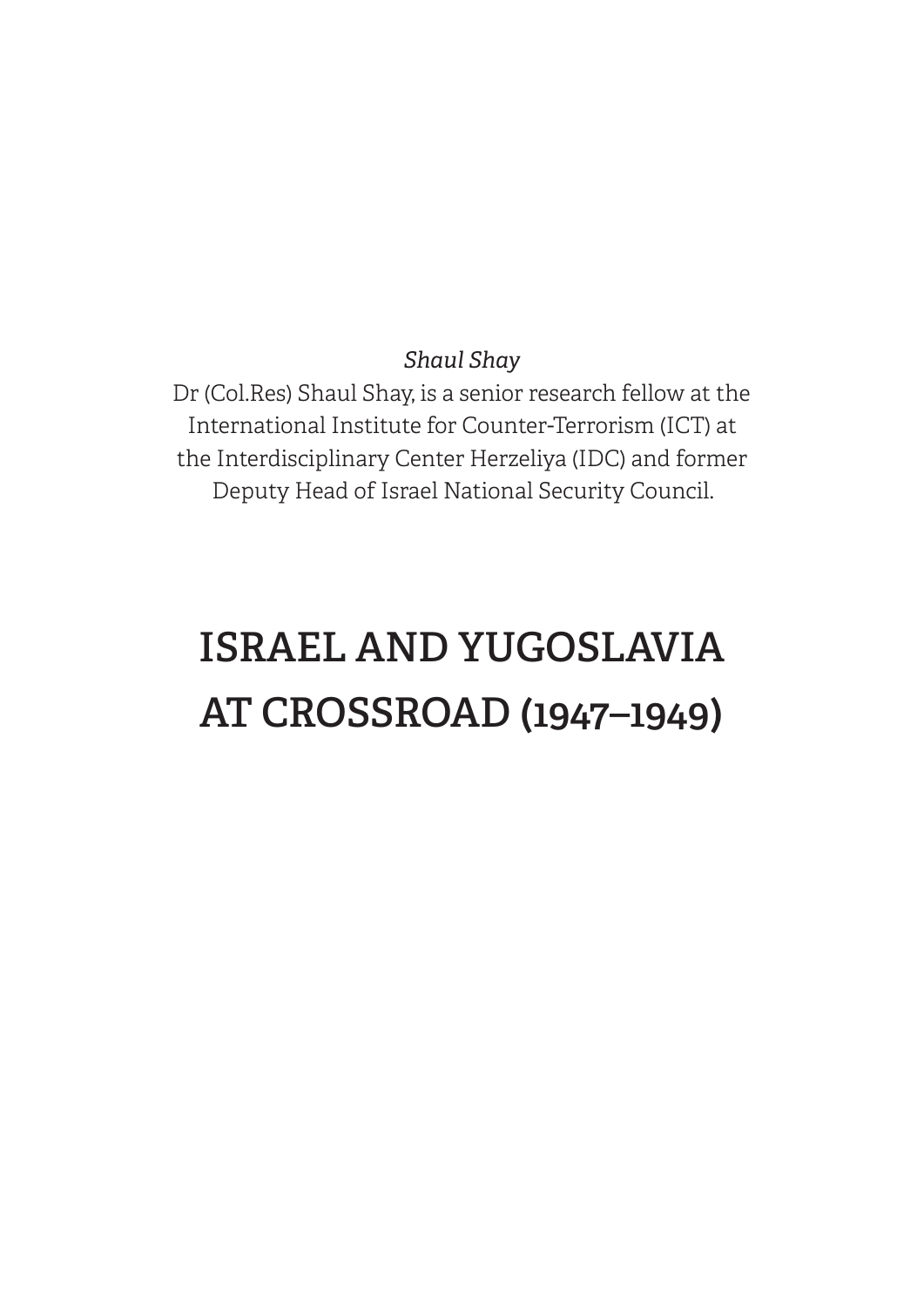*Shaul Shay*

Dr (Col.Res) Shaul Shay, is a senior research fellow at the International Institute for Counter-Terrorism (ICT) at the Interdisciplinary Center Herzeliya (IDC) and former Deputy Head of Israel National Security Council.

# ISRAEL AND YUGOSLAVIA AT CROSSROAD (1947–1949)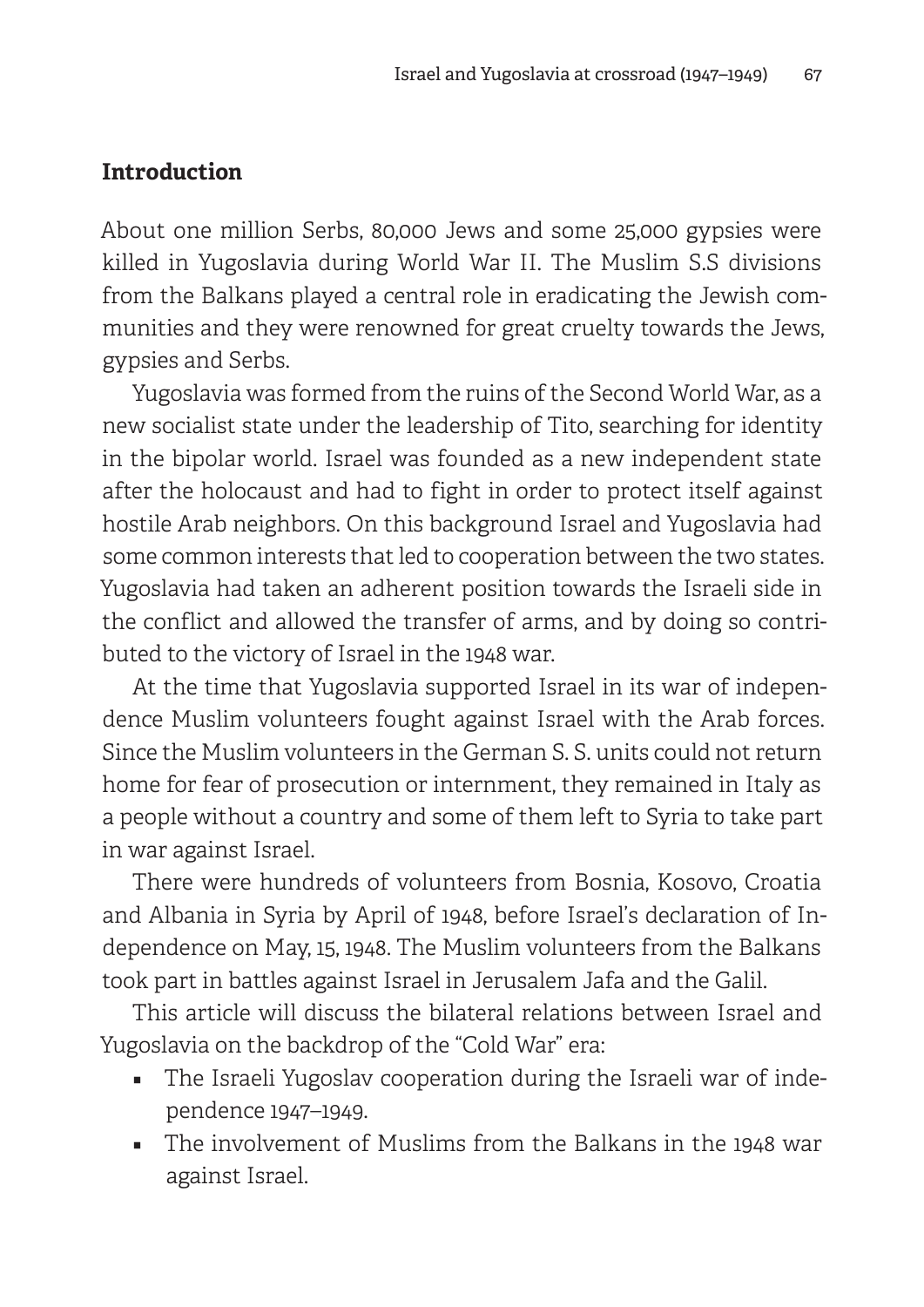## Introduction

About one million Serbs, 80,000 Jews and some 25,000 gypsies were killed in Yugoslavia during World War II. The Muslim S.S divisions from the Balkans played a central role in eradicating the Jewish communities and they were renowned for great cruelty towards the Jews, gypsies and Serbs.

Yugoslavia was formed from the ruins of the Second World War, as a new socialist state under the leadership of Tito, searching for identity in the bipolar world. Israel was founded as a new independent state after the holocaust and had to fight in order to protect itself against hostile Arab neighbors. On this background Israel and Yugoslavia had some common interests that led to cooperation between the two states. Yugoslavia had taken an adherent position towards the Israeli side in the conflict and allowed the transfer of arms, and by doing so contributed to the victory of Israel in the 1948 war.

At the time that Yugoslavia supported Israel in its war of independence Muslim volunteers fought against Israel with the Arab forces. Since the Muslim volunteers in the German S. S. units could not return home for fear of prosecution or internment, they remained in Italy as a people without a country and some of them left to Syria to take part in war against Israel.

There were hundreds of volunteers from Bosnia, Kosovo, Croatia and Albania in Syria by April of 1948, before Israel's declaration of Independence on May, 15, 1948. The Muslim volunteers from the Balkans took part in battles against Israel in Jerusalem Jafa and the Galil.

This article will discuss the bilateral relations between Israel and Yugoslavia on the backdrop of the "Cold War" era:

- The Israeli Yugoslav cooperation during the Israeli war of independence 1947–1949.
- The involvement of Muslims from the Balkans in the 1948 war against Israel.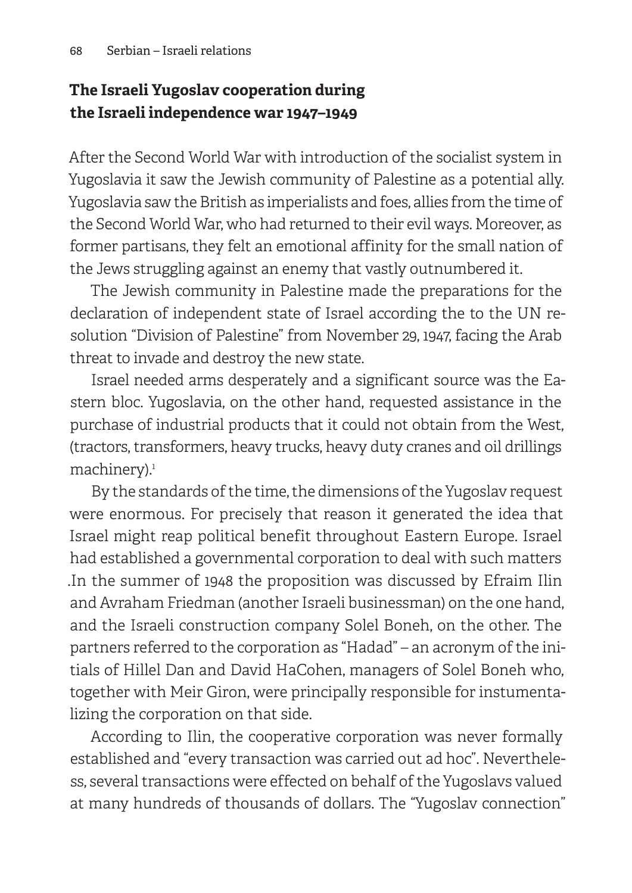## The Israeli Yugoslav cooperation during the Israeli independence war 1947–1949

After the Second World War with introduction of the socialist system in Yugoslavia it saw the Jewish community of Palestine as a potential ally. Yugoslavia saw the British as imperialists and foes, allies from the time of the Second World War, who had returned to their evil ways. Moreover, as former partisans, they felt an emotional affinity for the small nation of the Jews struggling against an enemy that vastly outnumbered it.

The Jewish community in Palestine made the preparations for the declaration of independent state of Israel according the to the UN resolution "Division of Palestine" from November 29, 1947, facing the Arab threat to invade and destroy the new state.

Israel needed arms desperately and a significant source was the Eastern bloc. Yugoslavia, on the other hand, requested assistance in the purchase of industrial products that it could not obtain from the West, (tractors, transformers, heavy trucks, heavy duty cranes and oil drillings machinery).[1]

By the standards of the time, the dimensions of the Yugoslav request were enormous. For precisely that reason it generated the idea that Israel might reap political benefit throughout Eastern Europe. Israel had established a governmental corporation to deal with such matters .In the summer of 1948 the proposition was discussed by Efraim Ilin and Avraham Friedman (another Israeli businessman) on the one hand, and the Israeli construction company Solel Boneh, on the other. The partners referred to the corporation as "Hadad" – an acronym of the initials of Hillel Dan and David HaCohen, managers of Solel Boneh who, together with Meir Giron, were principally responsible for instumentalizing the corporation on that side.

According to Ilin, the cooperative corporation was never formally established and "every transaction was carried out ad hoc". Nevertheless, several transactions were effected on behalf of the Yugoslavs valued at many hundreds of thousands of dollars. The "Yugoslav connection"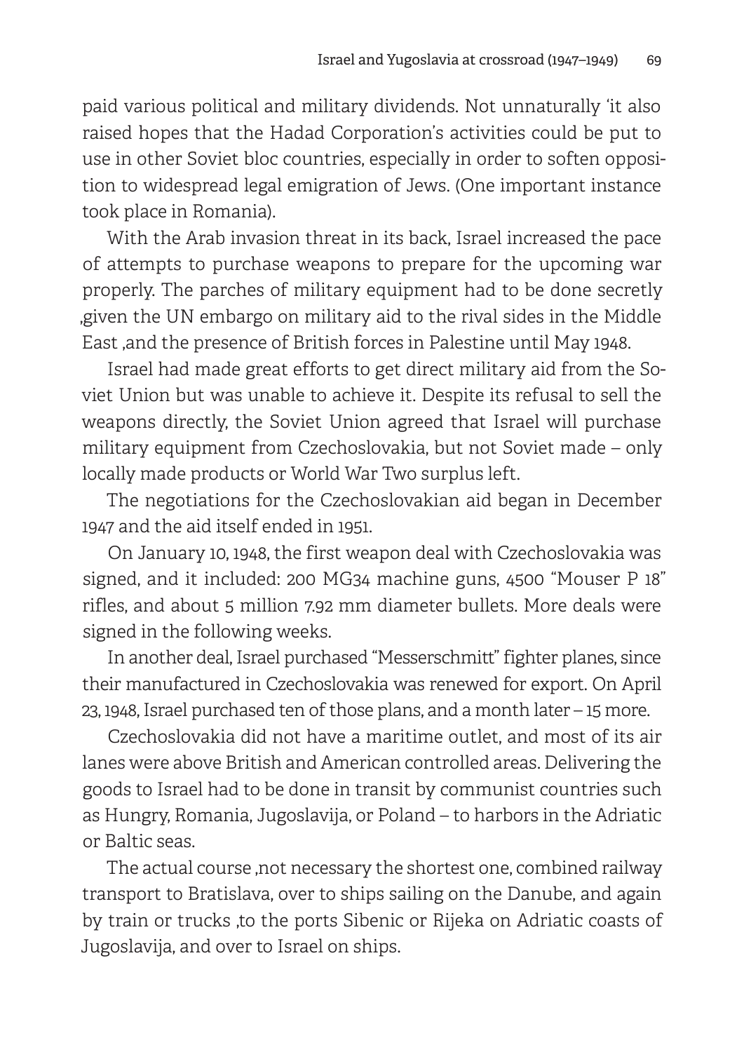paid various political and military dividends. Not unnaturally 'it also raised hopes that the Hadad Corporation's activities could be put to use in other Soviet bloc countries, especially in order to soften opposition to widespread legal emigration of Jews. (One important instance took place in Romania).

With the Arab invasion threat in its back, Israel increased the pace of attempts to purchase weapons to prepare for the upcoming war properly. The parches of military equipment had to be done secretly ,given the UN embargo on military aid to the rival sides in the Middle East ,and the presence of British forces in Palestine until May 1948.

Israel had made great efforts to get direct military aid from the Soviet Union but was unable to achieve it. Despite its refusal to sell the weapons directly, the Soviet Union agreed that Israel will purchase military equipment from Czechoslovakia, but not Soviet made – only locally made products or World War Two surplus left.

The negotiations for the Czechoslovakian aid began in December 1947 and the aid itself ended in 1951.

On January 10, 1948, the first weapon deal with Czechoslovakia was signed, and it included: 200 MG34 machine guns, 4500 "Mouser P 18" rifles, and about 5 million 7.92 mm diameter bullets. More deals were signed in the following weeks.

In another deal, Israel purchased "Messerschmitt" fighter planes, since their manufactured in Czechoslovakia was renewed for export. On April 23, 1948, Israel purchased ten of those plans, and a month later – 15 more.

Czechoslovakia did not have a maritime outlet, and most of its air lanes were above British and American controlled areas. Delivering the goods to Israel had to be done in transit by communist countries such as Hungry, Romania, Jugoslavija, or Poland – to harbors in the Adriatic or Baltic seas.

The actual course ,not necessary the shortest one, combined railway transport to Bratislava, over to ships sailing on the Danube, and again by train or trucks ,to the ports Sibenic or Rijeka on Adriatic coasts of Jugoslavija, and over to Israel on ships.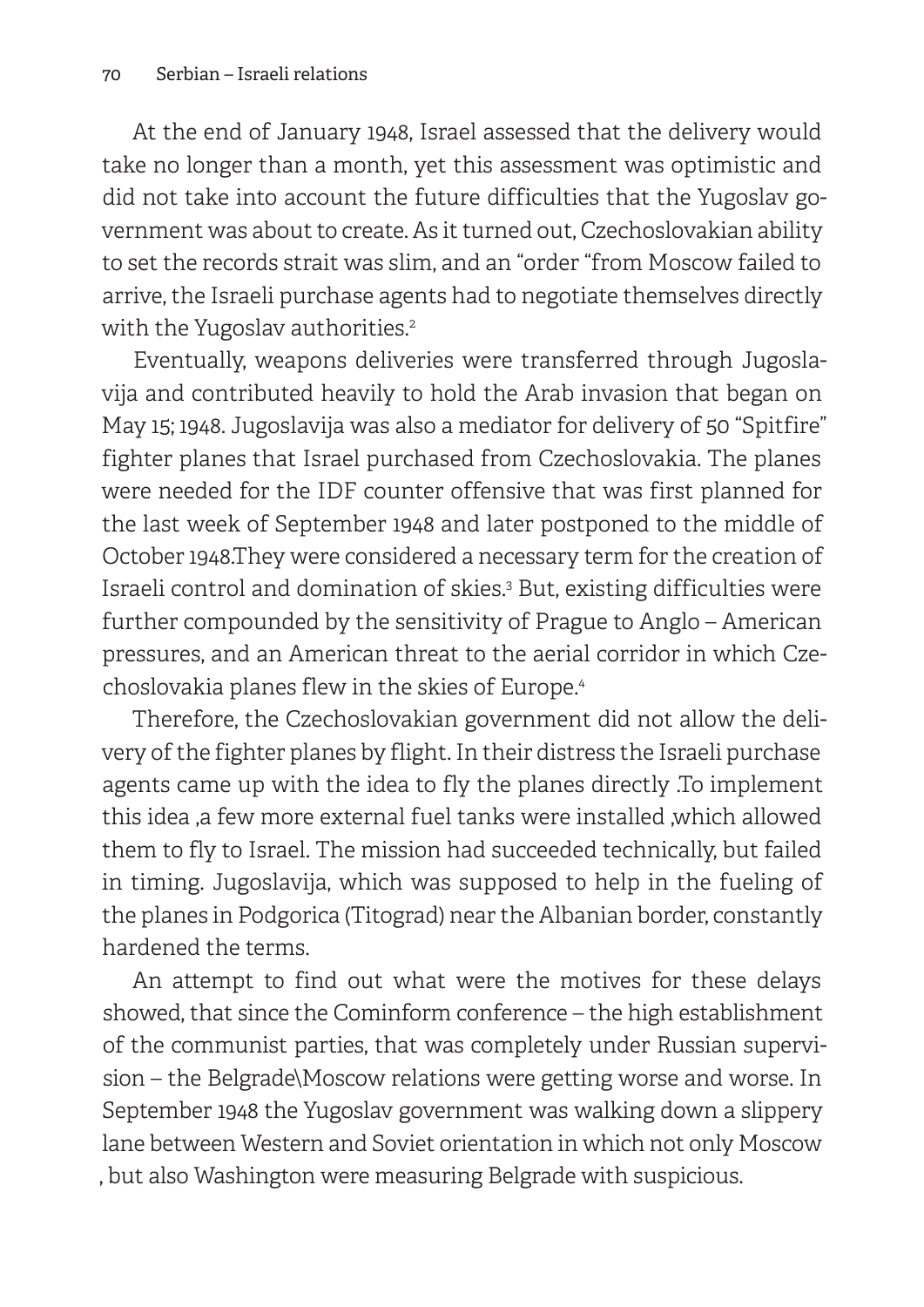At the end of January 1948, Israel assessed that the delivery would take no longer than a month, yet this assessment was optimistic and did not take into account the future difficulties that the Yugoslav government was about to create. As it turned out, Czechoslovakian ability to set the records strait was slim, and an "order "from Moscow failed to arrive, the Israeli purchase agents had to negotiate themselves directly with the Yugoslav authorities.[2]

Eventually, weapons deliveries were transferred through Jugoslavija and contributed heavily to hold the Arab invasion that began on May 15; 1948. Jugoslavija was also a mediator for delivery of 50 "Spitfire" fighter planes that Israel purchased from Czechoslovakia. The planes were needed for the IDF counter offensive that was first planned for the last week of September 1948 and later postponed to the middle of October 1948.They were considered a necessary term for the creation of Israeli control and domination of skies.[3] But, existing difficulties were further compounded by the sensitivity of Prague to Anglo – American pressures, and an American threat to the aerial corridor in which Czechoslovakia planes flew in the skies of Europe.[4]

Therefore, the Czechoslovakian government did not allow the delivery of the fighter planes by flight. In their distress the Israeli purchase agents came up with the idea to fly the planes directly .To implement this idea ,a few more external fuel tanks were installed ,which allowed them to fly to Israel. The mission had succeeded technically, but failed in timing. Jugoslavija, which was supposed to help in the fueling of the planes in Podgorica (Titograd) near the Albanian border, constantly hardened the terms.

An attempt to find out what were the motives for these delays showed, that since the Cominform conference – the high establishment of the communist parties, that was completely under Russian supervision – the Belgrade\Moscow relations were getting worse and worse. In September 1948 the Yugoslav government was walking down a slippery lane between Western and Soviet orientation in which not only Moscow , but also Washington were measuring Belgrade with suspicious.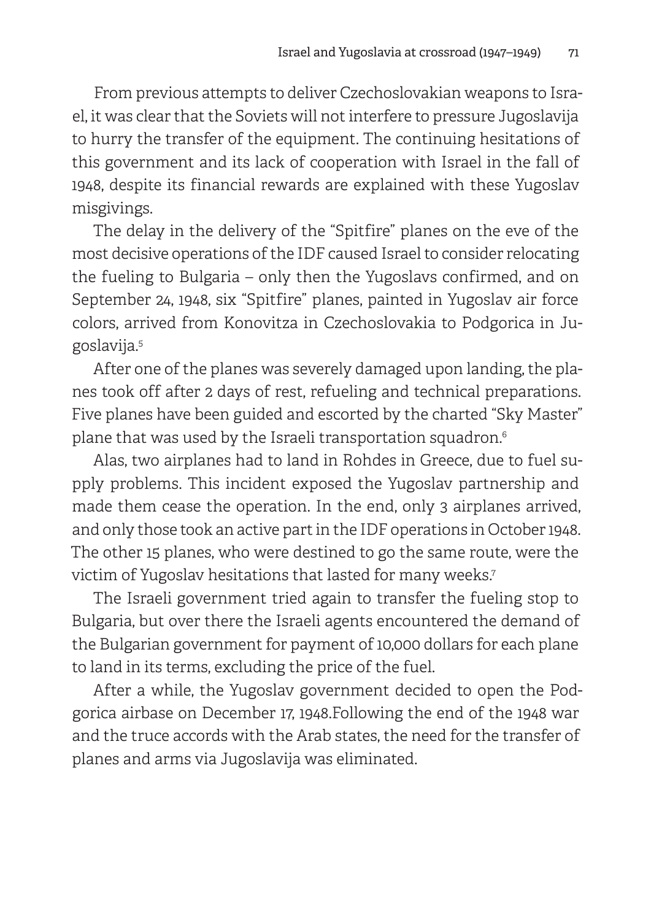From previous attempts to deliver Czechoslovakian weapons to Israel, it was clear that the Soviets will not interfere to pressure Jugoslavija to hurry the transfer of the equipment. The continuing hesitations of this government and its lack of cooperation with Israel in the fall of 1948, despite its financial rewards are explained with these Yugoslav misgivings.

The delay in the delivery of the "Spitfire" planes on the eve of the most decisive operations of the IDF caused Israel to consider relocating the fueling to Bulgaria – only then the Yugoslavs confirmed, and on September 24, 1948, six "Spitfire" planes, painted in Yugoslav air force colors, arrived from Konovitza in Czechoslovakia to Podgorica in Jugoslavija.[5]

After one of the planes was severely damaged upon landing, the planes took off after 2 days of rest, refueling and technical preparations. Five planes have been guided and escorted by the charted "Sky Master" plane that was used by the Israeli transportation squadron.[6]

Alas, two airplanes had to land in Rohdes in Greece, due to fuel supply problems. This incident exposed the Yugoslav partnership and made them cease the operation. In the end, only 3 airplanes arrived, and only those took an active part in the IDF operations in October 1948. The other 15 planes, who were destined to go the same route, were the victim of Yugoslav hesitations that lasted for many weeks.[7]

The Israeli government tried again to transfer the fueling stop to Bulgaria, but over there the Israeli agents encountered the demand of the Bulgarian government for payment of 10,000 dollars for each plane to land in its terms, excluding the price of the fuel.

After a while, the Yugoslav government decided to open the Podgorica airbase on December 17, 1948.Following the end of the 1948 war and the truce accords with the Arab states, the need for the transfer of planes and arms via Jugoslavija was eliminated.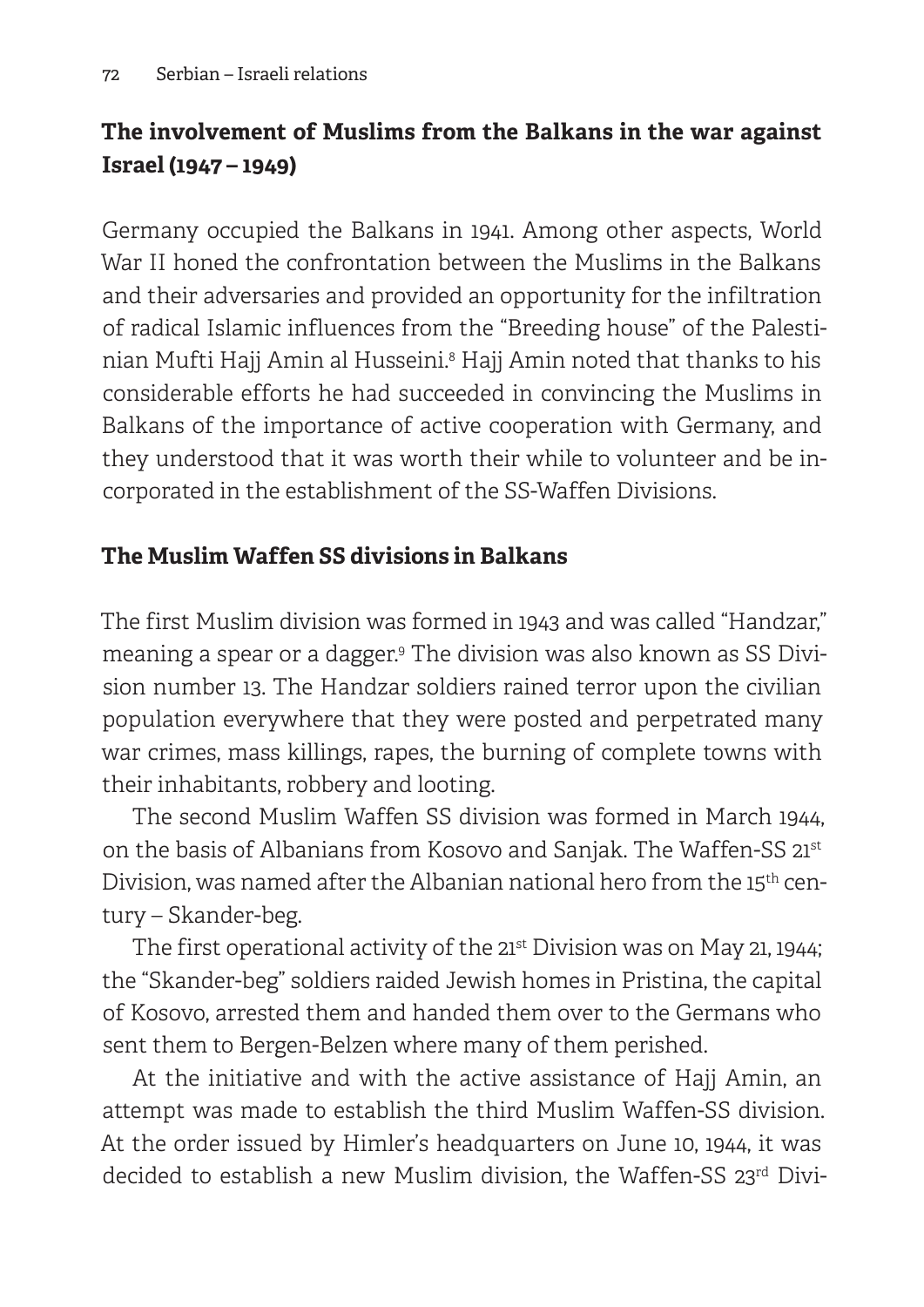## The involvement of Muslims from the Balkans in the war against Israel (1947 – 1949)

Germany occupied the Balkans in 1941. Among other aspects, World War II honed the confrontation between the Muslims in the Balkans and their adversaries and provided an opportunity for the infiltration of radical Islamic influences from the "Breeding house" of the Palestinian Mufti Hajj Amin al Husseini.[8] Hajj Amin noted that thanks to his considerable efforts he had succeeded in convincing the Muslims in Balkans of the importance of active cooperation with Germany, and they understood that it was worth their while to volunteer and be incorporated in the establishment of the SS-Waffen Divisions.

### The Muslim Waffen SS divisions in Balkans

The first Muslim division was formed in 1943 and was called "Handzar," meaning a spear or a dagger.[9] The division was also known as SS Division number 13. The Handzar soldiers rained terror upon the civilian population everywhere that they were posted and perpetrated many war crimes, mass killings, rapes, the burning of complete towns with their inhabitants, robbery and looting.

The second Muslim Waffen SS division was formed in March 1944, on the basis of Albanians from Kosovo and Sanjak. The Waffen-SS 21st Division, was named after the Albanian national hero from the 15th century – Skander-beg.

The first operational activity of the 21st Division was on May 21, 1944; the "Skander-beg" soldiers raided Jewish homes in Pristina, the capital of Kosovo, arrested them and handed them over to the Germans who sent them to Bergen-Belzen where many of them perished.

At the initiative and with the active assistance of Hajj Amin, an attempt was made to establish the third Muslim Waffen-SS division. At the order issued by Himler's headquarters on June 10, 1944, it was decided to establish a new Muslim division, the Waffen-SS 23rd Divi-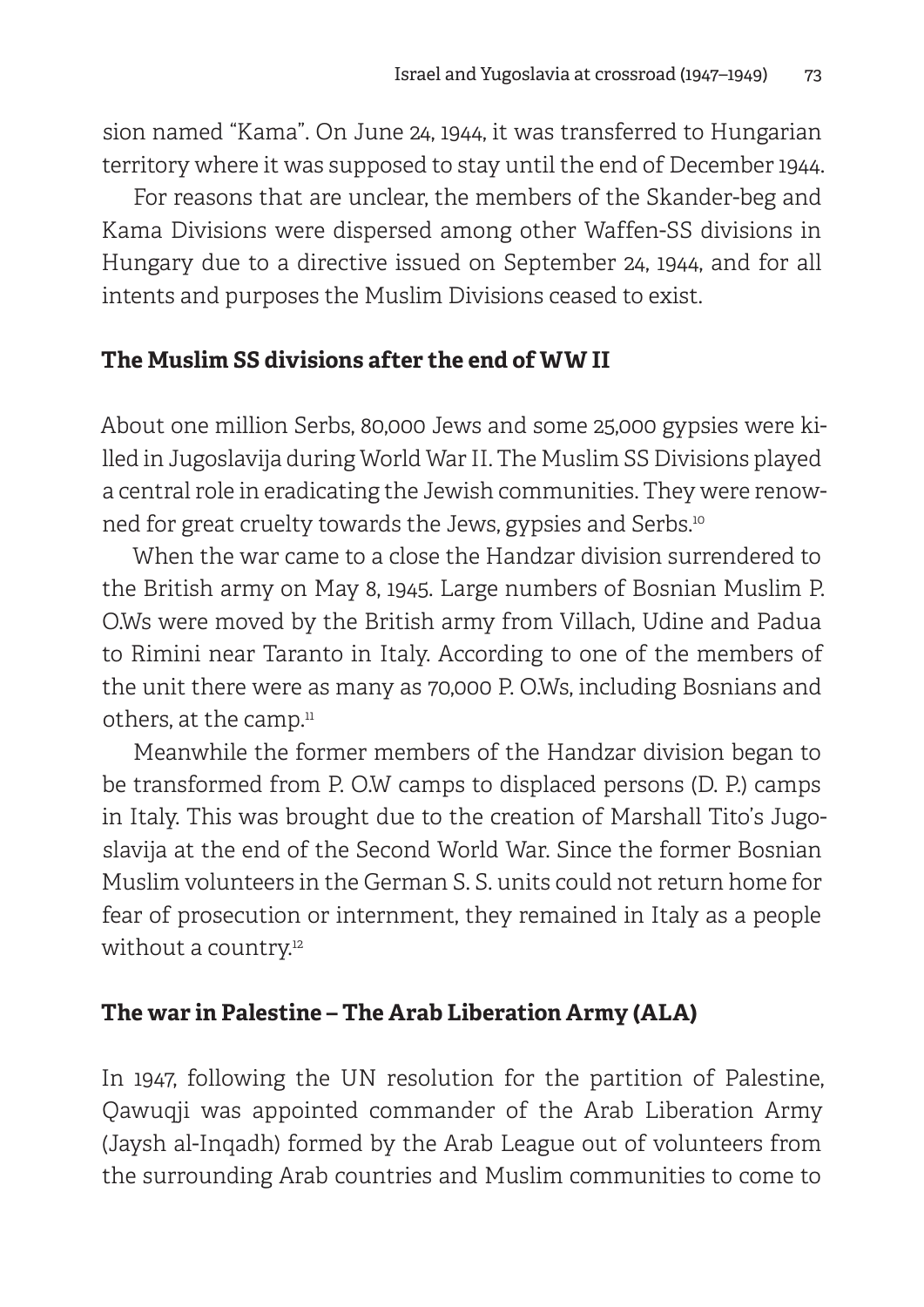sion named "Kama". On June 24, 1944, it was transferred to Hungarian territory where it was supposed to stay until the end of December 1944.

For reasons that are unclear, the members of the Skander-beg and Kama Divisions were dispersed among other Waffen-SS divisions in Hungary due to a directive issued on September 24, 1944, and for all intents and purposes the Muslim Divisions ceased to exist.

## The Muslim SS divisions after the end of WW II

About one million Serbs, 80,000 Jews and some 25,000 gypsies were killed in Jugoslavija during World War II. The Muslim SS Divisions played a central role in eradicating the Jewish communities. They were renowned for great cruelty towards the Jews, gypsies and Serbs.[10]

When the war came to a close the Handzar division surrendered to the British army on May 8, 1945. Large numbers of Bosnian Muslim P. O.Ws were moved by the British army from Villach, Udine and Padua to Rimini near Taranto in Italy. According to one of the members of the unit there were as many as 70,000 P. O.Ws, including Bosnians and others, at the camp.[11]

Meanwhile the former members of the Handzar division began to be transformed from P. O.W camps to displaced persons (D. P.) camps in Italy. This was brought due to the creation of Marshall Tito's Jugoslavija at the end of the Second World War. Since the former Bosnian Muslim volunteers in the German S. S. units could not return home for fear of prosecution or internment, they remained in Italy as a people without a country.[12]

## The war in Palestine – The Arab Liberation Army (ALA)

In 1947, following the UN resolution for the partition of Palestine, Qawuqji was appointed commander of the Arab Liberation Army (Jaysh al-Inqadh) formed by the Arab League out of volunteers from the surrounding Arab countries and Muslim communities to come to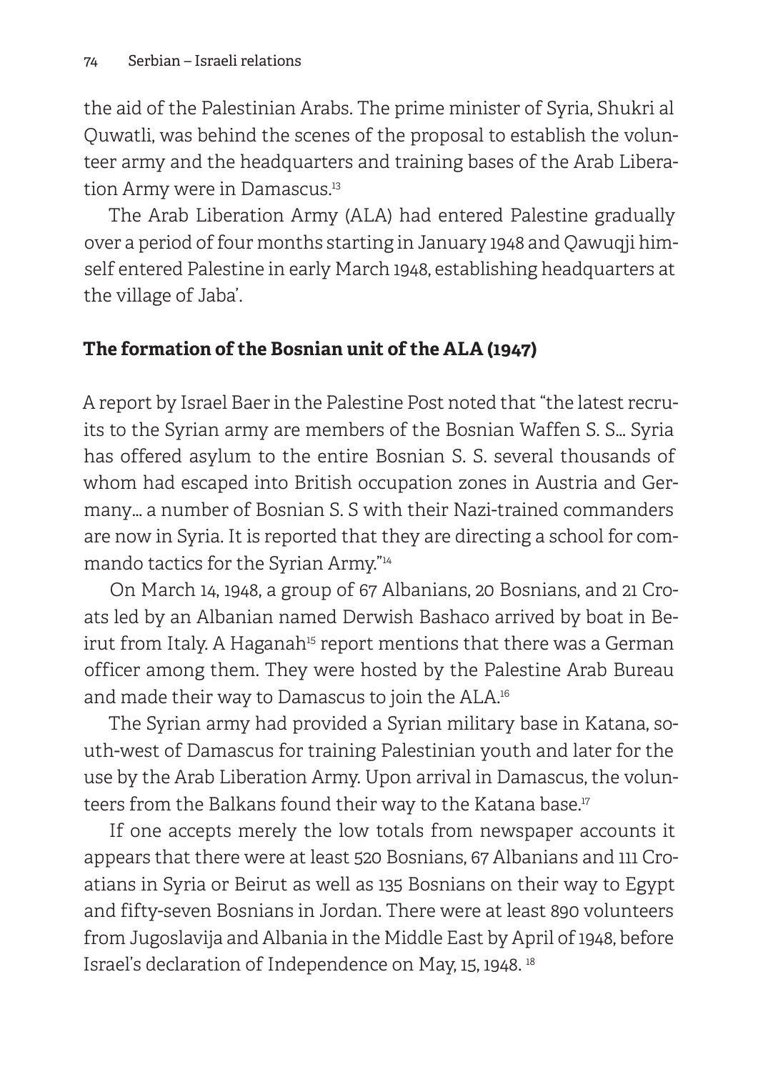the aid of the Palestinian Arabs. The prime minister of Syria, Shukri al Quwatli, was behind the scenes of the proposal to establish the volunteer army and the headquarters and training bases of the Arab Liberation Army were in Damascus.[13]

The Arab Liberation Army (ALA) had entered Palestine gradually over a period of four months starting in January 1948 and Qawuqji himself entered Palestine in early March 1948, establishing headquarters at the village of Jaba'.

## The formation of the Bosnian unit of the ALA (1947)

A report by Israel Baer in the Palestine Post noted that "the latest recruits to the Syrian army are members of the Bosnian Waffen S. S... Syria has offered asylum to the entire Bosnian S. S. several thousands of whom had escaped into British occupation zones in Austria and Germany... a number of Bosnian S. S with their Nazi-trained commanders are now in Syria. It is reported that they are directing a school for commando tactics for the Syrian Army."[14]

On March 14, 1948, a group of 67 Albanians, 20 Bosnians, and 21 Croats led by an Albanian named Derwish Bashaco arrived by boat in Beirut from Italy. A Haganah[15] report mentions that there was a German officer among them. They were hosted by the Palestine Arab Bureau and made their way to Damascus to join the ALA.[16]

The Syrian army had provided a Syrian military base in Katana, south-west of Damascus for training Palestinian youth and later for the use by the Arab Liberation Army. Upon arrival in Damascus, the volunteers from the Balkans found their way to the Katana base.[17]

If one accepts merely the low totals from newspaper accounts it appears that there were at least 520 Bosnians, 67 Albanians and 111 Croatians in Syria or Beirut as well as 135 Bosnians on their way to Egypt and fifty-seven Bosnians in Jordan. There were at least 890 volunteers from Jugoslavija and Albania in the Middle East by April of 1948, before Israel's declaration of Independence on May, 15, 1948. [18]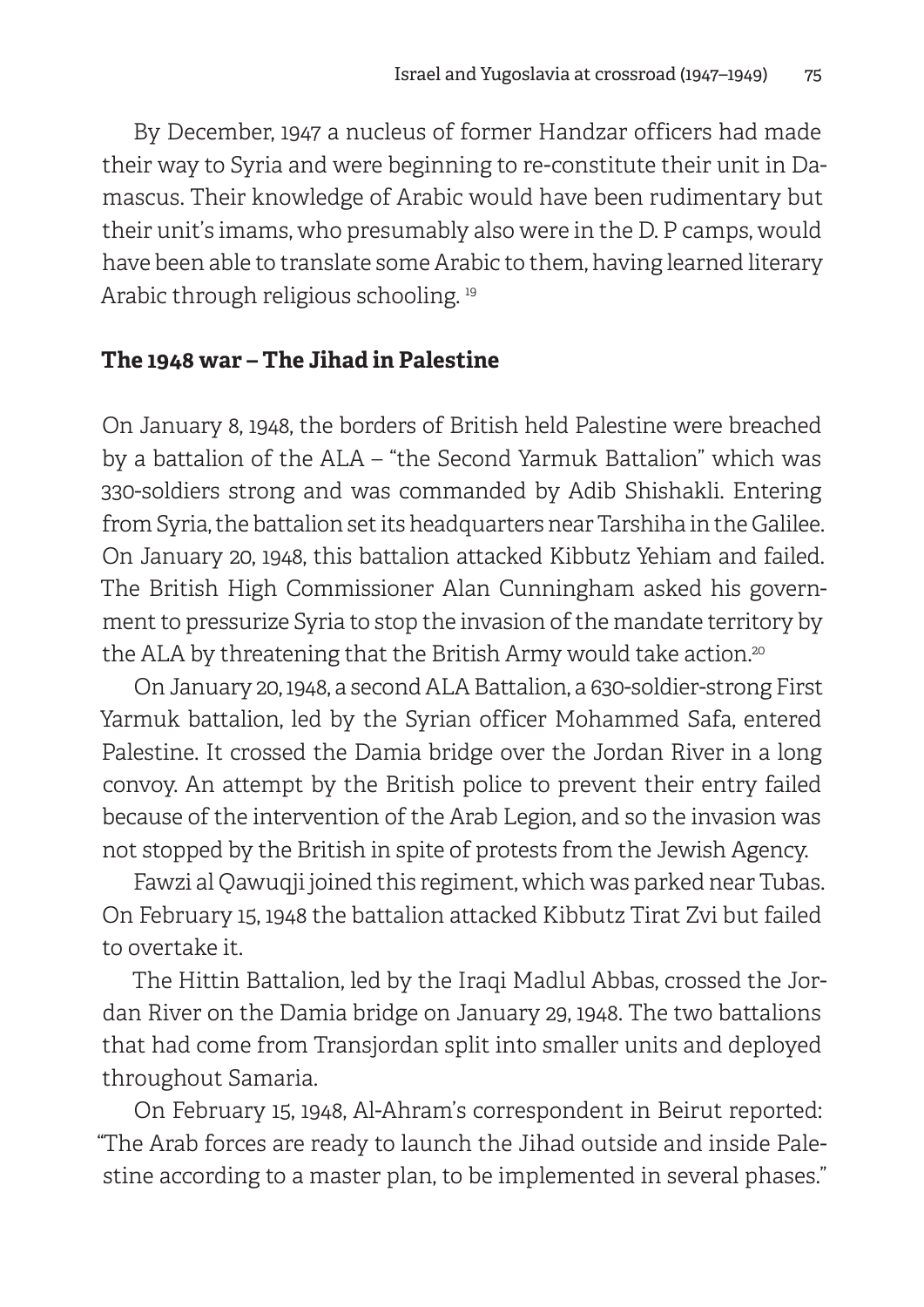By December, 1947 a nucleus of former Handzar officers had made their way to Syria and were beginning to re-constitute their unit in Damascus. Their knowledge of Arabic would have been rudimentary but their unit's imams, who presumably also were in the D. P camps, would have been able to translate some Arabic to them, having learned literary Arabic through religious schooling. [19]

## The 1948 war – The Jihad in Palestine

On January 8, 1948, the borders of British held Palestine were breached by a battalion of the ALA – "the Second Yarmuk Battalion" which was 330-soldiers strong and was commanded by Adib Shishakli. Entering from Syria, the battalion set its headquarters near Tarshiha in the Galilee. On January 20, 1948, this battalion attacked Kibbutz Yehiam and failed. The British High Commissioner Alan Cunningham asked his government to pressurize Syria to stop the invasion of the mandate territory by the ALA by threatening that the British Army would take action.[20]

On January 20, 1948, a second ALA Battalion, a 630-soldier-strong First Yarmuk battalion, led by the Syrian officer Mohammed Safa, entered Palestine. It crossed the Damia bridge over the Jordan River in a long convoy. An attempt by the British police to prevent their entry failed because of the intervention of the Arab Legion, and so the invasion was not stopped by the British in spite of protests from the Jewish Agency.

Fawzi al Qawuqji joined this regiment, which was parked near Tubas. On February 15, 1948 the battalion attacked Kibbutz Tirat Zvi but failed to overtake it.

The Hittin Battalion, led by the Iraqi Madlul Abbas, crossed the Jordan River on the Damia bridge on January 29, 1948. The two battalions that had come from Transjordan split into smaller units and deployed throughout Samaria.

On February 15, 1948, Al-Ahram's correspondent in Beirut reported: "The Arab forces are ready to launch the Jihad outside and inside Palestine according to a master plan, to be implemented in several phases."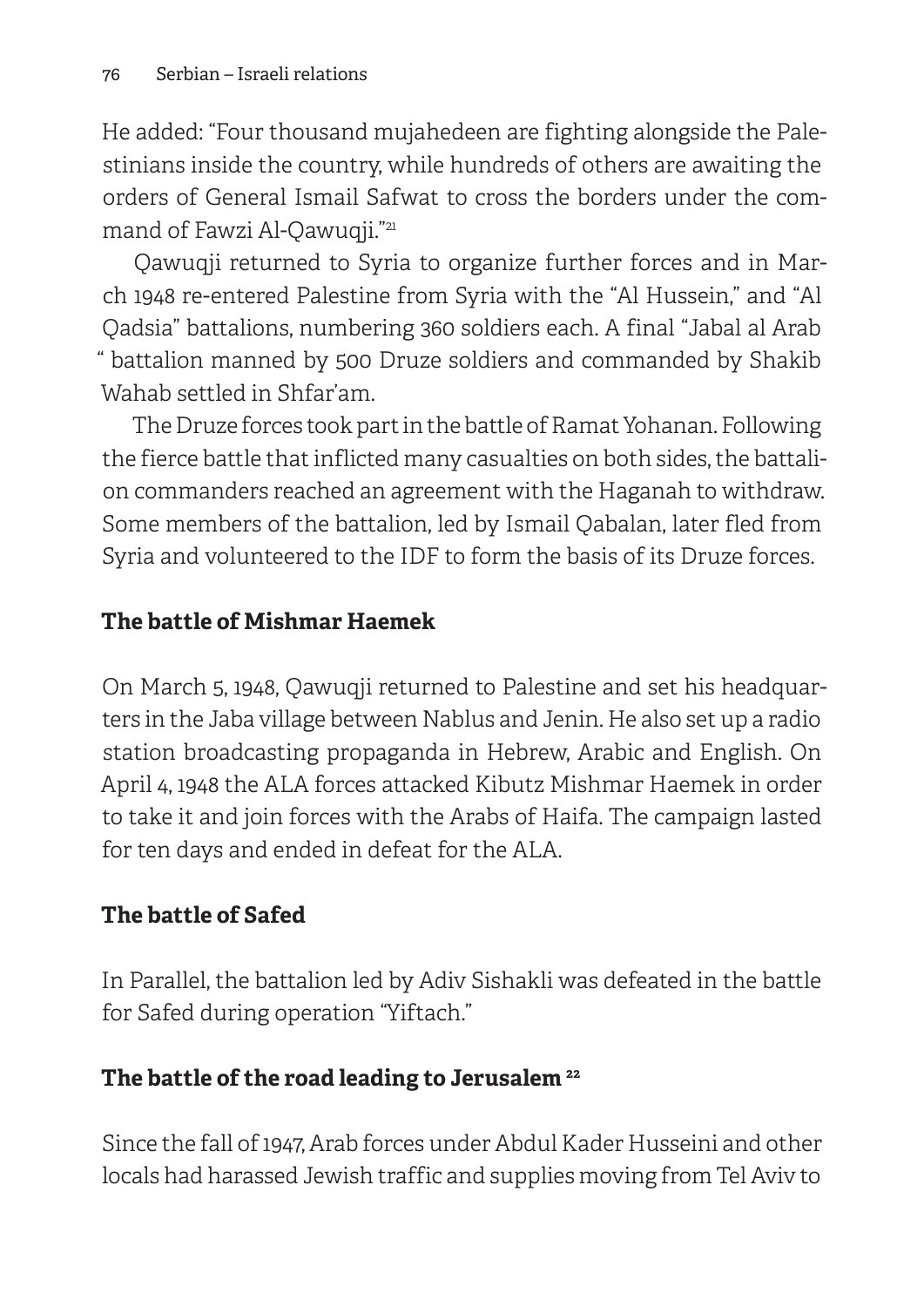He added: "Four thousand mujahedeen are fighting alongside the Palestinians inside the country, while hundreds of others are awaiting the orders of General Ismail Safwat to cross the borders under the command of Fawzi Al-Qawuqji."[21]

Qawuqji returned to Syria to organize further forces and in March 1948 re-entered Palestine from Syria with the "Al Hussein," and "Al Qadsia" battalions, numbering 360 soldiers each. A final "Jabal al Arab " battalion manned by 500 Druze soldiers and commanded by Shakib Wahab settled in Shfar'am.

The Druze forces took part in the battle of Ramat Yohanan. Following the fierce battle that inflicted many casualties on both sides, the battalion commanders reached an agreement with the Haganah to withdraw. Some members of the battalion, led by Ismail Qabalan, later fled from Syria and volunteered to the IDF to form the basis of its Druze forces.

## The battle of Mishmar Haemek

On March 5, 1948, Qawuqji returned to Palestine and set his headquarters in the Jaba village between Nablus and Jenin. He also set up a radio station broadcasting propaganda in Hebrew, Arabic and English. On April 4, 1948 the ALA forces attacked Kibutz Mishmar Haemek in order to take it and join forces with the Arabs of Haifa. The campaign lasted for ten days and ended in defeat for the ALA.

## The battle of Safed

In Parallel, the battalion led by Adiv Sishakli was defeated in the battle for Safed during operation "Yiftach."

## The battle of the road leading to Jerusalem [22]

Since the fall of 1947, Arab forces under Abdul Kader Husseini and other locals had harassed Jewish traffic and supplies moving from Tel Aviv to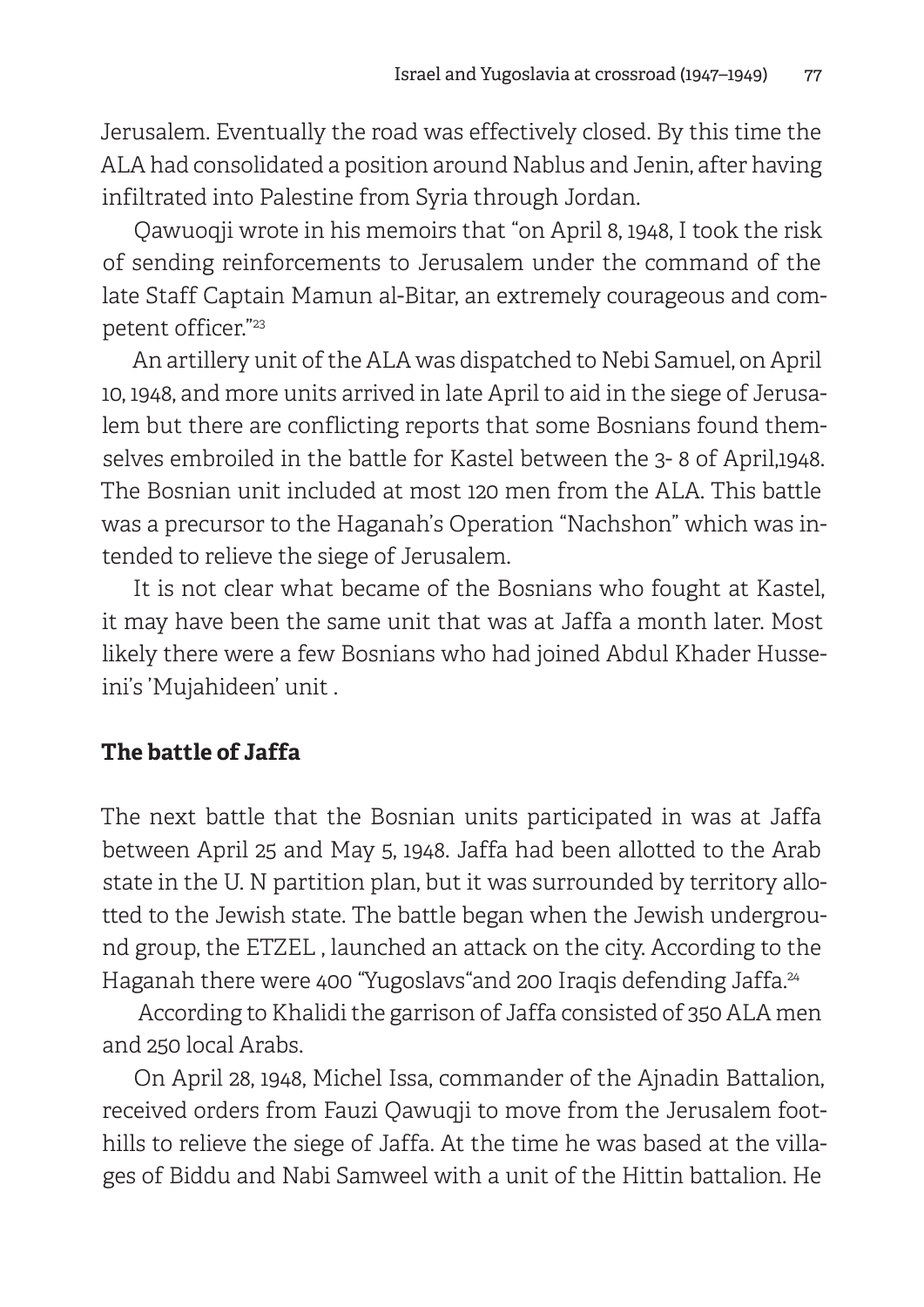Jerusalem. Eventually the road was effectively closed. By this time the ALA had consolidated a position around Nablus and Jenin, after having infiltrated into Palestine from Syria through Jordan.

Qawuoqji wrote in his memoirs that "on April 8, 1948, I took the risk of sending reinforcements to Jerusalem under the command of the late Staff Captain Mamun al-Bitar, an extremely courageous and competent officer."[23]

An artillery unit of the ALA was dispatched to Nebi Samuel, on April 10, 1948, and more units arrived in late April to aid in the siege of Jerusalem but there are conflicting reports that some Bosnians found themselves embroiled in the battle for Kastel between the 3- 8 of April,1948. The Bosnian unit included at most 120 men from the ALA. This battle was a precursor to the Haganah's Operation "Nachshon" which was intended to relieve the siege of Jerusalem.

It is not clear what became of the Bosnians who fought at Kastel, it may have been the same unit that was at Jaffa a month later. Most likely there were a few Bosnians who had joined Abdul Khader Husseini's 'Mujahideen' unit .

### The battle of Jaffa

The next battle that the Bosnian units participated in was at Jaffa between April 25 and May 5, 1948. Jaffa had been allotted to the Arab state in the U. N partition plan, but it was surrounded by territory allotted to the Jewish state. The battle began when the Jewish underground group, the ETZEL , launched an attack on the city. According to the Haganah there were 400 "Yugoslavs"and 200 Iraqis defending Jaffa.[24]

According to Khalidi the garrison of Jaffa consisted of 350 ALA men and 250 local Arabs.

On April 28, 1948, Michel Issa, commander of the Ajnadin Battalion, received orders from Fauzi Qawuqji to move from the Jerusalem foothills to relieve the siege of Jaffa. At the time he was based at the villages of Biddu and Nabi Samweel with a unit of the Hittin battalion. He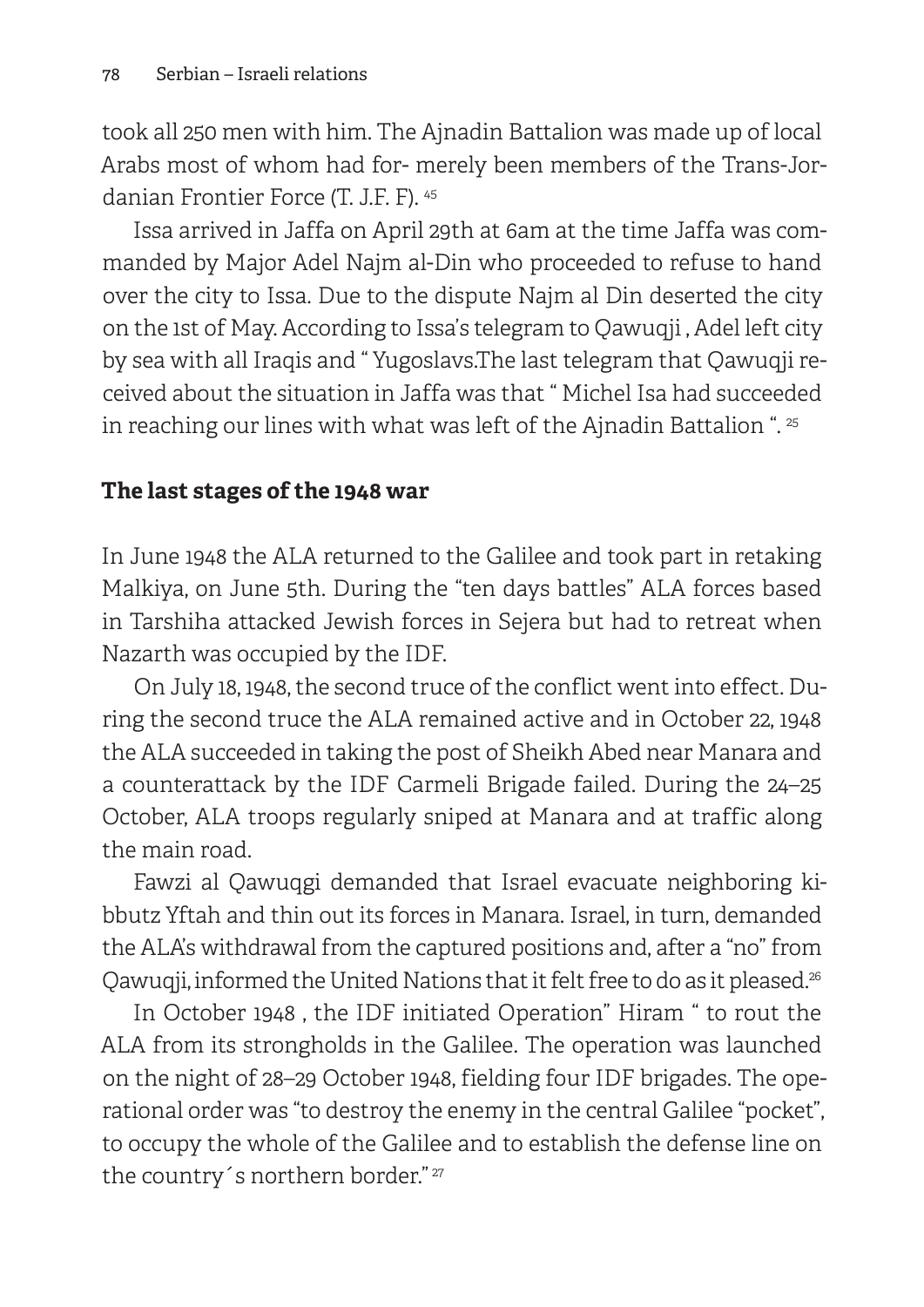took all 250 men with him. The Ajnadin Battalion was made up of local Arabs most of whom had for- merely been members of the Trans-Jordanian Frontier Force (T. J.F. F). [45]

Issa arrived in Jaffa on April 29th at 6am at the time Jaffa was commanded by Major Adel Najm al-Din who proceeded to refuse to hand over the city to Issa. Due to the dispute Najm al Din deserted the city on the 1st of May. According to Issa's telegram to Qawuqji , Adel left city by sea with all Iraqis and " Yugoslavs.The last telegram that Qawuqji received about the situation in Jaffa was that " Michel Isa had succeeded in reaching our lines with what was left of the Ajnadin Battalion ". [25]

## The last stages of the 1948 war

In June 1948 the ALA returned to the Galilee and took part in retaking Malkiya, on June 5th. During the "ten days battles" ALA forces based in Tarshiha attacked Jewish forces in Sejera but had to retreat when Nazarth was occupied by the IDF.

On July 18, 1948, the second truce of the conflict went into effect. During the second truce the ALA remained active and in October 22, 1948 the ALA succeeded in taking the post of Sheikh Abed near Manara and a counterattack by the IDF Carmeli Brigade failed. During the 24–25 October, ALA troops regularly sniped at Manara and at traffic along the main road.

Fawzi al Qawuqgi demanded that Israel evacuate neighboring kibbutz Yftah and thin out its forces in Manara. Israel, in turn, demanded the ALA's withdrawal from the captured positions and, after a "no" from Qawuqji, informed the United Nations that it felt free to do as it pleased.[26]

In October 1948 , the IDF initiated Operation" Hiram " to rout the ALA from its strongholds in the Galilee. The operation was launched on the night of 28–29 October 1948, fielding four IDF brigades. The operational order was "to destroy the enemy in the central Galilee "pocket", to occupy the whole of the Galilee and to establish the defense line on the country´s northern border." [27]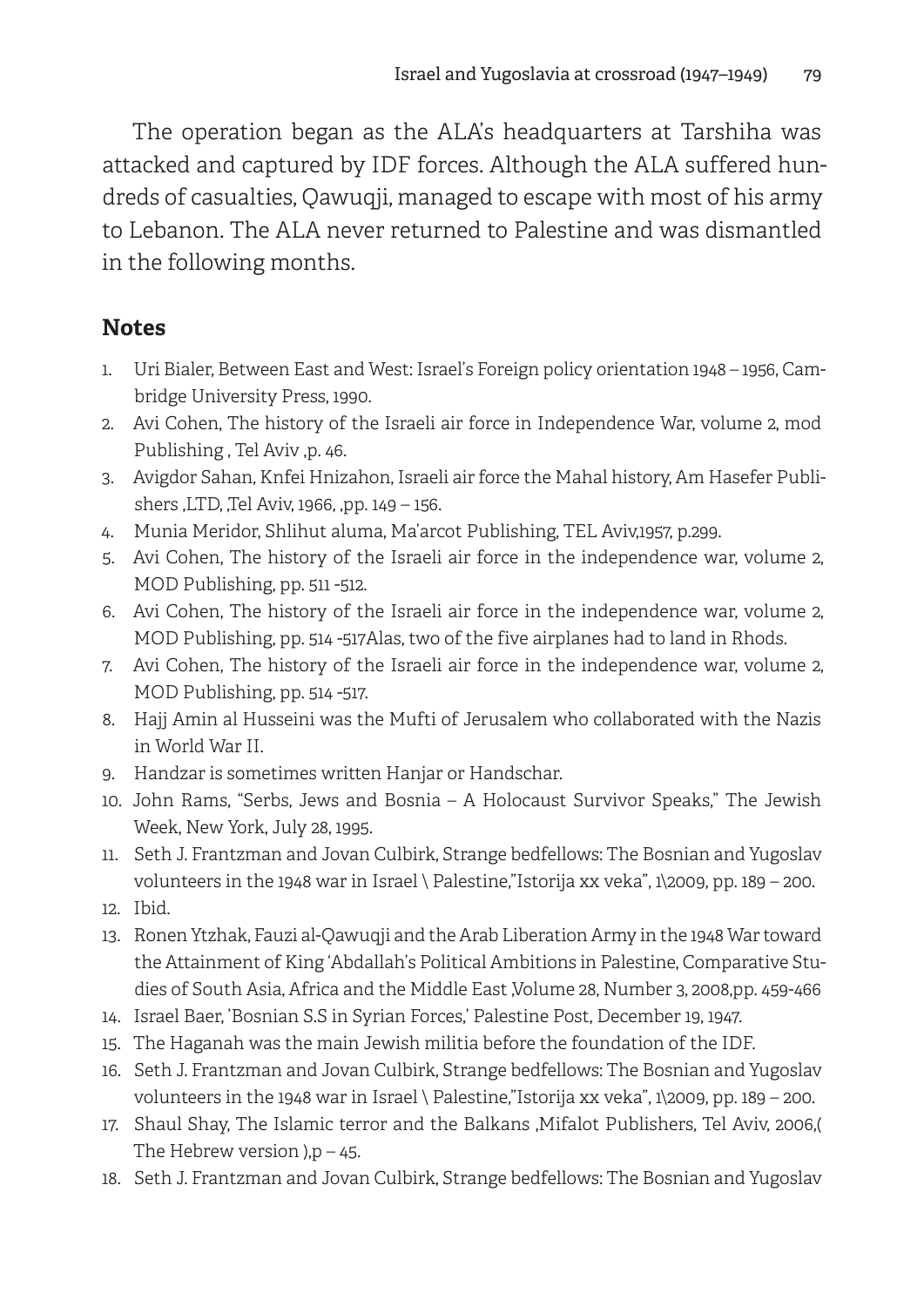The operation began as the ALA's headquarters at Tarshiha was attacked and captured by IDF forces. Although the ALA suffered hundreds of casualties, Qawuqji, managed to escape with most of his army to Lebanon. The ALA never returned to Palestine and was dismantled in the following months.

## Notes

1. Uri Bialer, Between East and West: Israel's Foreign policy orientation 1948 – 1956, Cambridge University Press, 1990.
2. Avi Cohen, The history of the Israeli air force in Independence War, volume 2, mod Publishing , Tel Aviv ,p. 46.
3. Avigdor Sahan, Knfei Hnizahon, Israeli air force the Mahal history, Am Hasefer Publishers ,LTD, ,Tel Aviv, 1966, ,pp. 149 – 156.
4. Munia Meridor, Shlihut aluma, Ma'arcot Publishing, TEL Aviv,1957, p.299.
5. Avi Cohen, The history of the Israeli air force in the independence war, volume 2, MOD Publishing, pp. 511 -512.
6. Avi Cohen, The history of the Israeli air force in the independence war, volume 2, MOD Publishing, pp. 514 -517Alas, two of the five airplanes had to land in Rhods.
7. Avi Cohen, The history of the Israeli air force in the independence war, volume 2, MOD Publishing, pp. 514 -517.
8. Hajj Amin al Husseini was the Mufti of Jerusalem who collaborated with the Nazis in World War II.
9. Handzar is sometimes written Hanjar or Handschar.
10. John Rams, "Serbs, Jews and Bosnia – A Holocaust Survivor Speaks," The Jewish Week, New York, July 28, 1995.
11. Seth J. Frantzman and Jovan Culbirk, Strange bedfellows: The Bosnian and Yugoslav volunteers in the 1948 war in Israel \ Palestine,"Istorija xx veka", 1\2009, pp. 189 – 200.
12. Ibid.
13. Ronen Ytzhak, Fauzi al-Qawuqji and the Arab Liberation Army in the 1948 War toward the Attainment of King 'Abdallah's Political Ambitions in Palestine, Comparative Studies of South Asia, Africa and the Middle East ,Volume 28, Number 3, 2008,pp. 459-466
14. Israel Baer, 'Bosnian S.S in Syrian Forces,' Palestine Post, December 19, 1947.
15. The Haganah was the main Jewish militia before the foundation of the IDF.
16. Seth J. Frantzman and Jovan Culbirk, Strange bedfellows: The Bosnian and Yugoslav volunteers in the 1948 war in Israel \ Palestine,"Istorija xx veka", 1\2009, pp. 189 – 200.
17. Shaul Shay, The Islamic terror and the Balkans ,Mifalot Publishers, Tel Aviv, 2006,( The Hebrew version ),p – 45.
18. Seth J. Frantzman and Jovan Culbirk, Strange bedfellows: The Bosnian and Yugoslav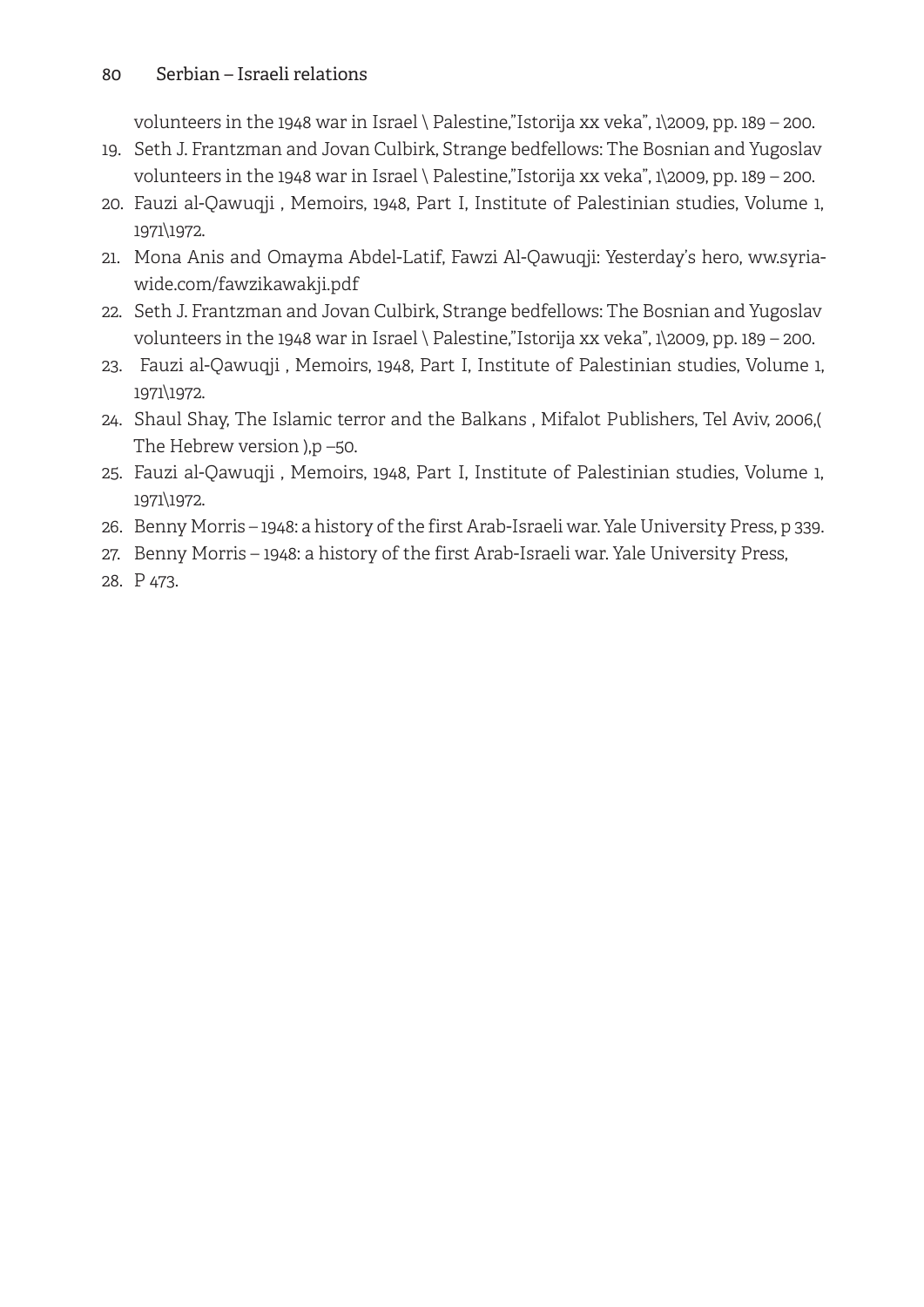volunteers in the 1948 war in Israel \ Palestine,"Istorija xx veka", 1\2009, pp. 189 – 200.

19. Seth J. Frantzman and Jovan Culbirk, Strange bedfellows: The Bosnian and Yugoslav volunteers in the 1948 war in Israel \ Palestine,"Istorija xx veka", 1\2009, pp. 189 – 200.
20. Fauzi al-Qawuqji , Memoirs, 1948, Part I, Institute of Palestinian studies, Volume 1, 1971\1972.
21. Mona Anis and Omayma Abdel-Latif, Fawzi Al-Qawuqji: Yesterday's hero, ww.syria-wide.com/fawzikawakji.pdf
22. Seth J. Frantzman and Jovan Culbirk, Strange bedfellows: The Bosnian and Yugoslav volunteers in the 1948 war in Israel \ Palestine,"Istorija xx veka", 1\2009, pp. 189 – 200.
23. Fauzi al-Qawuqji , Memoirs, 1948, Part I, Institute of Palestinian studies, Volume 1, 1971\1972.
24. Shaul Shay, The Islamic terror and the Balkans , Mifalot Publishers, Tel Aviv, 2006,( The Hebrew version ),p –50.
25. Fauzi al-Qawuqji , Memoirs, 1948, Part I, Institute of Palestinian studies, Volume 1, 1971\1972.
26. Benny Morris – 1948: a history of the first Arab-Israeli war. Yale University Press, p 339.
27. Benny Morris – 1948: a history of the first Arab-Israeli war. Yale University Press,
28. P 473.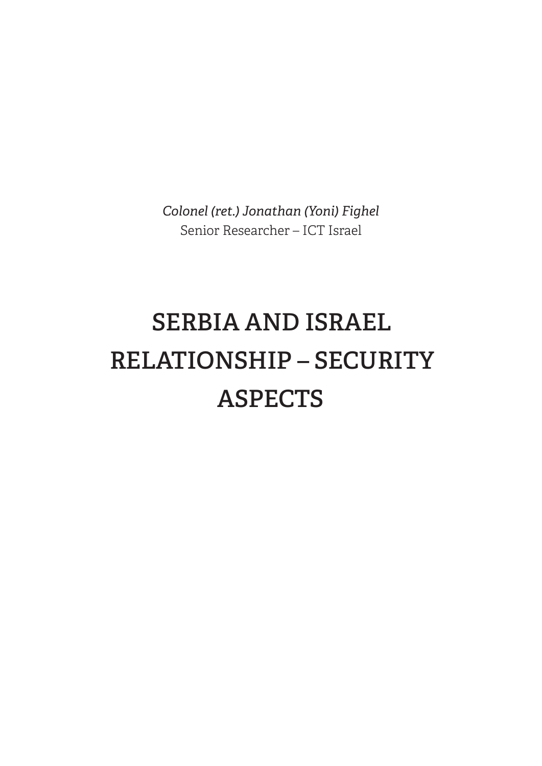*Colonel (ret.) Jonathan (Yoni) Fighel*
Senior Researcher – ICT Israel

# SERBIA AND ISRAEL RELATIONSHIP – SECURITY ASPECTS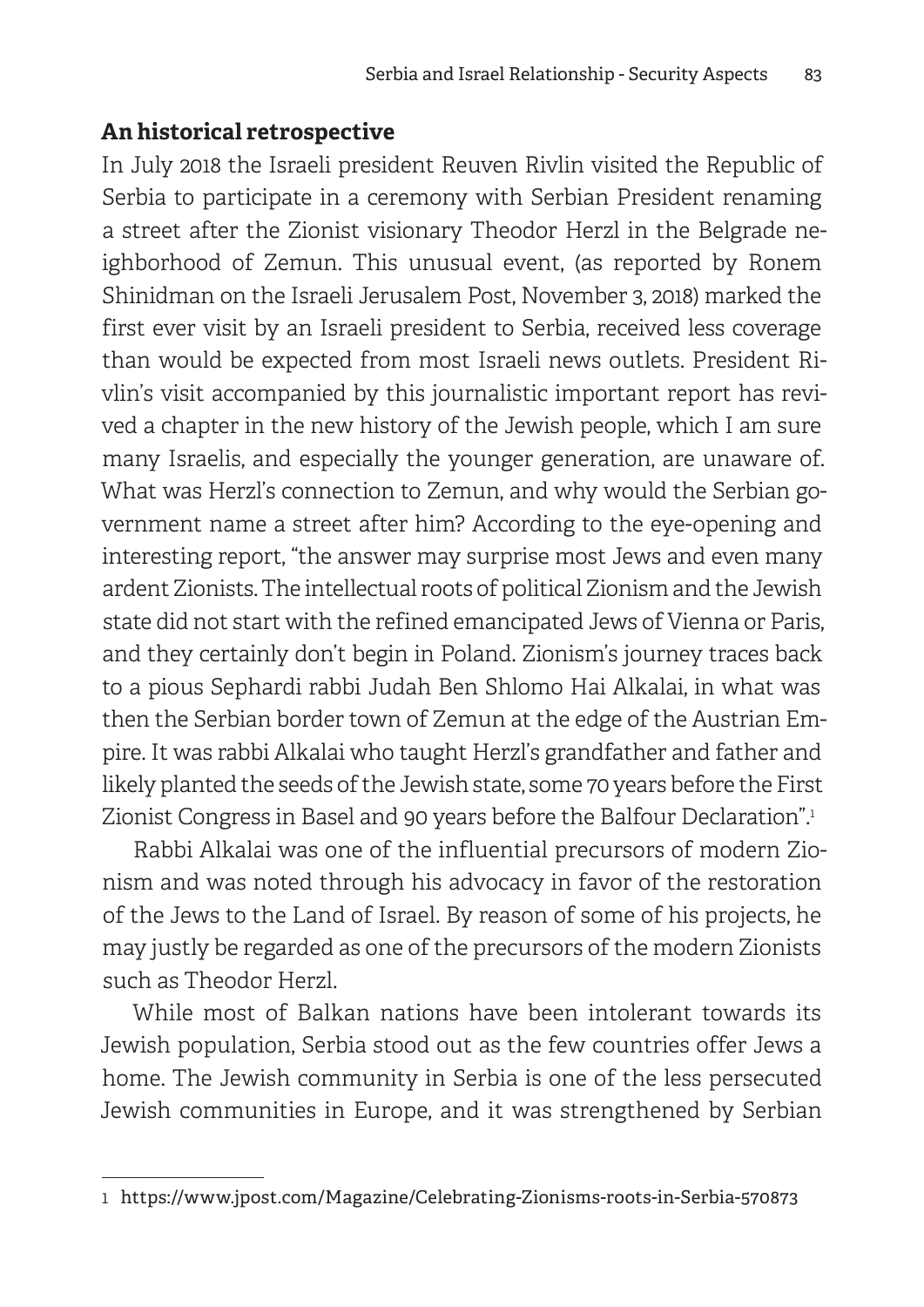## An historical retrospective

In July 2018 the Israeli president Reuven Rivlin visited the Republic of Serbia to participate in a ceremony with Serbian President renaming a street after the Zionist visionary Theodor Herzl in the Belgrade neighborhood of Zemun. This unusual event, (as reported by Ronem Shinidman on the Israeli Jerusalem Post, November 3, 2018) marked the first ever visit by an Israeli president to Serbia, received less coverage than would be expected from most Israeli news outlets. President Rivlin's visit accompanied by this journalistic important report has revived a chapter in the new history of the Jewish people, which I am sure many Israelis, and especially the younger generation, are unaware of. What was Herzl's connection to Zemun, and why would the Serbian government name a street after him? According to the eye-opening and interesting report, "the answer may surprise most Jews and even many ardent Zionists. The intellectual roots of political Zionism and the Jewish state did not start with the refined emancipated Jews of Vienna or Paris, and they certainly don't begin in Poland. Zionism's journey traces back to a pious Sephardi rabbi Judah Ben Shlomo Hai Alkalai, in what was then the Serbian border town of Zemun at the edge of the Austrian Empire. It was rabbi Alkalai who taught Herzl's grandfather and father and likely planted the seeds of the Jewish state, some 70 years before the First Zionist Congress in Basel and 90 years before the Balfour Declaration".[1]

Rabbi Alkalai was one of the influential precursors of modern Zionism and was noted through his advocacy in favor of the restoration of the Jews to the Land of Israel. By reason of some of his projects, he may justly be regarded as one of the precursors of the modern Zionists such as Theodor Herzl.

While most of Balkan nations have been intolerant towards its Jewish population, Serbia stood out as the few countries offer Jews a home. The Jewish community in Serbia is one of the less persecuted Jewish communities in Europe, and it was strengthened by Serbian

---

[1] https://www.jpost.com/Magazine/Celebrating-Zionisms-roots-in-Serbia-570873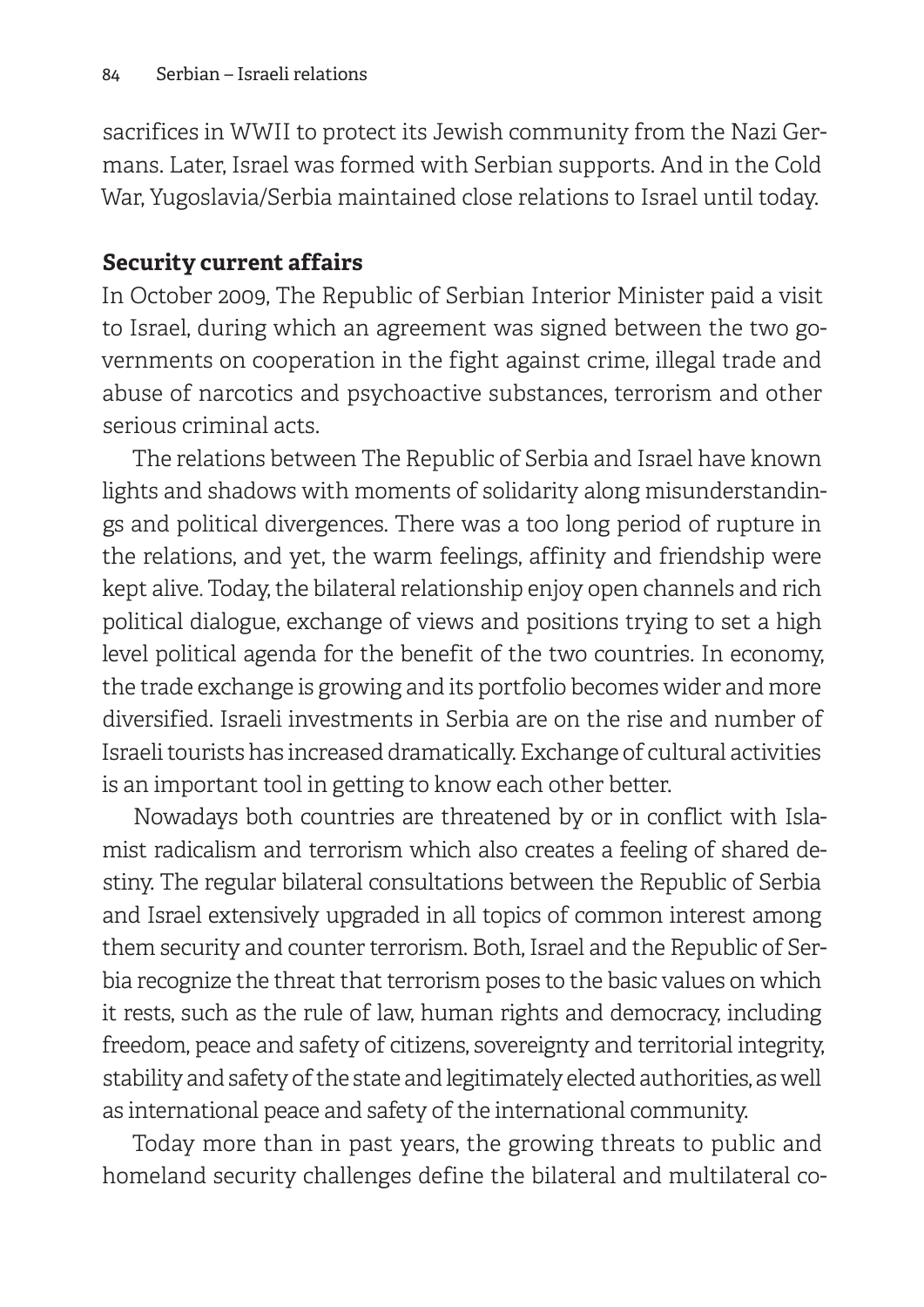sacrifices in WWII to protect its Jewish community from the Nazi Germans. Later, Israel was formed with Serbian supports. And in the Cold War, Yugoslavia/Serbia maintained close relations to Israel until today.

**Security current affairs**

In October 2009, The Republic of Serbian Interior Minister paid a visit to Israel, during which an agreement was signed between the two governments on cooperation in the fight against crime, illegal trade and abuse of narcotics and psychoactive substances, terrorism and other serious criminal acts.

The relations between The Republic of Serbia and Israel have known lights and shadows with moments of solidarity along misunderstandings and political divergences. There was a too long period of rupture in the relations, and yet, the warm feelings, affinity and friendship were kept alive. Today, the bilateral relationship enjoy open channels and rich political dialogue, exchange of views and positions trying to set a high level political agenda for the benefit of the two countries. In economy, the trade exchange is growing and its portfolio becomes wider and more diversified. Israeli investments in Serbia are on the rise and number of Israeli tourists has increased dramatically. Exchange of cultural activities is an important tool in getting to know each other better.

Nowadays both countries are threatened by or in conflict with Islamist radicalism and terrorism which also creates a feeling of shared destiny. The regular bilateral consultations between the Republic of Serbia and Israel extensively upgraded in all topics of common interest among them security and counter terrorism. Both, Israel and the Republic of Serbia recognize the threat that terrorism poses to the basic values on which it rests, such as the rule of law, human rights and democracy, including freedom, peace and safety of citizens, sovereignty and territorial integrity, stability and safety of the state and legitimately elected authorities, as well as international peace and safety of the international community.

Today more than in past years, the growing threats to public and homeland security challenges define the bilateral and multilateral co-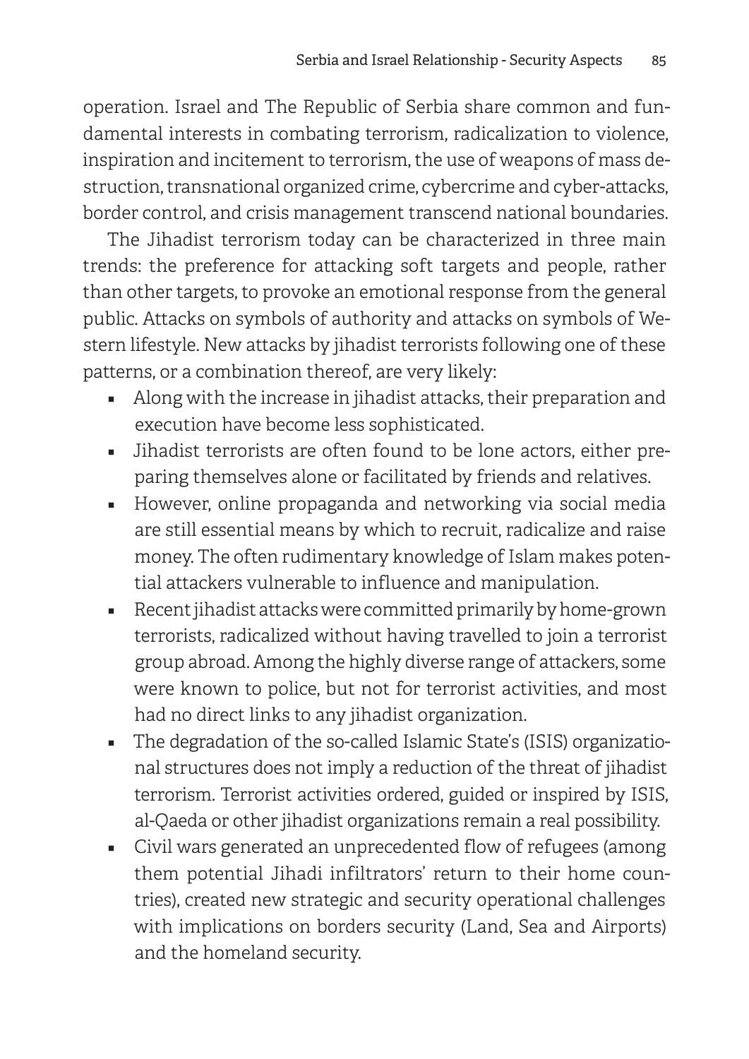operation. Israel and The Republic of Serbia share common and fundamental interests in combating terrorism, radicalization to violence, inspiration and incitement to terrorism, the use of weapons of mass destruction, transnational organized crime, cybercrime and cyber-attacks, border control, and crisis management transcend national boundaries.

The Jihadist terrorism today can be characterized in three main trends: the preference for attacking soft targets and people, rather than other targets, to provoke an emotional response from the general public. Attacks on symbols of authority and attacks on symbols of Western lifestyle. New attacks by jihadist terrorists following one of these patterns, or a combination thereof, are very likely:

- Along with the increase in jihadist attacks, their preparation and execution have become less sophisticated.
- Jihadist terrorists are often found to be lone actors, either preparing themselves alone or facilitated by friends and relatives.
- However, online propaganda and networking via social media are still essential means by which to recruit, radicalize and raise money. The often rudimentary knowledge of Islam makes potential attackers vulnerable to influence and manipulation.
- Recent jihadist attacks were committed primarily by home-grown terrorists, radicalized without having travelled to join a terrorist group abroad. Among the highly diverse range of attackers, some were known to police, but not for terrorist activities, and most had no direct links to any jihadist organization.
- The degradation of the so-called Islamic State's (ISIS) organizational structures does not imply a reduction of the threat of jihadist terrorism. Terrorist activities ordered, guided or inspired by ISIS, al-Qaeda or other jihadist organizations remain a real possibility.
- Civil wars generated an unprecedented flow of refugees (among them potential Jihadi infiltrators' return to their home countries), created new strategic and security operational challenges with implications on borders security (Land, Sea and Airports) and the homeland security.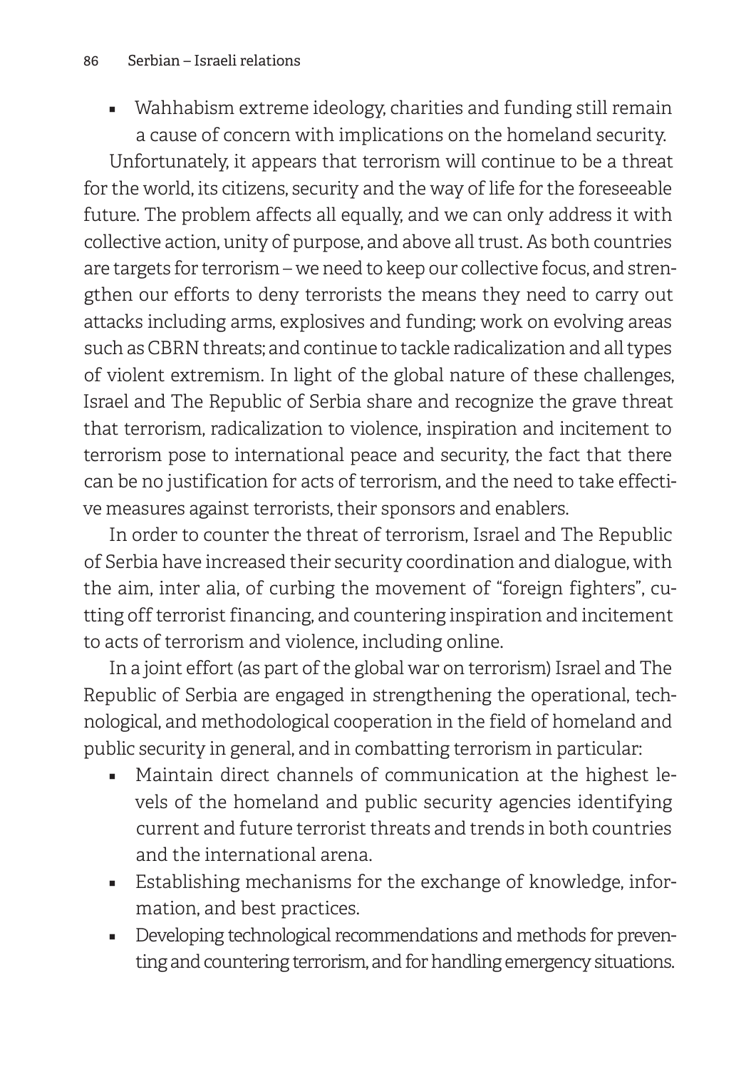- Wahhabism extreme ideology, charities and funding still remain a cause of concern with implications on the homeland security.

Unfortunately, it appears that terrorism will continue to be a threat for the world, its citizens, security and the way of life for the foreseeable future. The problem affects all equally, and we can only address it with collective action, unity of purpose, and above all trust. As both countries are targets for terrorism – we need to keep our collective focus, and strengthen our efforts to deny terrorists the means they need to carry out attacks including arms, explosives and funding; work on evolving areas such as CBRN threats; and continue to tackle radicalization and all types of violent extremism. In light of the global nature of these challenges, Israel and The Republic of Serbia share and recognize the grave threat that terrorism, radicalization to violence, inspiration and incitement to terrorism pose to international peace and security, the fact that there can be no justification for acts of terrorism, and the need to take effective measures against terrorists, their sponsors and enablers.

In order to counter the threat of terrorism, Israel and The Republic of Serbia have increased their security coordination and dialogue, with the aim, inter alia, of curbing the movement of "foreign fighters", cutting off terrorist financing, and countering inspiration and incitement to acts of terrorism and violence, including online.

In a joint effort (as part of the global war on terrorism) Israel and The Republic of Serbia are engaged in strengthening the operational, technological, and methodological cooperation in the field of homeland and public security in general, and in combatting terrorism in particular:

- Maintain direct channels of communication at the highest levels of the homeland and public security agencies identifying current and future terrorist threats and trends in both countries and the international arena.
- Establishing mechanisms for the exchange of knowledge, information, and best practices.
- Developing technological recommendations and methods for preventing and countering terrorism, and for handling emergency situations.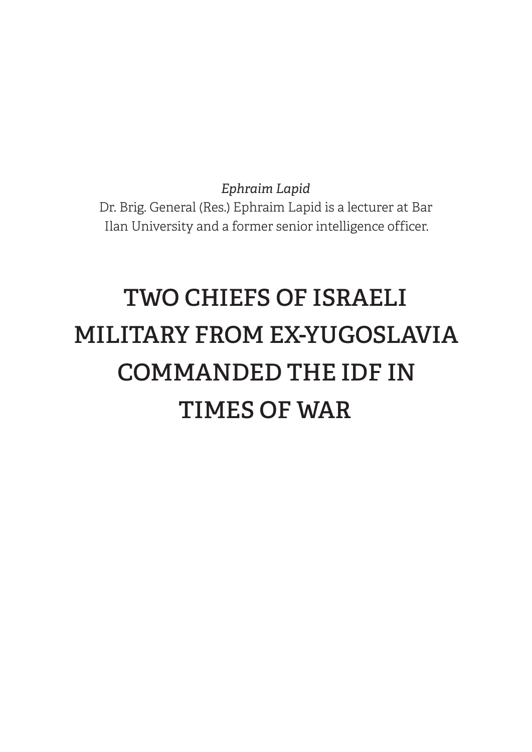*Ephraim Lapid*

Dr. Brig. General (Res.) Ephraim Lapid is a lecturer at Bar Ilan University and a former senior intelligence officer.

# TWO CHIEFS OF ISRAELI MILITARY FROM EX-YUGOSLAVIA COMMANDED THE IDF IN TIMES OF WAR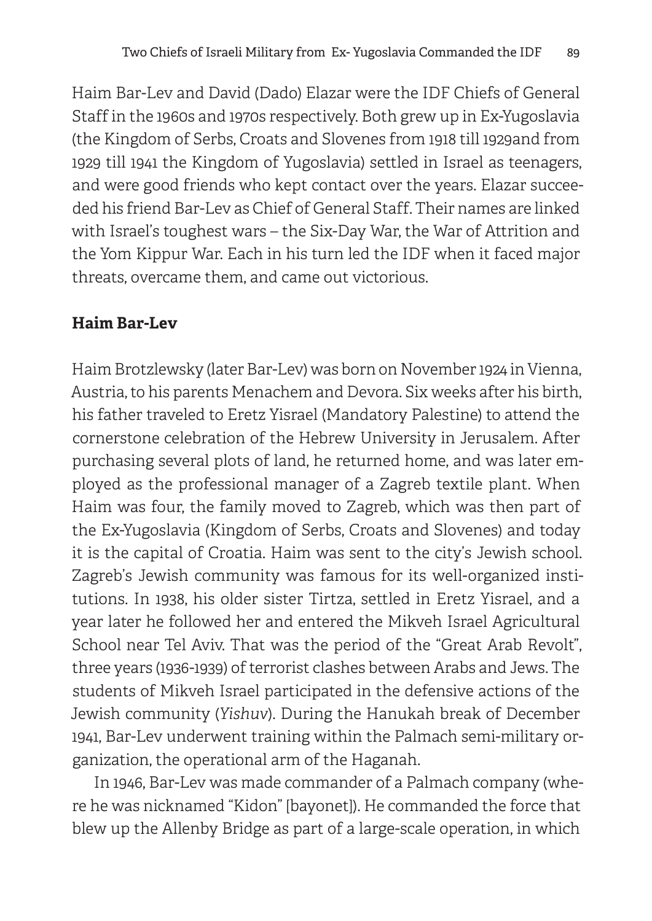Haim Bar-Lev and David (Dado) Elazar were the IDF Chiefs of General Staff in the 1960s and 1970s respectively. Both grew up in Ex-Yugoslavia (the Kingdom of Serbs, Croats and Slovenes from 1918 till 1929and from 1929 till 1941 the Kingdom of Yugoslavia) settled in Israel as teenagers, and were good friends who kept contact over the years. Elazar succeeded his friend Bar-Lev as Chief of General Staff. Their names are linked with Israel's toughest wars – the Six-Day War, the War of Attrition and the Yom Kippur War. Each in his turn led the IDF when it faced major threats, overcame them, and came out victorious.

## Haim Bar-Lev

Haim Brotzlewsky (later Bar-Lev) was born on November 1924 in Vienna, Austria, to his parents Menachem and Devora. Six weeks after his birth, his father traveled to Eretz Yisrael (Mandatory Palestine) to attend the cornerstone celebration of the Hebrew University in Jerusalem. After purchasing several plots of land, he returned home, and was later employed as the professional manager of a Zagreb textile plant. When Haim was four, the family moved to Zagreb, which was then part of the Ex-Yugoslavia (Kingdom of Serbs, Croats and Slovenes) and today it is the capital of Croatia. Haim was sent to the city's Jewish school. Zagreb's Jewish community was famous for its well-organized institutions. In 1938, his older sister Tirtza, settled in Eretz Yisrael, and a year later he followed her and entered the Mikveh Israel Agricultural School near Tel Aviv. That was the period of the "Great Arab Revolt", three years (1936-1939) of terrorist clashes between Arabs and Jews. The students of Mikveh Israel participated in the defensive actions of the Jewish community (*Yishuv*). During the Hanukah break of December 1941, Bar-Lev underwent training within the Palmach semi-military organization, the operational arm of the Haganah.

In 1946, Bar-Lev was made commander of a Palmach company (where he was nicknamed "Kidon" [bayonet]). He commanded the force that blew up the Allenby Bridge as part of a large-scale operation, in which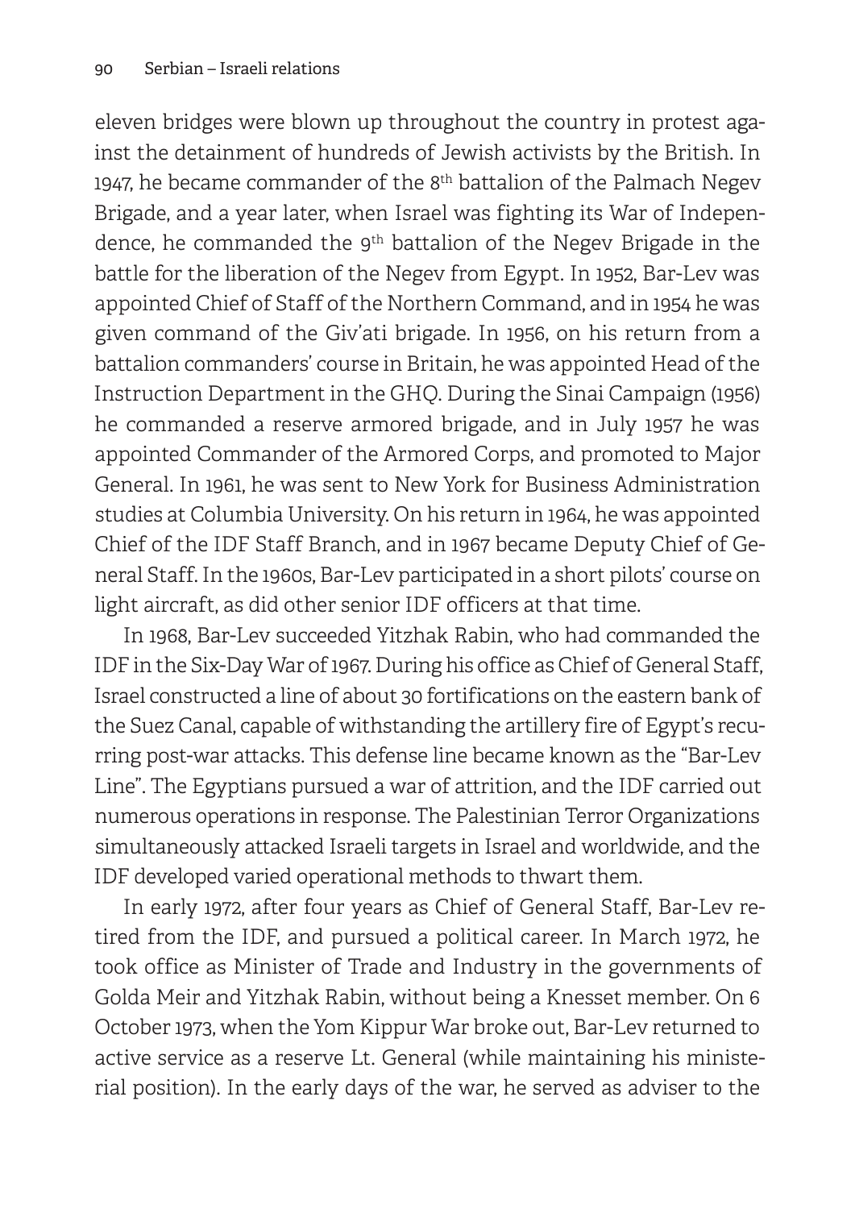eleven bridges were blown up throughout the country in protest against the detainment of hundreds of Jewish activists by the British. In 1947, he became commander of the 8th battalion of the Palmach Negev Brigade, and a year later, when Israel was fighting its War of Independence, he commanded the 9th battalion of the Negev Brigade in the battle for the liberation of the Negev from Egypt. In 1952, Bar-Lev was appointed Chief of Staff of the Northern Command, and in 1954 he was given command of the Giv'ati brigade. In 1956, on his return from a battalion commanders' course in Britain, he was appointed Head of the Instruction Department in the GHQ. During the Sinai Campaign (1956) he commanded a reserve armored brigade, and in July 1957 he was appointed Commander of the Armored Corps, and promoted to Major General. In 1961, he was sent to New York for Business Administration studies at Columbia University. On his return in 1964, he was appointed Chief of the IDF Staff Branch, and in 1967 became Deputy Chief of General Staff. In the 1960s, Bar-Lev participated in a short pilots' course on light aircraft, as did other senior IDF officers at that time.

In 1968, Bar-Lev succeeded Yitzhak Rabin, who had commanded the IDF in the Six-Day War of 1967. During his office as Chief of General Staff, Israel constructed a line of about 30 fortifications on the eastern bank of the Suez Canal, capable of withstanding the artillery fire of Egypt's recurring post-war attacks. This defense line became known as the "Bar-Lev Line". The Egyptians pursued a war of attrition, and the IDF carried out numerous operations in response. The Palestinian Terror Organizations simultaneously attacked Israeli targets in Israel and worldwide, and the IDF developed varied operational methods to thwart them.

In early 1972, after four years as Chief of General Staff, Bar-Lev retired from the IDF, and pursued a political career. In March 1972, he took office as Minister of Trade and Industry in the governments of Golda Meir and Yitzhak Rabin, without being a Knesset member. On 6 October 1973, when the Yom Kippur War broke out, Bar-Lev returned to active service as a reserve Lt. General (while maintaining his ministerial position). In the early days of the war, he served as adviser to the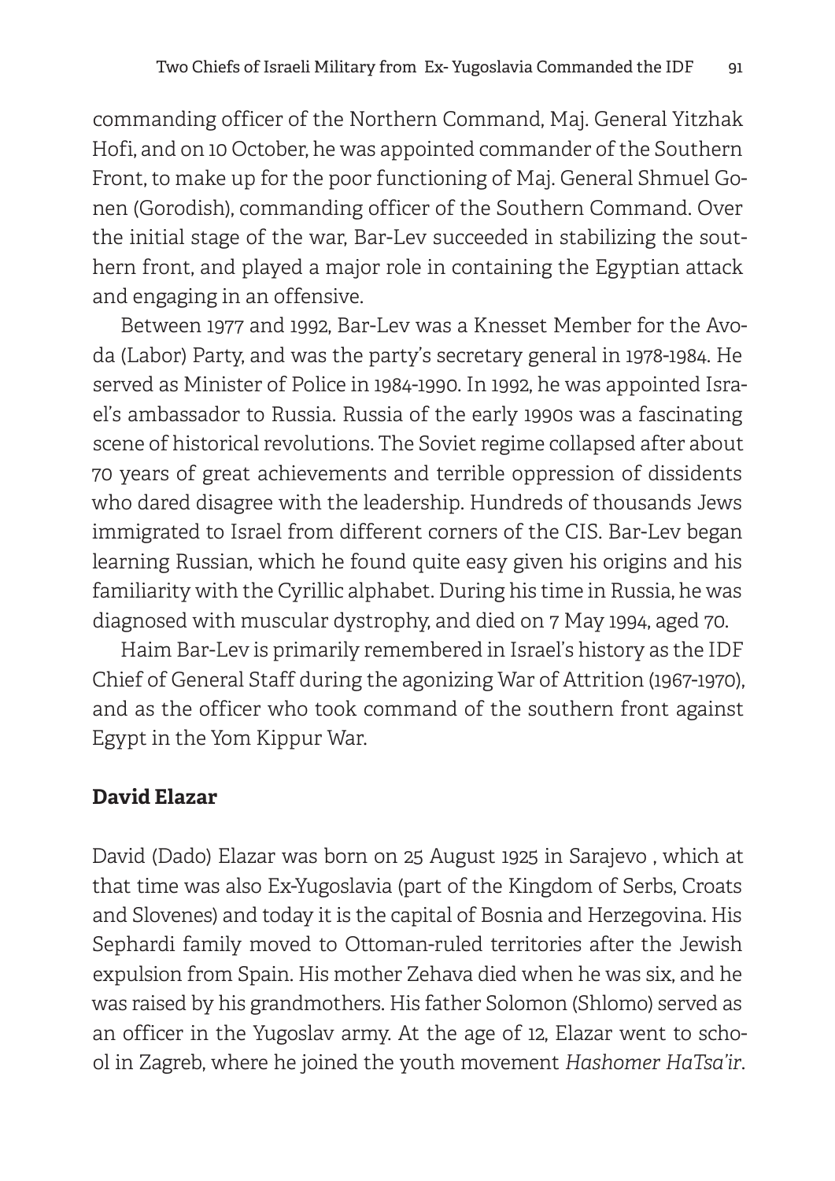commanding officer of the Northern Command, Maj. General Yitzhak Hofi, and on 10 October, he was appointed commander of the Southern Front, to make up for the poor functioning of Maj. General Shmuel Gonen (Gorodish), commanding officer of the Southern Command. Over the initial stage of the war, Bar-Lev succeeded in stabilizing the southern front, and played a major role in containing the Egyptian attack and engaging in an offensive.

Between 1977 and 1992, Bar-Lev was a Knesset Member for the Avoda (Labor) Party, and was the party's secretary general in 1978-1984. He served as Minister of Police in 1984-1990. In 1992, he was appointed Israel's ambassador to Russia. Russia of the early 1990s was a fascinating scene of historical revolutions. The Soviet regime collapsed after about 70 years of great achievements and terrible oppression of dissidents who dared disagree with the leadership. Hundreds of thousands Jews immigrated to Israel from different corners of the CIS. Bar-Lev began learning Russian, which he found quite easy given his origins and his familiarity with the Cyrillic alphabet. During his time in Russia, he was diagnosed with muscular dystrophy, and died on 7 May 1994, aged 70.

Haim Bar-Lev is primarily remembered in Israel's history as the IDF Chief of General Staff during the agonizing War of Attrition (1967-1970), and as the officer who took command of the southern front against Egypt in the Yom Kippur War.

## David Elazar

David (Dado) Elazar was born on 25 August 1925 in Sarajevo , which at that time was also Ex-Yugoslavia (part of the Kingdom of Serbs, Croats and Slovenes) and today it is the capital of Bosnia and Herzegovina. His Sephardi family moved to Ottoman-ruled territories after the Jewish expulsion from Spain. His mother Zehava died when he was six, and he was raised by his grandmothers. His father Solomon (Shlomo) served as an officer in the Yugoslav army. At the age of 12, Elazar went to school in Zagreb, where he joined the youth movement *Hashomer HaTsa'ir*.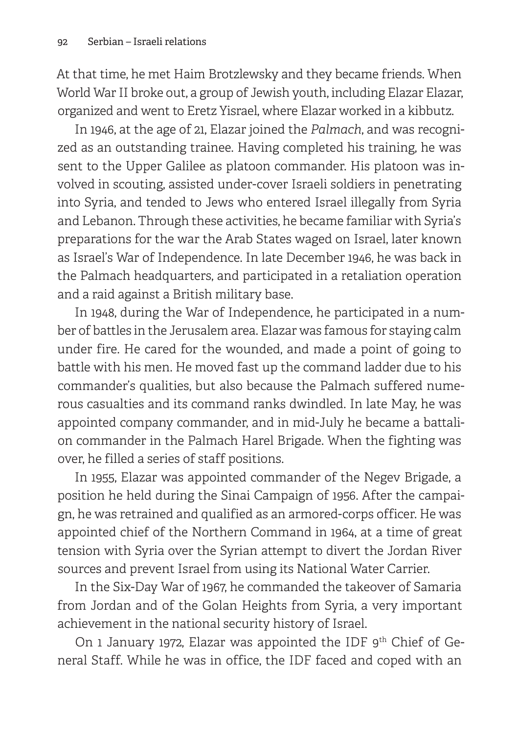At that time, he met Haim Brotzlewsky and they became friends. When World War II broke out, a group of Jewish youth, including Elazar Elazar, organized and went to Eretz Yisrael, where Elazar worked in a kibbutz.

In 1946, at the age of 21, Elazar joined the *Palmach*, and was recognized as an outstanding trainee. Having completed his training, he was sent to the Upper Galilee as platoon commander. His platoon was involved in scouting, assisted under-cover Israeli soldiers in penetrating into Syria, and tended to Jews who entered Israel illegally from Syria and Lebanon. Through these activities, he became familiar with Syria's preparations for the war the Arab States waged on Israel, later known as Israel's War of Independence. In late December 1946, he was back in the Palmach headquarters, and participated in a retaliation operation and a raid against a British military base.

In 1948, during the War of Independence, he participated in a number of battles in the Jerusalem area. Elazar was famous for staying calm under fire. He cared for the wounded, and made a point of going to battle with his men. He moved fast up the command ladder due to his commander's qualities, but also because the Palmach suffered numerous casualties and its command ranks dwindled. In late May, he was appointed company commander, and in mid-July he became a battalion commander in the Palmach Harel Brigade. When the fighting was over, he filled a series of staff positions.

In 1955, Elazar was appointed commander of the Negev Brigade, a position he held during the Sinai Campaign of 1956. After the campaign, he was retrained and qualified as an armored-corps officer. He was appointed chief of the Northern Command in 1964, at a time of great tension with Syria over the Syrian attempt to divert the Jordan River sources and prevent Israel from using its National Water Carrier.

In the Six-Day War of 1967, he commanded the takeover of Samaria from Jordan and of the Golan Heights from Syria, a very important achievement in the national security history of Israel.

On 1 January 1972, Elazar was appointed the IDF 9th Chief of General Staff. While he was in office, the IDF faced and coped with an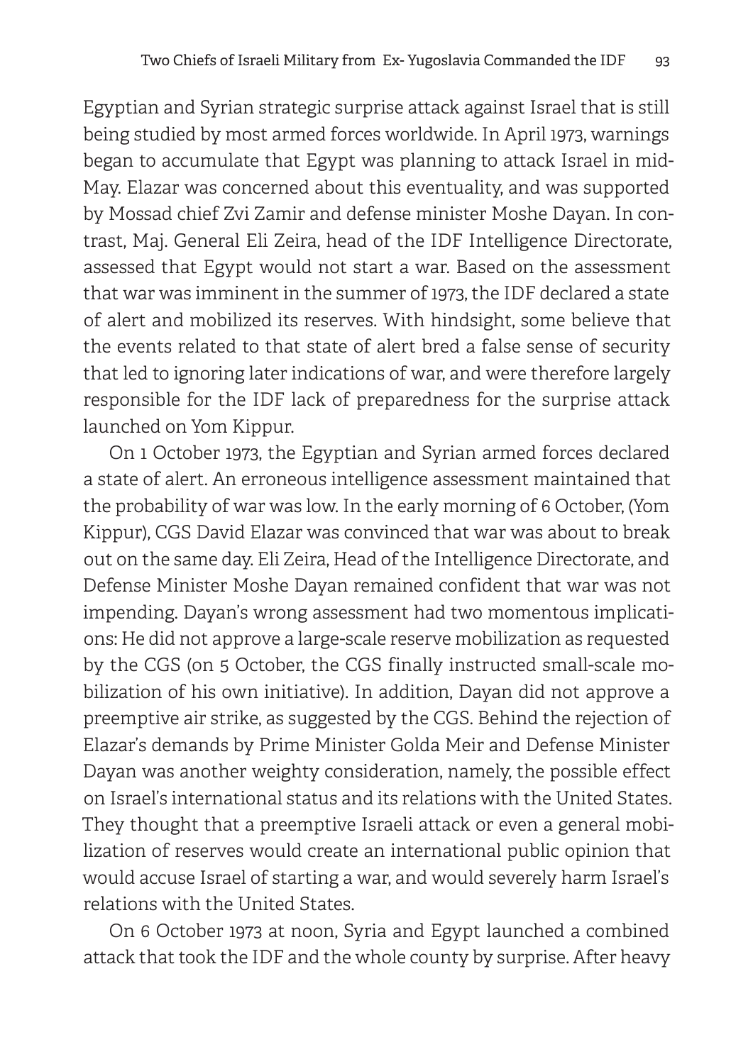Egyptian and Syrian strategic surprise attack against Israel that is still being studied by most armed forces worldwide. In April 1973, warnings began to accumulate that Egypt was planning to attack Israel in mid-May. Elazar was concerned about this eventuality, and was supported by Mossad chief Zvi Zamir and defense minister Moshe Dayan. In contrast, Maj. General Eli Zeira, head of the IDF Intelligence Directorate, assessed that Egypt would not start a war. Based on the assessment that war was imminent in the summer of 1973, the IDF declared a state of alert and mobilized its reserves. With hindsight, some believe that the events related to that state of alert bred a false sense of security that led to ignoring later indications of war, and were therefore largely responsible for the IDF lack of preparedness for the surprise attack launched on Yom Kippur.

On 1 October 1973, the Egyptian and Syrian armed forces declared a state of alert. An erroneous intelligence assessment maintained that the probability of war was low. In the early morning of 6 October, (Yom Kippur), CGS David Elazar was convinced that war was about to break out on the same day. Eli Zeira, Head of the Intelligence Directorate, and Defense Minister Moshe Dayan remained confident that war was not impending. Dayan's wrong assessment had two momentous implications: He did not approve a large-scale reserve mobilization as requested by the CGS (on 5 October, the CGS finally instructed small-scale mobilization of his own initiative). In addition, Dayan did not approve a preemptive air strike, as suggested by the CGS. Behind the rejection of Elazar's demands by Prime Minister Golda Meir and Defense Minister Dayan was another weighty consideration, namely, the possible effect on Israel's international status and its relations with the United States. They thought that a preemptive Israeli attack or even a general mobilization of reserves would create an international public opinion that would accuse Israel of starting a war, and would severely harm Israel's relations with the United States.

On 6 October 1973 at noon, Syria and Egypt launched a combined attack that took the IDF and the whole county by surprise. After heavy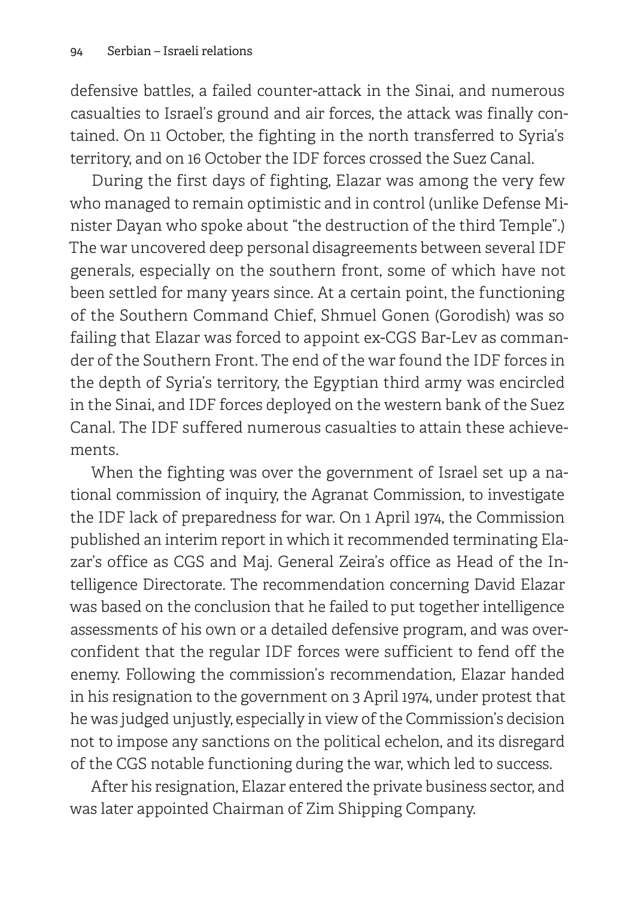defensive battles, a failed counter-attack in the Sinai, and numerous casualties to Israel's ground and air forces, the attack was finally contained. On 11 October, the fighting in the north transferred to Syria's territory, and on 16 October the IDF forces crossed the Suez Canal.

During the first days of fighting, Elazar was among the very few who managed to remain optimistic and in control (unlike Defense Minister Dayan who spoke about "the destruction of the third Temple".) The war uncovered deep personal disagreements between several IDF generals, especially on the southern front, some of which have not been settled for many years since. At a certain point, the functioning of the Southern Command Chief, Shmuel Gonen (Gorodish) was so failing that Elazar was forced to appoint ex-CGS Bar-Lev as commander of the Southern Front. The end of the war found the IDF forces in the depth of Syria's territory, the Egyptian third army was encircled in the Sinai, and IDF forces deployed on the western bank of the Suez Canal. The IDF suffered numerous casualties to attain these achievements.

When the fighting was over the government of Israel set up a national commission of inquiry, the Agranat Commission, to investigate the IDF lack of preparedness for war. On 1 April 1974, the Commission published an interim report in which it recommended terminating Elazar's office as CGS and Maj. General Zeira's office as Head of the Intelligence Directorate. The recommendation concerning David Elazar was based on the conclusion that he failed to put together intelligence assessments of his own or a detailed defensive program, and was overconfident that the regular IDF forces were sufficient to fend off the enemy. Following the commission's recommendation, Elazar handed in his resignation to the government on 3 April 1974, under protest that he was judged unjustly, especially in view of the Commission's decision not to impose any sanctions on the political echelon, and its disregard of the CGS notable functioning during the war, which led to success.

After his resignation, Elazar entered the private business sector, and was later appointed Chairman of Zim Shipping Company.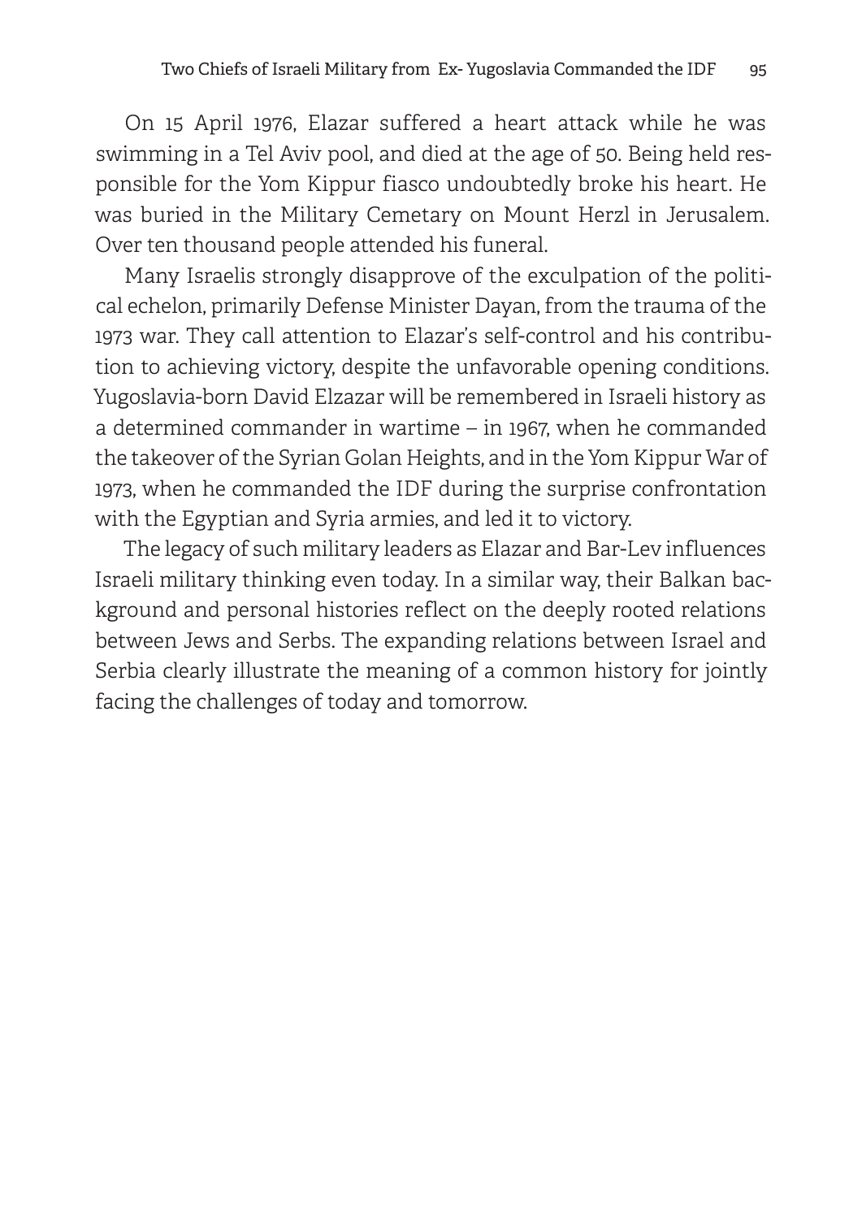On 15 April 1976, Elazar suffered a heart attack while he was swimming in a Tel Aviv pool, and died at the age of 50. Being held responsible for the Yom Kippur fiasco undoubtedly broke his heart. He was buried in the Military Cemetary on Mount Herzl in Jerusalem. Over ten thousand people attended his funeral.

Many Israelis strongly disapprove of the exculpation of the political echelon, primarily Defense Minister Dayan, from the trauma of the 1973 war. They call attention to Elazar's self-control and his contribution to achieving victory, despite the unfavorable opening conditions. Yugoslavia-born David Elzazar will be remembered in Israeli history as a determined commander in wartime – in 1967, when he commanded the takeover of the Syrian Golan Heights, and in the Yom Kippur War of 1973, when he commanded the IDF during the surprise confrontation with the Egyptian and Syria armies, and led it to victory.

The legacy of such military leaders as Elazar and Bar-Lev influences Israeli military thinking even today. In a similar way, their Balkan background and personal histories reflect on the deeply rooted relations between Jews and Serbs. The expanding relations between Israel and Serbia clearly illustrate the meaning of a common history for jointly facing the challenges of today and tomorrow.